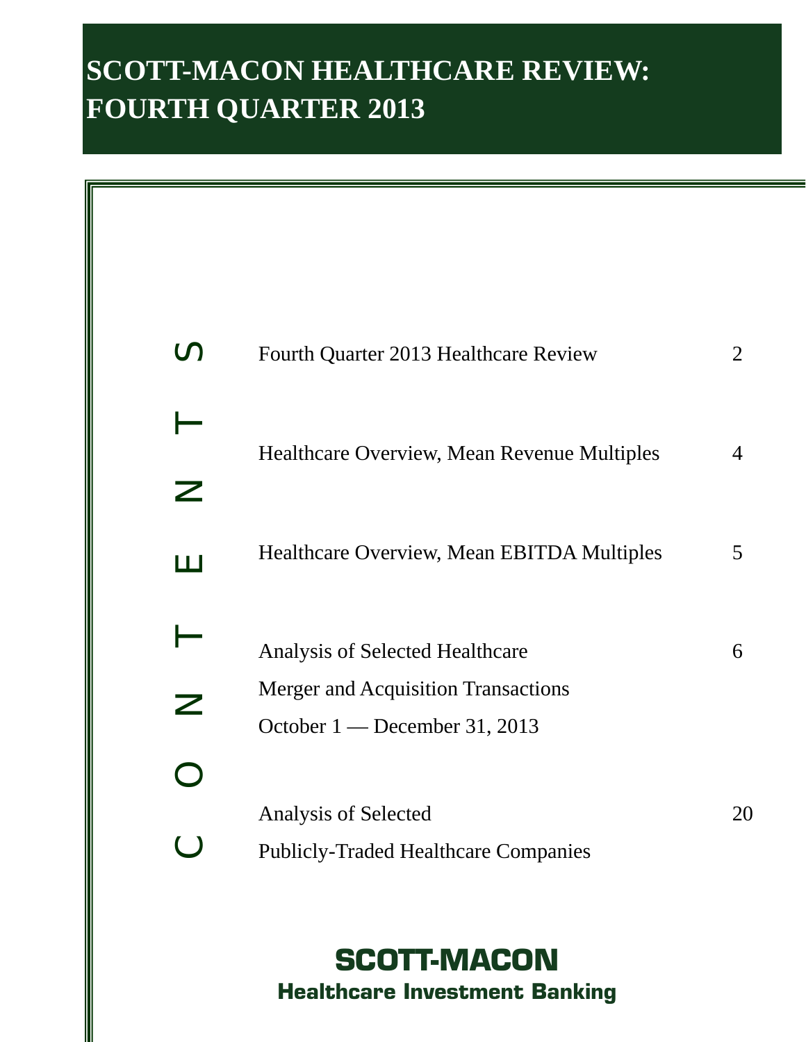# SCOTT-MACON HEALTHCARE REVIEW: FOURTH QUARTER 2013

## CONTENTS

| | |
|---|---|
| Fourth Quarter 2013 Healthcare Review | 2 |
| Healthcare Overview, Mean Revenue Multiples | 4 |
| Healthcare Overview, Mean EBITDA Multiples | 5 |
| Analysis of Selected Healthcare Merger and Acquisition Transactions October 1 — December 31, 2013 | 6 |
| Analysis of Selected Publicly-Traded Healthcare Companies | 20 |

**SCOTT-MACON**
**Healthcare Investment Banking**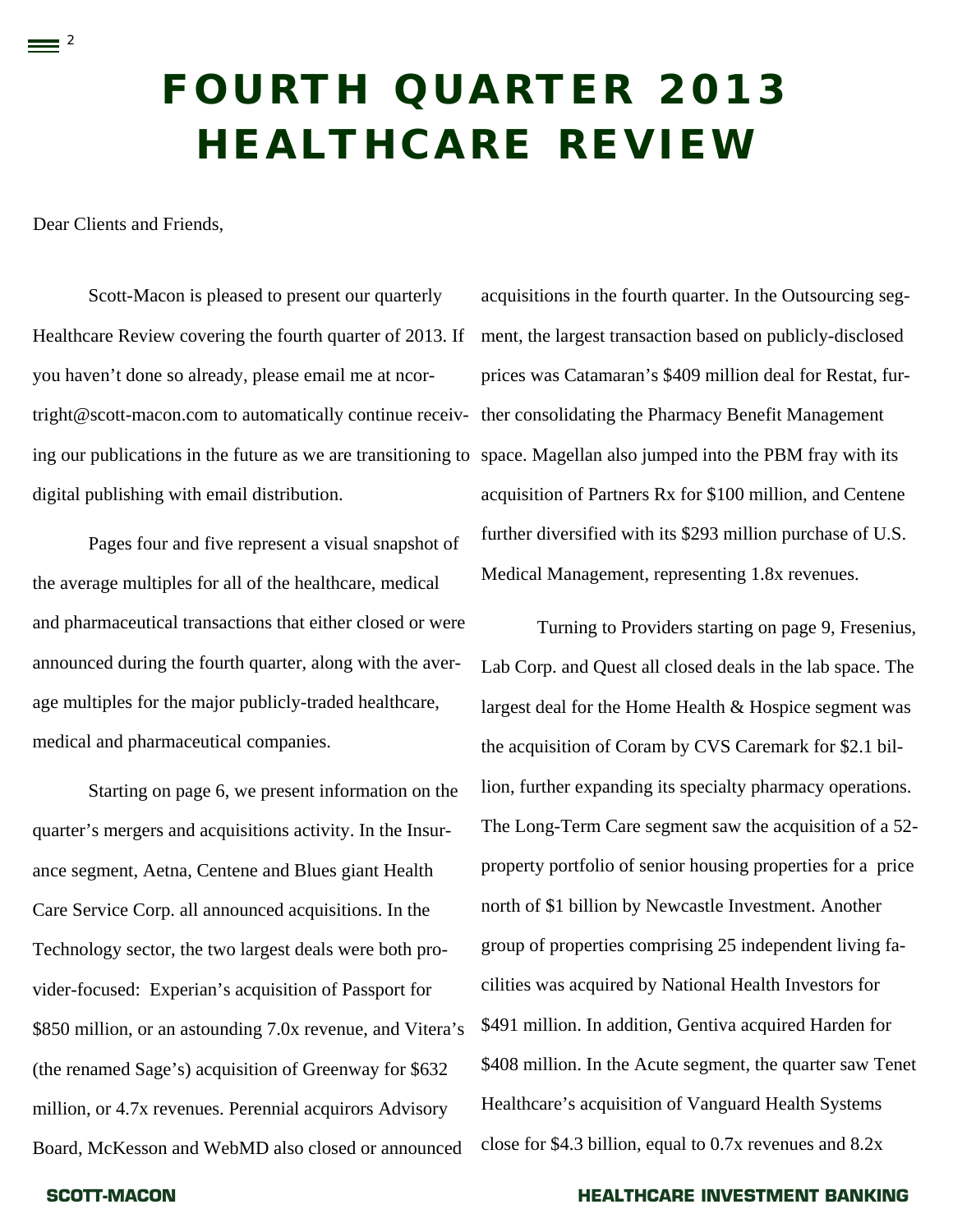# FOURTH QUARTER 2013 HEALTHCARE REVIEW

Dear Clients and Friends,

Scott-Macon is pleased to present our quarterly Healthcare Review covering the fourth quarter of 2013. If you haven't done so already, please email me at ncortright@scott-macon.com to automatically continue receiving our publications in the future as we are transitioning to digital publishing with email distribution.

Pages four and five represent a visual snapshot of the average multiples for all of the healthcare, medical and pharmaceutical transactions that either closed or were announced during the fourth quarter, along with the average multiples for the major publicly-traded healthcare, medical and pharmaceutical companies.

Starting on page 6, we present information on the quarter's mergers and acquisitions activity. In the Insurance segment, Aetna, Centene and Blues giant Health Care Service Corp. all announced acquisitions. In the Technology sector, the two largest deals were both provider-focused: Experian's acquisition of Passport for $850 million, or an astounding 7.0x revenue, and Vitera's (the renamed Sage's) acquisition of Greenway for $632 million, or 4.7x revenues. Perennial acquirors Advisory Board, McKesson and WebMD also closed or announced acquisitions in the fourth quarter. In the Outsourcing segment, the largest transaction based on publicly-disclosed prices was Catamaran's $409 million deal for Restat, further consolidating the Pharmacy Benefit Management space. Magellan also jumped into the PBM fray with its acquisition of Partners Rx for $100 million, and Centene further diversified with its $293 million purchase of U.S. Medical Management, representing 1.8x revenues.

Turning to Providers starting on page 9, Fresenius, Lab Corp. and Quest all closed deals in the lab space. The largest deal for the Home Health & Hospice segment was the acquisition of Coram by CVS Caremark for $2.1 billion, further expanding its specialty pharmacy operations. The Long-Term Care segment saw the acquisition of a 52-property portfolio of senior housing properties for a price north of $1 billion by Newcastle Investment. Another group of properties comprising 25 independent living facilities was acquired by National Health Investors for $491 million. In addition, Gentiva acquired Harden for $408 million. In the Acute segment, the quarter saw Tenet Healthcare's acquisition of Vanguard Health Systems close for $4.3 billion, equal to 0.7x revenues and 8.2x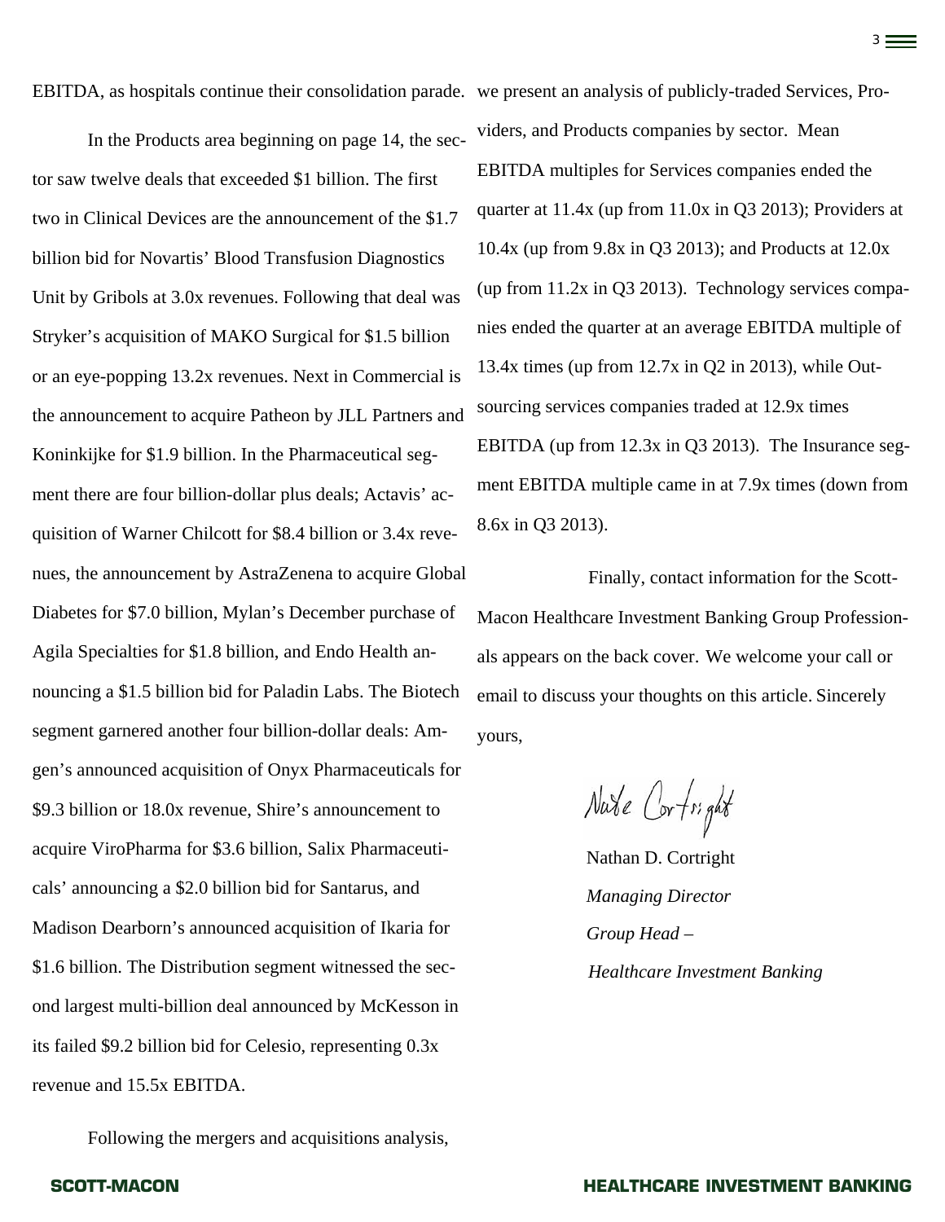EBITDA, as hospitals continue their consolidation parade.

In the Products area beginning on page 14, the sector saw twelve deals that exceeded $1 billion. The first two in Clinical Devices are the announcement of the $1.7 billion bid for Novartis' Blood Transfusion Diagnostics Unit by Gribols at 3.0x revenues. Following that deal was Stryker's acquisition of MAKO Surgical for $1.5 billion or an eye-popping 13.2x revenues. Next in Commercial is the announcement to acquire Patheon by JLL Partners and Koninkijke for $1.9 billion. In the Pharmaceutical segment there are four billion-dollar plus deals; Actavis' acquisition of Warner Chilcott for $8.4 billion or 3.4x revenues, the announcement by AstraZenena to acquire Global Diabetes for $7.0 billion, Mylan's December purchase of Agila Specialties for $1.8 billion, and Endo Health announcing a $1.5 billion bid for Paladin Labs. The Biotech segment garnered another four billion-dollar deals: Amgen's announced acquisition of Onyx Pharmaceuticals for $9.3 billion or 18.0x revenue, Shire's announcement to acquire ViroPharma for $3.6 billion, Salix Pharmaceuticals' announcing a $2.0 billion bid for Santarus, and Madison Dearborn's announced acquisition of Ikaria for $1.6 billion. The Distribution segment witnessed the second largest multi-billion deal announced by McKesson in its failed $9.2 billion bid for Celesio, representing 0.3x revenue and 15.5x EBITDA.

Following the mergers and acquisitions analysis, we present an analysis of publicly-traded Services, Providers, and Products companies by sector. Mean EBITDA multiples for Services companies ended the quarter at 11.4x (up from 11.0x in Q3 2013); Providers at 10.4x (up from 9.8x in Q3 2013); and Products at 12.0x (up from 11.2x in Q3 2013). Technology services companies ended the quarter at an average EBITDA multiple of 13.4x times (up from 12.7x in Q2 in 2013), while Outsourcing services companies traded at 12.9x times EBITDA (up from 12.3x in Q3 2013). The Insurance segment EBITDA multiple came in at 7.9x times (down from 8.6x in Q3 2013).

Finally, contact information for the Scott-Macon Healthcare Investment Banking Group Professionals appears on the back cover. We welcome your call or email to discuss your thoughts on this article. Sincerely yours,

Nate Cortright

Nathan D. Cortright
*Managing Director*
*Group Head –*
*Healthcare Investment Banking*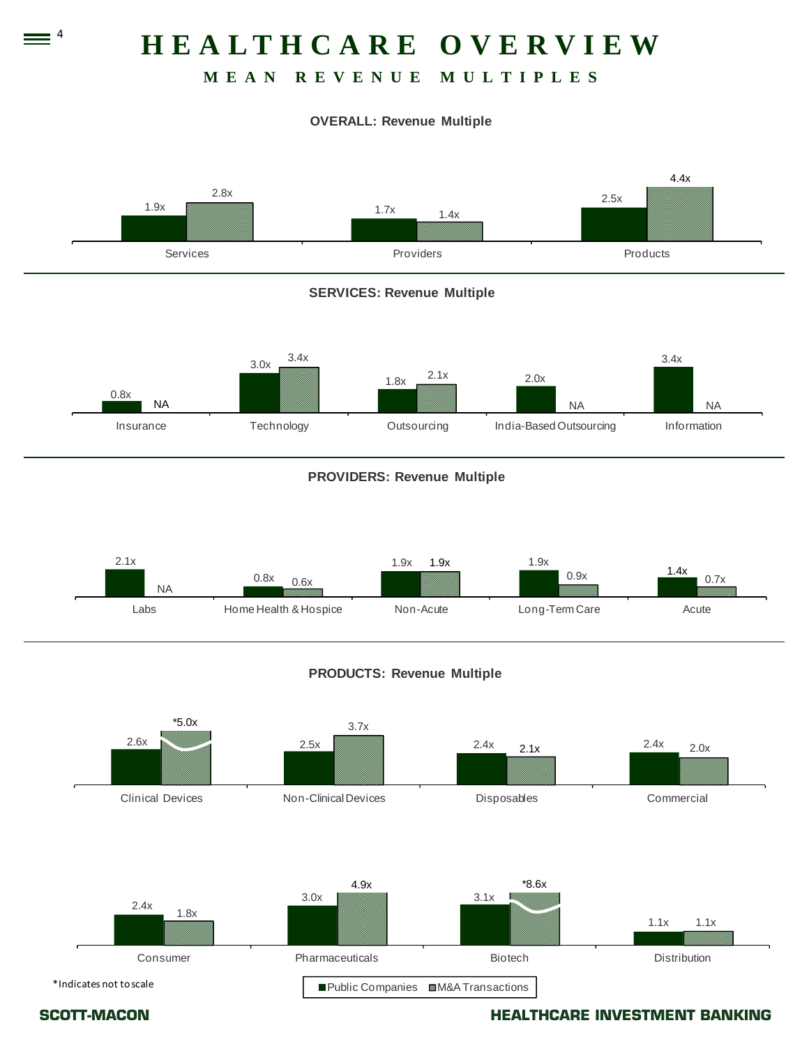# HEALTHCARE OVERVIEW

## MEAN REVENUE MULTIPLES

### OVERALL: Revenue Multiple

| | Public Companies | M&A Transactions |
|---|---|---|
| Services | 1.9x | 2.8x |
| Providers | 1.7x | 1.4x |
| Products | 2.5x | 4.4x |

### SERVICES: Revenue Multiple

| | Public Companies | M&A Transactions |
|---|---|---|
| Insurance | 0.8x | NA |
| Technology | 3.0x | 3.4x |
| Outsourcing | 1.8x | 2.1x |
| India-Based Outsourcing | 2.0x | NA |
| Information | 3.4x | NA |

### PROVIDERS: Revenue Multiple

| | Public Companies | M&A Transactions |
|---|---|---|
| Labs | 2.1x | NA |
| Home Health & Hospice | 0.8x | 0.6x |
| Non-Acute | 1.9x | 1.9x |
| Long-Term Care | 1.9x | 0.9x |
| Acute | 1.4x | 0.7x |

### PRODUCTS: Revenue Multiple

| | Public Companies | M&A Transactions |
|---|---|---|
| Clinical Devices | 2.6x | *5.0x |
| Non-Clinical Devices | 2.5x | 3.7x |
| Disposables | 2.4x | 2.1x |
| Commercial | 2.4x | 2.0x |
| Consumer | 2.4x | 1.8x |
| Pharmaceuticals | 3.0x | 4.9x |
| Biotech | 3.1x | *8.6x |
| Distribution | 1.1x | 1.1x |

*Indicates not to scale

SCOTT-MACON — HEALTHCARE INVESTMENT BANKING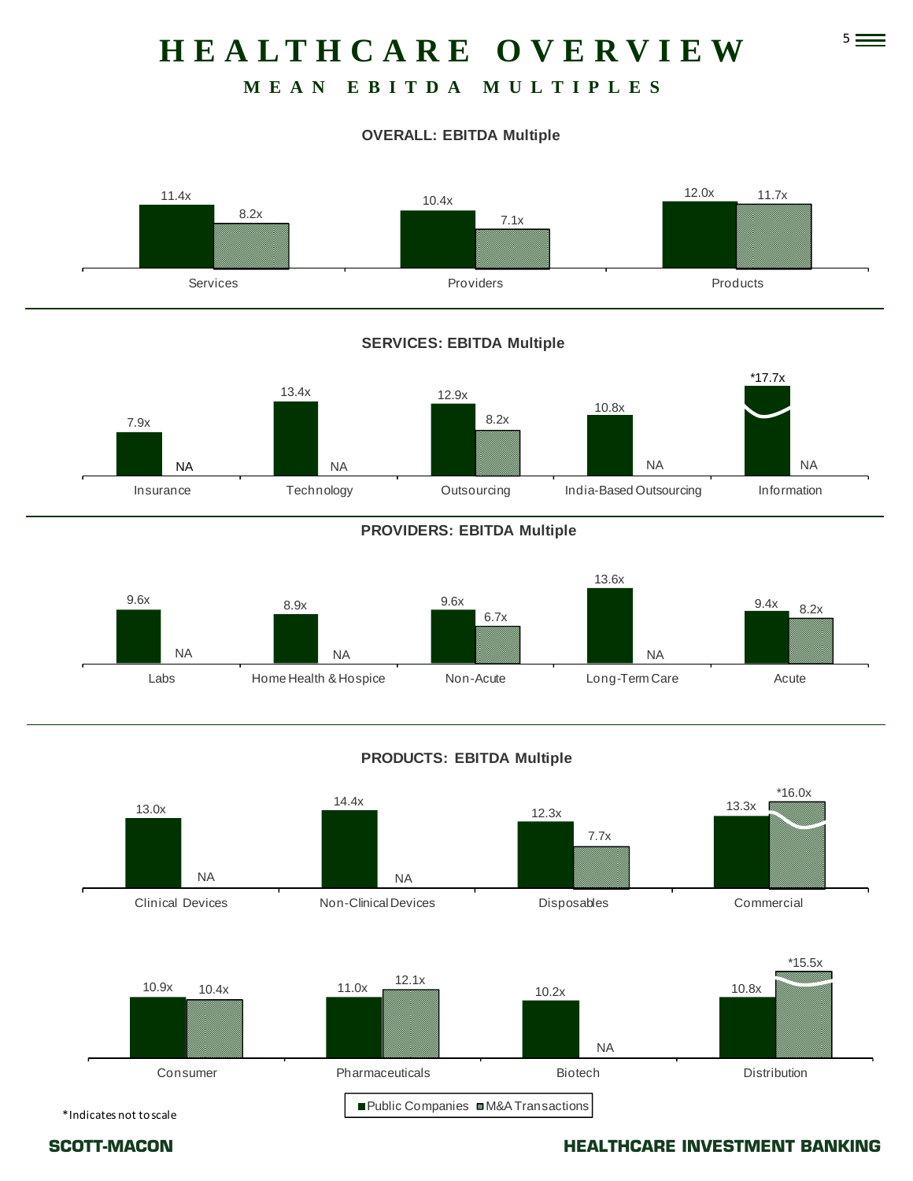# HEALTHCARE OVERVIEW

## MEAN EBITDA MULTIPLES

### OVERALL: EBITDA Multiple

| | Public Companies | M&A Transactions |
|---|---|---|
| Services | 11.4x | 8.2x |
| Providers | 10.4x | 7.1x |
| Products | 12.0x | 11.7x |

### SERVICES: EBITDA Multiple

| | Public Companies | M&A Transactions |
|---|---|---|
| Insurance | 7.9x | NA |
| Technology | 13.4x | NA |
| Outsourcing | 12.9x | 8.2x |
| India-Based Outsourcing | 10.8x | NA |
| Information | *17.7x | NA |

### PROVIDERS: EBITDA Multiple

| | Public Companies | M&A Transactions |
|---|---|---|
| Labs | 9.6x | NA |
| Home Health & Hospice | 8.9x | NA |
| Non-Acute | 9.6x | 6.7x |
| Long-Term Care | 13.6x | NA |
| Acute | 9.4x | 8.2x |

### PRODUCTS: EBITDA Multiple

| | Public Companies | M&A Transactions |
|---|---|---|
| Clinical Devices | 13.0x | NA |
| Non-Clinical Devices | 14.4x | NA |
| Disposables | 12.3x | 7.7x |
| Commercial | 13.3x | *16.0x |
| Consumer | 10.9x | 10.4x |
| Pharmaceuticals | 11.0x | 12.1x |
| Biotech | 10.2x | NA |
| Distribution | 10.8x | *15.5x |

*Indicates not to scale

SCOTT-MACON

HEALTHCARE INVESTMENT BANKING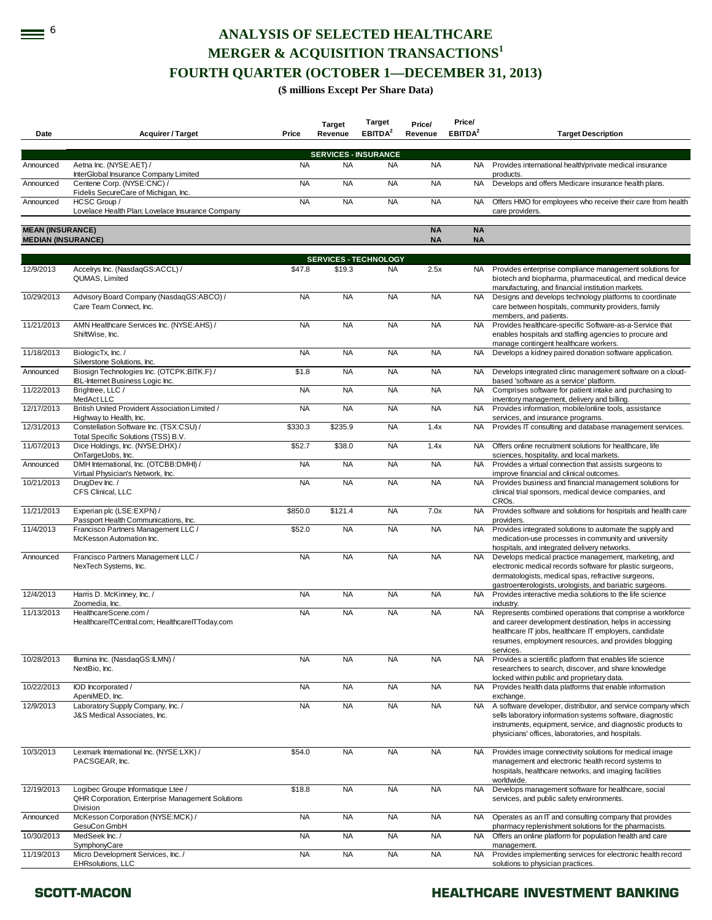# ANALYSIS OF SELECTED HEALTHCARE MERGER & ACQUISITION TRANSACTIONS[1]

## FOURTH QUARTER (OCTOBER 1—DECEMBER 31, 2013)

**($ millions Except Per Share Data)**

| Date | Acquirer / Target | Price | Target Revenue | Target EBITDA[2] | Price/ Revenue | Price/ EBITDA[2] | Target Description |
|---|---|---|---|---|---|---|---|
| | | | **SERVICES - INSURANCE** | | | | |
| Announced | Aetna Inc. (NYSE:AET) / InterGlobal Insurance Company Limited | NA | NA | NA | NA | NA | Provides international health/private medical insurance products. |
| Announced | Centene Corp. (NYSE:CNC) / Fidelis SecureCare of Michigan, Inc. | NA | NA | NA | NA | NA | Develops and offers Medicare insurance health plans. |
| Announced | HCSC Group / Lovelace Health Plan; Lovelace Insurance Company | NA | NA | NA | NA | NA | Offers HMO for employees who receive their care from health care providers. |
| **MEAN (INSURANCE)** | | | | | **NA** | **NA** | |
| **MEDIAN (INSURANCE)** | | | | | **NA** | **NA** | |
| | | | **SERVICES - TECHNOLOGY** | | | | |
| 12/9/2013 | Accelrys Inc. (NasdaqGS:ACCL) / QUMAS, Limited | $47.8 | $19.3 | NA | 2.5x | NA | Provides enterprise compliance management solutions for biotech and biopharma, pharmaceutical, and medical device manufacturing, and financial institution markets. |
| 10/29/2013 | Advisory Board Company (NasdaqGS:ABCO) / Care Team Connect, Inc. | NA | NA | NA | NA | NA | Designs and develops technology platforms to coordinate care between hospitals, community providers, family members, and patients. |
| 11/21/2013 | AMN Healthcare Services Inc. (NYSE:AHS) / ShiftWise, Inc. | NA | NA | NA | NA | NA | Provides healthcare-specific Software-as-a-Service that enables hospitals and staffing agencies to procure and manage contingent healthcare workers. |
| 11/18/2013 | BiologicTx, Inc. / Silverstone Solutions, Inc. | NA | NA | NA | NA | NA | Develops a kidney paired donation software application. |
| Announced | Biosign Technologies Inc. (OTCPK:BITK.F) / IBL-Internet Business Logic Inc. | $1.8 | NA | NA | NA | NA | Develops integrated clinic management software on a cloud-based 'software as a service' platform. |
| 11/22/2013 | Brightree, LLC / MedAct LLC | NA | NA | NA | NA | NA | Comprises software for patient intake and purchasing to inventory management, delivery and billing. |
| 12/17/2013 | British United Provident Association Limited / Highway to Health, Inc. | NA | NA | NA | NA | NA | Provides information, mobile/online tools, assistance services, and insurance programs. |
| 12/31/2013 | Constellation Software Inc. (TSX:CSU) / Total Specific Solutions (TSS) B.V. | $330.3 | $235.9 | NA | 1.4x | NA | Provides IT consulting and database management services. |
| 11/07/2013 | Dice Holdings, Inc. (NYSE:DHX) / OnTargetJobs, Inc. | $52.7 | $38.0 | NA | 1.4x | NA | Offers online recruitment solutions for healthcare, life sciences, hospitality, and local markets. |
| Announced | DMH International, Inc. (OTCBB:DMHI) / Virtual Physician's Network, Inc. | NA | NA | NA | NA | NA | Provides a virtual connection that assists surgeons to improve financial and clinical outcomes. |
| 10/21/2013 | DrugDev Inc. / CFS Clinical, LLC | NA | NA | NA | NA | NA | Provides business and financial management solutions for clinical trial sponsors, medical device companies, and CROs. |
| 11/21/2013 | Experian plc (LSE:EXPN) / Passport Health Communications, Inc. | $850.0 | $121.4 | NA | 7.0x | NA | Provides software and solutions for hospitals and health care providers. |
| 11/4/2013 | Francisco Partners Management LLC / McKesson Automation Inc. | $52.0 | NA | NA | NA | NA | Provides integrated solutions to automate the supply and medication-use processes in community and university hospitals, and integrated delivery networks. |
| Announced | Francisco Partners Management LLC / NexTech Systems, Inc. | NA | NA | NA | NA | NA | Develops medical practice management, marketing, and electronic medical records software for plastic surgeons, dermatologists, medical spas, refractive surgeons, gastroenterologists, urologists, and bariatric surgeons. |
| 12/4/2013 | Harris D. McKinney, Inc. / Zoomedia, Inc. | NA | NA | NA | NA | NA | Provides interactive media solutions to the life science industry. |
| 11/13/2013 | HealthcareScene.com / HealthcareITCentral.com; HealthcareITToday.com | NA | NA | NA | NA | NA | Represents combined operations that comprise a workforce and career development destination, helps in accessing healthcare IT jobs, healthcare IT employers, candidate resumes, employment resources, and provides blogging services. |
| 10/28/2013 | Illumina Inc. (NasdaqGS:ILMN) / NextBio, Inc. | NA | NA | NA | NA | NA | Provides a scientific platform that enables life science researchers to search, discover, and share knowledge locked within public and proprietary data. |
| 10/22/2013 | IOD Incorporated / ApeniMED, Inc. | NA | NA | NA | NA | NA | Provides health data platforms that enable information exchange. |
| 12/9/2013 | Laboratory Supply Company, Inc. / J&S Medical Associates, Inc. | NA | NA | NA | NA | NA | A software developer, distributor, and service company which sells laboratory information systems software, diagnostic instruments, equipment, service, and diagnostic products to physicians' offices, laboratories, and hospitals. |
| 10/3/2013 | Lexmark International Inc. (NYSE:LXK) / PACSGEAR, Inc. | $54.0 | NA | NA | NA | NA | Provides image connectivity solutions for medical image management and electronic health record systems to hospitals, healthcare networks, and imaging facilities worldwide. |
| 12/19/2013 | Logibec Groupe Informatique Ltee / QHR Corporation, Enterprise Management Solutions Division | $18.8 | NA | NA | NA | NA | Develops management software for healthcare, social services, and public safety environments. |
| Announced | McKesson Corporation (NYSE:MCK) / GesuCon GmbH | NA | NA | NA | NA | NA | Operates as an IT and consulting company that provides pharmacy replenishment solutions for the pharmacists. |
| 10/30/2013 | MedSeek Inc. / SymphonyCare | NA | NA | NA | NA | NA | Offers an online platform for population health and care management. |
| 11/19/2013 | Micro Development Services, Inc. / EHRsolutions, LLC | NA | NA | NA | NA | NA | Provides implementing services for electronic health record solutions to physician practices. |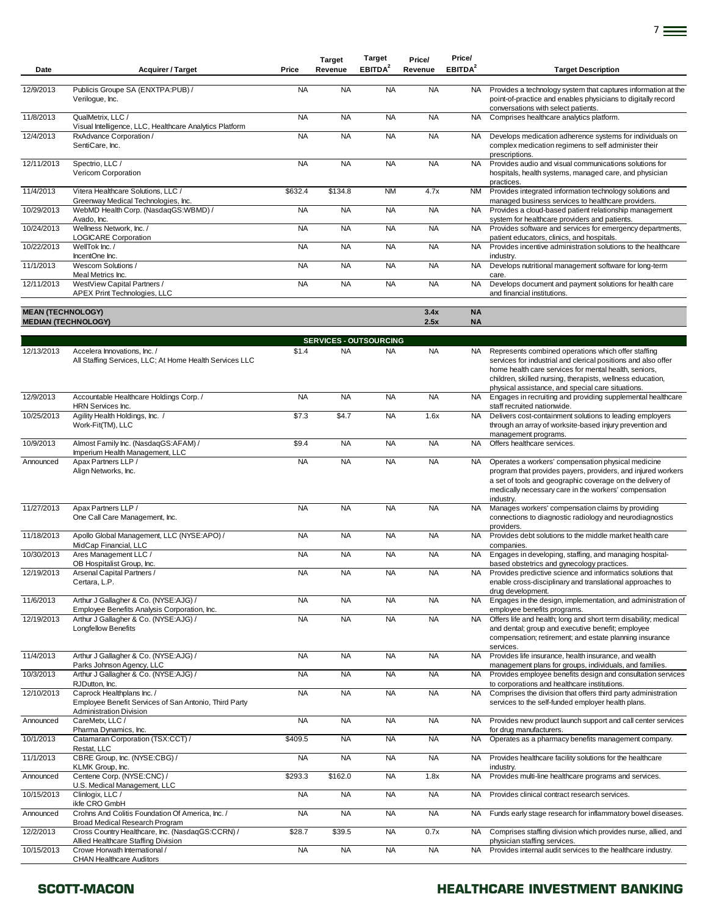| Date | Acquirer / Target | Price | Target Revenue | Target EBITDA[2] | Price/ Revenue | Price/ EBITDA[2] | Target Description |
|---|---|---|---|---|---|---|---|
| 12/9/2013 | Publicis Groupe SA (ENXTPA:PUB) / Verilogue, Inc. | NA | NA | NA | NA | NA | Provides a technology system that captures information at the point-of-practice and enables physicians to digitally record conversations with select patients. |
| 11/8/2013 | QualMetrix, LLC / Visual Intelligence, LLC, Healthcare Analytics Platform | NA | NA | NA | NA | NA | Comprises healthcare analytics platform. |
| 12/4/2013 | RxAdvance Corporation / SentiCare, Inc. | NA | NA | NA | NA | NA | Develops medication adherence systems for individuals on complex medication regimens to self administer their prescriptions. |
| 12/11/2013 | Spectrio, LLC / Vericom Corporation | NA | NA | NA | NA | NA | Provides audio and visual communications solutions for hospitals, health systems, managed care, and physician practices. |
| 11/4/2013 | Vitera Healthcare Solutions, LLC / Greenway Medical Technologies, Inc. | $632.4 | $134.8 | NM | 4.7x | NM | Provides integrated information technology solutions and managed business services to healthcare providers. |
| 10/29/2013 | WebMD Health Corp. (NasdaqGS:WBMD) / Avado, Inc. | NA | NA | NA | NA | NA | Provides a cloud-based patient relationship management system for healthcare providers and patients. |
| 10/24/2013 | Wellness Network, Inc. / LOGICARE Corporation | NA | NA | NA | NA | NA | Provides software and services for emergency departments, patient educators, clinics, and hospitals. |
| 10/22/2013 | WellTok Inc. / IncentOne Inc. | NA | NA | NA | NA | NA | Provides incentive administration solutions to the healthcare industry. |
| 11/1/2013 | Wescom Solutions / Meal Metrics Inc. | NA | NA | NA | NA | NA | Develops nutritional management software for long-term care. |
| 12/11/2013 | WestView Capital Partners / APEX Print Technologies, LLC | NA | NA | NA | NA | NA | Develops document and payment solutions for health care and financial institutions. |
| **MEAN (TECHNOLOGY)** | | | | | **3.4x** | **NA** | |
| **MEDIAN (TECHNOLOGY)** | | | | | **2.5x** | **NA** | |
| | | | **SERVICES - OUTSOURCING** | | | | |
| 12/13/2013 | Accelera Innovations, Inc. / All Staffing Services, LLC; At Home Health Services LLC | $1.4 | NA | NA | NA | NA | Represents combined operations which offer staffing services for industrial and clerical positions and also offer home health care services for mental health, seniors, children, skilled nursing, therapists, wellness education, physical assistance, and special care situations. |
| 12/9/2013 | Accountable Healthcare Holdings Corp. / HRN Services Inc. | NA | NA | NA | NA | NA | Engages in recruiting and providing supplemental healthcare staff recruited nationwide. |
| 10/25/2013 | Agility Health Holdings, Inc. / Work-Fit(TM), LLC | $7.3 | $4.7 | NA | 1.6x | NA | Delivers cost-containment solutions to leading employers through an array of worksite-based injury prevention and management programs. |
| 10/9/2013 | Almost Family Inc. (NasdaqGS:AFAM) / Imperium Health Management, LLC | $9.4 | NA | NA | NA | NA | Offers healthcare services. |
| Announced | Apax Partners LLP / Align Networks, Inc. | NA | NA | NA | NA | NA | Operates a workers' compensation physical medicine program that provides payers, providers, and injured workers a set of tools and geographic coverage on the delivery of medically necessary care in the workers' compensation industry. |
| 11/27/2013 | Apax Partners LLP / One Call Care Management, Inc. | NA | NA | NA | NA | NA | Manages workers' compensation claims by providing connections to diagnostic radiology and neurodiagnostics providers. |
| 11/18/2013 | Apollo Global Management, LLC (NYSE:APO) / MidCap Financial, LLC | NA | NA | NA | NA | NA | Provides debt solutions to the middle market health care companies. |
| 10/30/2013 | Ares Management LLC / OB Hospitalist Group, Inc. | NA | NA | NA | NA | NA | Engages in developing, staffing, and managing hospital-based obstetrics and gynecology practices. |
| 12/19/2013 | Arsenal Capital Partners / Certara, L.P. | NA | NA | NA | NA | NA | Provides predictive science and informatics solutions that enable cross-disciplinary and translational approaches to drug development. |
| 11/6/2013 | Arthur J Gallagher & Co. (NYSE:AJG) / Employee Benefits Analysis Corporation, Inc. | NA | NA | NA | NA | NA | Engages in the design, implementation, and administration of employee benefits programs. |
| 12/19/2013 | Arthur J Gallagher & Co. (NYSE:AJG) / Longfellow Benefits | NA | NA | NA | NA | NA | Offers life and health; long and short term disability; medical and dental; group and executive benefit; employee compensation; retirement; and estate planning insurance services. |
| 11/4/2013 | Arthur J Gallagher & Co. (NYSE:AJG) / Parks Johnson Agency, LLC | NA | NA | NA | NA | NA | Provides life insurance, health insurance, and wealth management plans for groups, individuals, and families. |
| 10/3/2013 | Arthur J Gallagher & Co. (NYSE:AJG) / RJDutton, Inc. | NA | NA | NA | NA | NA | Provides employee benefits design and consultation services to corporations and healthcare institutions. |
| 12/10/2013 | Caprock Healthplans Inc. / Employee Benefit Services of San Antonio, Third Party Administration Division | NA | NA | NA | NA | NA | Comprises the division that offers third party administration services to the self-funded employer health plans. |
| Announced | CareMetx, LLC / Pharma Dynamics, Inc. | NA | NA | NA | NA | NA | Provides new product launch support and call center services for drug manufacturers. |
| 10/1/2013 | Catamaran Corporation (TSX:CCT) / Restat, LLC | $409.5 | NA | NA | NA | NA | Operates as a pharmacy benefits management company. |
| 11/1/2013 | CBRE Group, Inc. (NYSE:CBG) / KLMK Group, Inc. | NA | NA | NA | NA | NA | Provides healthcare facility solutions for the healthcare industry. |
| Announced | Centene Corp. (NYSE:CNC) / U.S. Medical Management, LLC | $293.3 | $162.0 | NA | 1.8x | NA | Provides multi-line healthcare programs and services. |
| 10/15/2013 | Clinlogix, LLC / ikfe CRO GmbH | NA | NA | NA | NA | NA | Provides clinical contract research services. |
| Announced | Crohns And Colitis Foundation Of America, Inc. / Broad Medical Research Program | NA | NA | NA | NA | NA | Funds early stage research for inflammatory bowel diseases. |
| 12/2/2013 | Cross Country Healthcare, Inc. (NasdaqGS:CCRN) / Allied Healthcare Staffing Division | $28.7 | $39.5 | NA | 0.7x | NA | Comprises staffing division which provides nurse, allied, and physician staffing services. |
| 10/15/2013 | Crowe Horwath International / CHAN Healthcare Auditors | NA | NA | NA | NA | NA | Provides internal audit services to the healthcare industry. |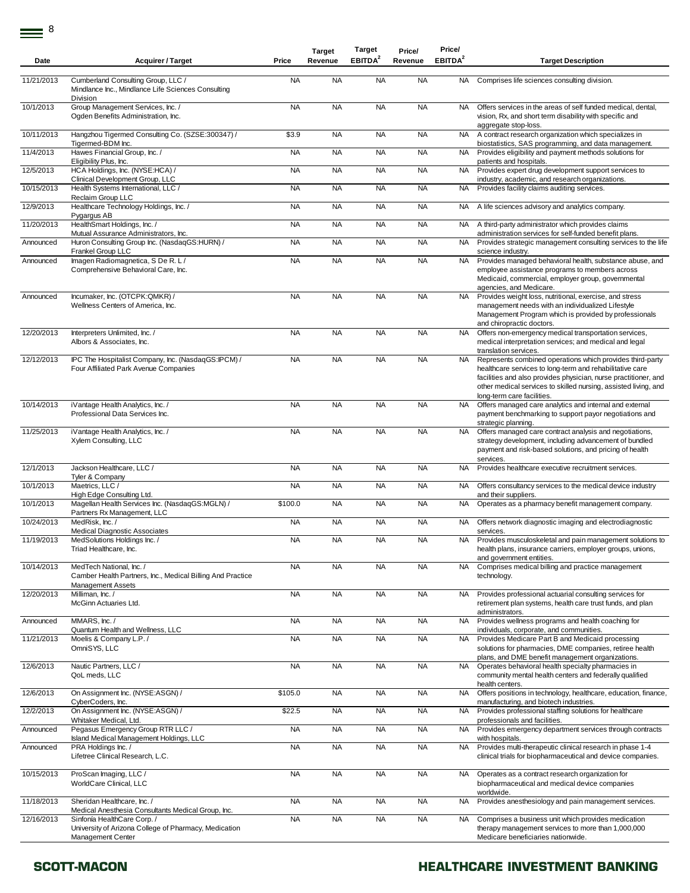| Date | Acquirer / Target | Price | Target Revenue | Target EBITDA[2] | Price/ Revenue | Price/ EBITDA[2] | Target Description |
|---|---|---|---|---|---|---|---|
| 11/21/2013 | Cumberland Consulting Group, LLC / Mindlance Inc., Mindlance Life Sciences Consulting Division | NA | NA | NA | NA | NA | Comprises life sciences consulting division. |
| 10/1/2013 | Group Management Services, Inc. / Ogden Benefits Administration, Inc. | NA | NA | NA | NA | NA | Offers services in the areas of self funded medical, dental, vision, Rx, and short term disability with specific and aggregate stop-loss. |
| 10/11/2013 | Hangzhou Tigermed Consulting Co. (SZSE:300347) / Tigermed-BDM Inc. | $3.9 | NA | NA | NA | NA | A contract research organization which specializes in biostatistics, SAS programming, and data management. |
| 11/4/2013 | Hawes Financial Group, Inc. / Eligibility Plus, Inc. | NA | NA | NA | NA | NA | Provides eligibility and payment methods solutions for patients and hospitals. |
| 12/5/2013 | HCA Holdings, Inc. (NYSE:HCA) / Clinical Development Group, LLC | NA | NA | NA | NA | NA | Provides expert drug development support services to industry, academic, and research organizations. |
| 10/15/2013 | Health Systems International, LLC / Reclaim Group LLC | NA | NA | NA | NA | NA | Provides facility claims auditing services. |
| 12/9/2013 | Healthcare Technology Holdings, Inc. / Pygargus AB | NA | NA | NA | NA | NA | A life sciences advisory and analytics company. |
| 11/20/2013 | HealthSmart Holdings, Inc. / Mutual Assurance Administrators, Inc. | NA | NA | NA | NA | NA | A third-party administrator which provides claims administration services for self-funded benefit plans. |
| Announced | Huron Consulting Group Inc. (NasdaqGS:HURN) / Frankel Group LLC | NA | NA | NA | NA | NA | Provides strategic management consulting services to the life science industry. |
| Announced | Imagen Radiomagnetica, S De R. L / Comprehensive Behavioral Care, Inc. | NA | NA | NA | NA | NA | Provides managed behavioral health, substance abuse, and employee assistance programs to members across Medicaid, commercial, employer group, governmental agencies, and Medicare. |
| Announced | Incumaker, Inc. (OTCPK:QMKR) / Wellness Centers of America, Inc. | NA | NA | NA | NA | NA | Provides weight loss, nutritional, exercise, and stress management needs with an individualized Lifestyle Management Program which is provided by professionals and chiropractic doctors. |
| 12/20/2013 | Interpreters Unlimited, Inc. / Albors & Associates, Inc. | NA | NA | NA | NA | NA | Offers non-emergency medical transportation services, medical interpretation services; and medical and legal translation services. |
| 12/12/2013 | IPC The Hospitalist Company, Inc. (NasdaqGS:IPCM) / Four Affiliated Park Avenue Companies | NA | NA | NA | NA | NA | Represents combined operations which provides third-party healthcare services to long-term and rehabilitative care facilities and also provides physician, nurse practitioner, and other medical services to skilled nursing, assisted living, and long-term care facilities. |
| 10/14/2013 | iVantage Health Analytics, Inc. / Professional Data Services Inc. | NA | NA | NA | NA | NA | Offers managed care analytics and internal and external payment benchmarking to support payor negotiations and strategic planning. |
| 11/25/2013 | iVantage Health Analytics, Inc. / Xylem Consulting, LLC | NA | NA | NA | NA | NA | Offers managed care contract analysis and negotiations, strategy development, including advancement of bundled payment and risk-based solutions, and pricing of health services. |
| 12/1/2013 | Jackson Healthcare, LLC / Tyler & Company | NA | NA | NA | NA | NA | Provides healthcare executive recruitment services. |
| 10/1/2013 | Maetrics, LLC / High Edge Consulting Ltd. | NA | NA | NA | NA | NA | Offers consultancy services to the medical device industry and their suppliers. |
| 10/1/2013 | Magellan Health Services Inc. (NasdaqGS:MGLN) / Partners Rx Management, LLC | $100.0 | NA | NA | NA | NA | Operates as a pharmacy benefit management company. |
| 10/24/2013 | MedRisk, Inc. / Medical Diagnostic Associates | NA | NA | NA | NA | NA | Offers network diagnostic imaging and electrodiagnostic services. |
| 11/19/2013 | MedSolutions Holdings Inc. / Triad Healthcare, Inc. | NA | NA | NA | NA | NA | Provides musculoskeletal and pain management solutions to health plans, insurance carriers, employer groups, unions, and government entities. |
| 10/14/2013 | MedTech National, Inc. / Camber Health Partners, Inc., Medical Billing And Practice Management Assets | NA | NA | NA | NA | NA | Comprises medical billing and practice management technology. |
| 12/20/2013 | Milliman, Inc. / McGinn Actuaries Ltd. | NA | NA | NA | NA | NA | Provides professional actuarial consulting services for retirement plan systems, health care trust funds, and plan administrators. |
| Announced | MMARS, Inc. / Quantum Health and Wellness, LLC | NA | NA | NA | NA | NA | Provides wellness programs and health coaching for individuals, corporate, and communities. |
| 11/21/2013 | Moelis & Company L.P. / OmniSYS, LLC | NA | NA | NA | NA | NA | Provides Medicare Part B and Medicaid processing solutions for pharmacies, DME companies, retiree health plans, and DME benefit management organizations. |
| 12/6/2013 | Nautic Partners, LLC / QoL meds, LLC | NA | NA | NA | NA | NA | Operates behavioral health specialty pharmacies in community mental health centers and federally qualified health centers. |
| 12/6/2013 | On Assignment Inc. (NYSE:ASGN) / CyberCoders, Inc. | $105.0 | NA | NA | NA | NA | Offers positions in technology, healthcare, education, finance, manufacturing, and biotech industries. |
| 12/2/2013 | On Assignment Inc. (NYSE:ASGN) / Whitaker Medical, Ltd. | $22.5 | NA | NA | NA | NA | Provides professional staffing solutions for healthcare professionals and facilities. |
| Announced | Pegasus Emergency Group RTR LLC / Island Medical Management Holdings, LLC | NA | NA | NA | NA | NA | Provides emergency department services through contracts with hospitals. |
| Announced | PRA Holdings Inc. / Lifetree Clinical Research, L.C. | NA | NA | NA | NA | NA | Provides multi-therapeutic clinical research in phase 1-4 clinical trials for biopharmaceutical and device companies. |
| 10/15/2013 | ProScan Imaging, LLC / WorldCare Clinical, LLC | NA | NA | NA | NA | NA | Operates as a contract research organization for biopharmaceutical and medical device companies worldwide. |
| 11/18/2013 | Sheridan Healthcare, Inc. / Medical Anesthesia Consultants Medical Group, Inc. | NA | NA | NA | NA | NA | Provides anesthesiology and pain management services. |
| 12/16/2013 | Sinfonia HealthCare Corp. / University of Arizona College of Pharmacy, Medication Management Center | NA | NA | NA | NA | NA | Comprises a business unit which provides medication therapy management services to more than 1,000,000 Medicare beneficiaries nationwide. |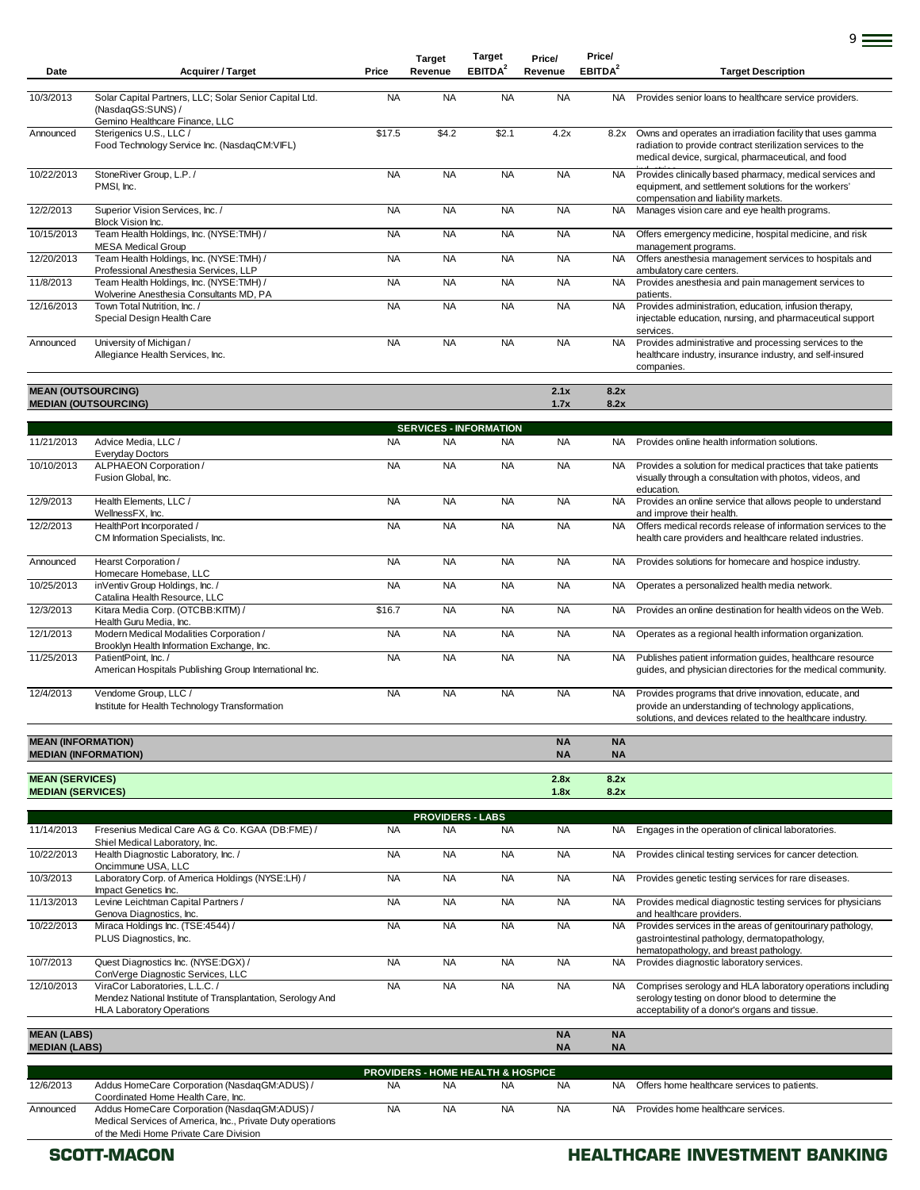| Date | Acquirer / Target | Price | Target Revenue | Target EBITDA[2] | Price/ Revenue | Price/ EBITDA[2] | Target Description |
|---|---|---|---|---|---|---|---|
| 10/3/2013 | Solar Capital Partners, LLC; Solar Senior Capital Ltd. (NasdaqGS:SUNS) / Gemino Healthcare Finance, LLC | NA | NA | NA | NA | NA | Provides senior loans to healthcare service providers. |
| Announced | Sterigenics U.S., LLC / Food Technology Service Inc. (NasdaqCM:VIFL) | $17.5 | $4.2 | $2.1 | 4.2x | 8.2x | Owns and operates an irradiation facility that uses gamma radiation to provide contract sterilization services to the medical device, surgical, pharmaceutical, and food |
| 10/22/2013 | StoneRiver Group, L.P. / PMSI, Inc. | NA | NA | NA | NA | NA | Provides clinically based pharmacy, medical services and equipment, and settlement solutions for the workers' compensation and liability markets. |
| 12/2/2013 | Superior Vision Services, Inc. / Block Vision Inc. | NA | NA | NA | NA | NA | Manages vision care and eye health programs. |
| 10/15/2013 | Team Health Holdings, Inc. (NYSE:TMH) / MESA Medical Group | NA | NA | NA | NA | NA | Offers emergency medicine, hospital medicine, and risk management programs. |
| 12/20/2013 | Team Health Holdings, Inc. (NYSE:TMH) / Professional Anesthesia Services, LLP | NA | NA | NA | NA | NA | Offers anesthesia management services to hospitals and ambulatory care centers. |
| 11/8/2013 | Team Health Holdings, Inc. (NYSE:TMH) / Wolverine Anesthesia Consultants MD, PA | NA | NA | NA | NA | NA | Provides anesthesia and pain management services to patients. |
| 12/16/2013 | Town Total Nutrition, Inc. / Special Design Health Care | NA | NA | NA | NA | NA | Provides administration, education, infusion therapy, injectable education, nursing, and pharmaceutical support services. |
| Announced | University of Michigan / Allegiance Health Services, Inc. | NA | NA | NA | NA | NA | Provides administrative and processing services to the healthcare industry, insurance industry, and self-insured companies. |
| **MEAN (OUTSOURCING)** | | | | | **2.1x** | **8.2x** | |
| **MEDIAN (OUTSOURCING)** | | | | | **1.7x** | **8.2x** | |
| | | | **SERVICES - INFORMATION** | | | | |
| 11/21/2013 | Advice Media, LLC / Everyday Doctors | NA | NA | NA | NA | NA | Provides online health information solutions. |
| 10/10/2013 | ALPHAEON Corporation / Fusion Global, Inc. | NA | NA | NA | NA | NA | Provides a solution for medical practices that take patients visually through a consultation with photos, videos, and education. |
| 12/9/2013 | Health Elements, LLC / WellnessFX, Inc. | NA | NA | NA | NA | NA | Provides an online service that allows people to understand and improve their health. |
| 12/2/2013 | HealthPort Incorporated / CM Information Specialists, Inc. | NA | NA | NA | NA | NA | Offers medical records release of information services to the health care providers and healthcare related industries. |
| Announced | Hearst Corporation / Homecare Homebase, LLC | NA | NA | NA | NA | NA | Provides solutions for homecare and hospice industry. |
| 10/25/2013 | inVentiv Group Holdings, Inc. / Catalina Health Resource, LLC | NA | NA | NA | NA | NA | Operates a personalized health media network. |
| 12/3/2013 | Kitara Media Corp. (OTCBB:KITM) / Health Guru Media, Inc. | $16.7 | NA | NA | NA | NA | Provides an online destination for health videos on the Web. |
| 12/1/2013 | Modern Medical Modalities Corporation / Brooklyn Health Information Exchange, Inc. | NA | NA | NA | NA | NA | Operates as a regional health information organization. |
| 11/25/2013 | PatientPoint, Inc. / American Hospitals Publishing Group International Inc. | NA | NA | NA | NA | NA | Publishes patient information guides, healthcare resource guides, and physician directories for the medical community. |
| 12/4/2013 | Vendome Group, LLC / Institute for Health Technology Transformation | NA | NA | NA | NA | NA | Provides programs that drive innovation, educate, and provide an understanding of technology applications, solutions, and devices related to the healthcare industry. |
| **MEAN (INFORMATION)** | | | | | **NA** | **NA** | |
| **MEDIAN (INFORMATION)** | | | | | **NA** | **NA** | |
| **MEAN (SERVICES)** | | | | | **2.8x** | **8.2x** | |
| **MEDIAN (SERVICES)** | | | | | **1.8x** | **8.2x** | |
| | | | **PROVIDERS - LABS** | | | | |
| 11/14/2013 | Fresenius Medical Care AG & Co. KGAA (DB:FME) / Shiel Medical Laboratory, Inc. | NA | NA | NA | NA | NA | Engages in the operation of clinical laboratories. |
| 10/22/2013 | Health Diagnostic Laboratory, Inc. / Oncimmune USA, LLC | NA | NA | NA | NA | NA | Provides clinical testing services for cancer detection. |
| 10/3/2013 | Laboratory Corp. of America Holdings (NYSE:LH) / Impact Genetics Inc. | NA | NA | NA | NA | NA | Provides genetic testing services for rare diseases. |
| 11/13/2013 | Levine Leichtman Capital Partners / Genova Diagnostics, Inc. | NA | NA | NA | NA | NA | Provides medical diagnostic testing services for physicians and healthcare providers. |
| 10/22/2013 | Miraca Holdings Inc. (TSE:4544) / PLUS Diagnostics, Inc. | NA | NA | NA | NA | NA | Provides services in the areas of genitourinary pathology, gastrointestinal pathology, dermatopathology, hematopathology, and breast pathology. |
| 10/7/2013 | Quest Diagnostics Inc. (NYSE:DGX) / ConVerge Diagnostic Services, LLC | NA | NA | NA | NA | NA | Provides diagnostic laboratory services. |
| 12/10/2013 | ViraCor Laboratories, L.L.C. / Mendez National Institute of Transplantation, Serology And HLA Laboratory Operations | NA | NA | NA | NA | NA | Comprises serology and HLA laboratory operations including serology testing on donor blood to determine the acceptability of a donor's organs and tissue. |
| **MEAN (LABS)** | | | | | **NA** | **NA** | |
| **MEDIAN (LABS)** | | | | | **NA** | **NA** | |
| | | | **PROVIDERS - HOME HEALTH & HOSPICE** | | | | |
| 12/6/2013 | Addus HomeCare Corporation (NasdaqGM:ADUS) / Coordinated Home Health Care, Inc. | NA | NA | NA | NA | NA | Offers home healthcare services to patients. |
| Announced | Addus HomeCare Corporation (NasdaqGM:ADUS) / Medical Services of America, Inc., Private Duty operations of the Medi Home Private Care Division | NA | NA | NA | NA | NA | Provides home healthcare services. |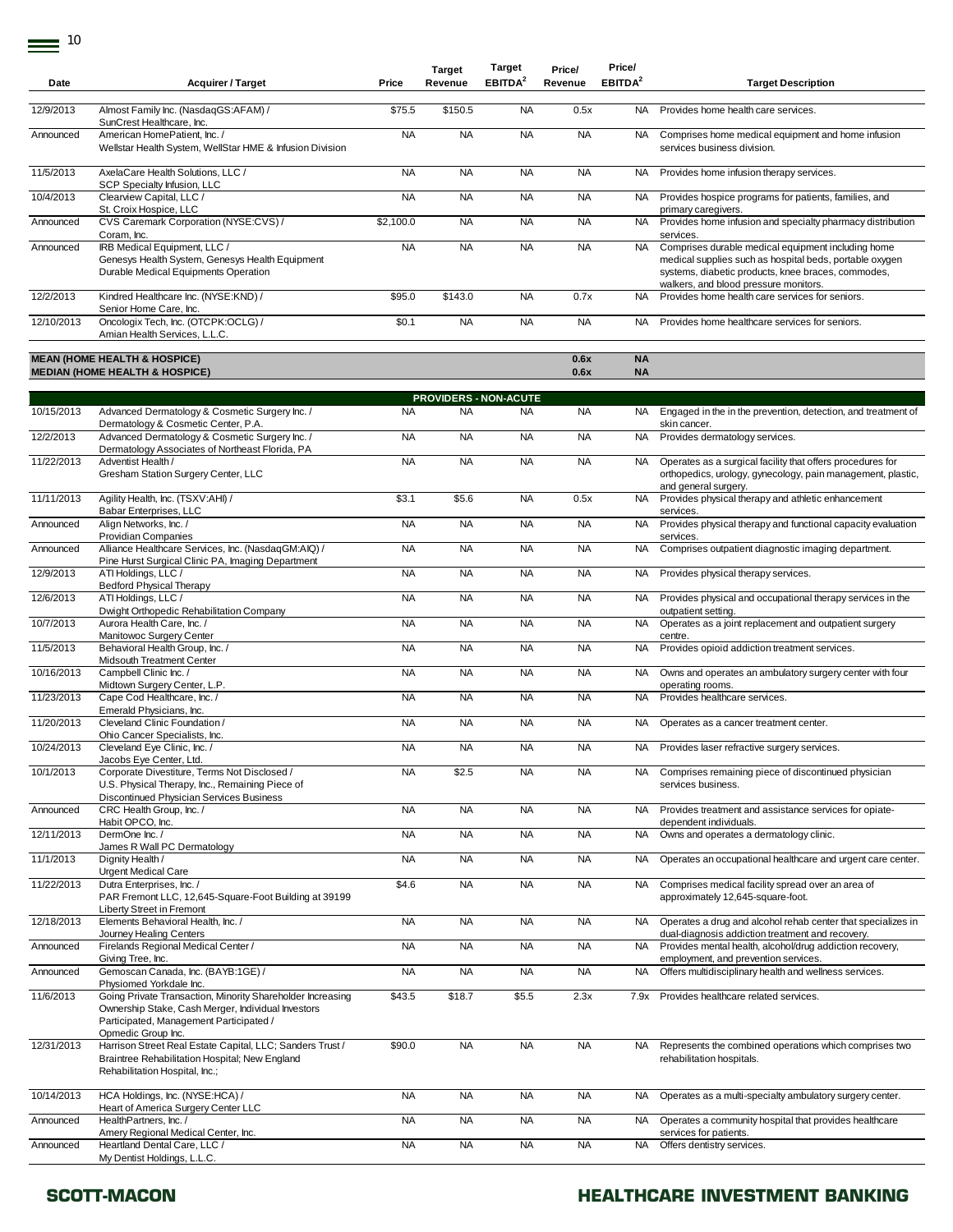| Date | Acquirer / Target | Price | Target Revenue | Target EBITDA[2] | Price/ Revenue | Price/ EBITDA[2] | Target Description |
|---|---|---|---|---|---|---|---|
| 12/9/2013 | Almost Family Inc. (NasdaqGS:AFAM) / SunCrest Healthcare, Inc. | $75.5 | $150.5 | NA | 0.5x | NA | Provides home health care services. |
| Announced | American HomePatient, Inc. / Wellstar Health System, WellStar HME & Infusion Division | NA | NA | NA | NA | NA | Comprises home medical equipment and home infusion services business division. |
| 11/5/2013 | AxelaCare Health Solutions, LLC / SCP Specialty Infusion, LLC | NA | NA | NA | NA | NA | Provides home infusion therapy services. |
| 10/4/2013 | Clearview Capital, LLC / St. Croix Hospice, LLC | NA | NA | NA | NA | NA | Provides hospice programs for patients, families, and primary caregivers. |
| Announced | CVS Caremark Corporation (NYSE:CVS) / Coram, Inc. | $2,100.0 | NA | NA | NA | NA | Provides home infusion and specialty pharmacy distribution services. |
| Announced | IRB Medical Equipment, LLC / Genesys Health System, Genesys Health Equipment Durable Medical Equipments Operation | NA | NA | NA | NA | NA | Comprises durable medical equipment including home medical supplies such as hospital beds, portable oxygen systems, diabetic products, knee braces, commodes, walkers, and blood pressure monitors. |
| 12/2/2013 | Kindred Healthcare Inc. (NYSE:KND) / Senior Home Care, Inc. | $95.0 | $143.0 | NA | 0.7x | NA | Provides home health care services for seniors. |
| 12/10/2013 | Oncologix Tech, Inc. (OTCPK:OCLG) / Amian Health Services, L.L.C. | $0.1 | NA | NA | NA | NA | Provides home healthcare services for seniors. |
| **MEAN (HOME HEALTH & HOSPICE)** | | | | | **0.6x** | **NA** | |
| **MEDIAN (HOME HEALTH & HOSPICE)** | | | | | **0.6x** | **NA** | |
| | | | **PROVIDERS - NON-ACUTE** | | | | |
| 10/15/2013 | Advanced Dermatology & Cosmetic Surgery Inc. / Dermatology & Cosmetic Center, P.A. | NA | NA | NA | NA | NA | Engaged in the in the prevention, detection, and treatment of skin cancer. |
| 12/2/2013 | Advanced Dermatology & Cosmetic Surgery Inc. / Dermatology Associates of Northeast Florida, PA | NA | NA | NA | NA | NA | Provides dermatology services. |
| 11/22/2013 | Adventist Health / Gresham Station Surgery Center, LLC | NA | NA | NA | NA | NA | Operates as a surgical facility that offers procedures for orthopedics, urology, gynecology, pain management, plastic, and general surgery. |
| 11/11/2013 | Agility Health, Inc. (TSXV:AHI) / Babar Enterprises, LLC | $3.1 | $5.6 | NA | 0.5x | NA | Provides physical therapy and athletic enhancement services. |
| Announced | Align Networks, Inc. / Providian Companies | NA | NA | NA | NA | NA | Provides physical therapy and functional capacity evaluation services. |
| Announced | Alliance Healthcare Services, Inc. (NasdaqGM:AIQ) / Pine Hurst Surgical Clinic PA, Imaging Department | NA | NA | NA | NA | NA | Comprises outpatient diagnostic imaging department. |
| 12/9/2013 | ATI Holdings, LLC / Bedford Physical Therapy | NA | NA | NA | NA | NA | Provides physical therapy services. |
| 12/6/2013 | ATI Holdings, LLC / Dwight Orthopedic Rehabilitation Company | NA | NA | NA | NA | NA | Provides physical and occupational therapy services in the outpatient setting. |
| 10/7/2013 | Aurora Health Care, Inc. / Manitowoc Surgery Center | NA | NA | NA | NA | NA | Operates as a joint replacement and outpatient surgery centre. |
| 11/5/2013 | Behavioral Health Group, Inc. / Midsouth Treatment Center | NA | NA | NA | NA | NA | Provides opioid addiction treatment services. |
| 10/16/2013 | Campbell Clinic Inc. / Midtown Surgery Center, L.P. | NA | NA | NA | NA | NA | Owns and operates an ambulatory surgery center with four operating rooms. |
| 11/23/2013 | Cape Cod Healthcare, Inc. / Emerald Physicians, Inc. | NA | NA | NA | NA | NA | Provides healthcare services. |
| 11/20/2013 | Cleveland Clinic Foundation / Ohio Cancer Specialists, Inc. | NA | NA | NA | NA | NA | Operates as a cancer treatment center. |
| 10/24/2013 | Cleveland Eye Clinic, Inc. / Jacobs Eye Center, Ltd. | NA | NA | NA | NA | NA | Provides laser refractive surgery services. |
| 10/1/2013 | Corporate Divestiture, Terms Not Disclosed / U.S. Physical Therapy, Inc., Remaining Piece of Discontinued Physician Services Business | NA | $2.5 | NA | NA | NA | Comprises remaining piece of discontinued physician services business. |
| Announced | CRC Health Group, Inc. / Habit OPCO, Inc. | NA | NA | NA | NA | NA | Provides treatment and assistance services for opiate-dependent individuals. |
| 12/11/2013 | DermOne Inc. / James R Wall PC Dermatology | NA | NA | NA | NA | NA | Owns and operates a dermatology clinic. |
| 11/1/2013 | Dignity Health / Urgent Medical Care | NA | NA | NA | NA | NA | Operates an occupational healthcare and urgent care center. |
| 11/22/2013 | Dutra Enterprises, Inc. / PAR Fremont LLC, 12,645-Square-Foot Building at 39199 Liberty Street in Fremont | $4.6 | NA | NA | NA | NA | Comprises medical facility spread over an area of approximately 12,645-square-foot. |
| 12/18/2013 | Elements Behavioral Health, Inc. / Journey Healing Centers | NA | NA | NA | NA | NA | Operates a drug and alcohol rehab center that specializes in dual-diagnosis addiction treatment and recovery. |
| Announced | Firelands Regional Medical Center / Giving Tree, Inc. | NA | NA | NA | NA | NA | Provides mental health, alcohol/drug addiction recovery, employment, and prevention services. |
| Announced | Gemoscan Canada, Inc. (BAYB:1GE) / Physiomed Yorkdale Inc. | NA | NA | NA | NA | NA | Offers multidisciplinary health and wellness services. |
| 11/6/2013 | Going Private Transaction, Minority Shareholder Increasing Ownership Stake, Cash Merger, Individual Investors Participated, Management Participated / Opmedic Group Inc. | $43.5 | $18.7 | $5.5 | 2.3x | 7.9x | Provides healthcare related services. |
| 12/31/2013 | Harrison Street Real Estate Capital, LLC; Sanders Trust / Braintree Rehabilitation Hospital; New England Rehabilitation Hospital, Inc.; | $90.0 | NA | NA | NA | NA | Represents the combined operations which comprises two rehabilitation hospitals. |
| 10/14/2013 | HCA Holdings, Inc. (NYSE:HCA) / Heart of America Surgery Center LLC | NA | NA | NA | NA | NA | Operates as a multi-specialty ambulatory surgery center. |
| Announced | HealthPartners, Inc. / Amery Regional Medical Center, Inc. | NA | NA | NA | NA | NA | Operates a community hospital that provides healthcare services for patients. |
| Announced | Heartland Dental Care, LLC / My Dentist Holdings, L.L.C. | NA | NA | NA | NA | NA | Offers dentistry services. |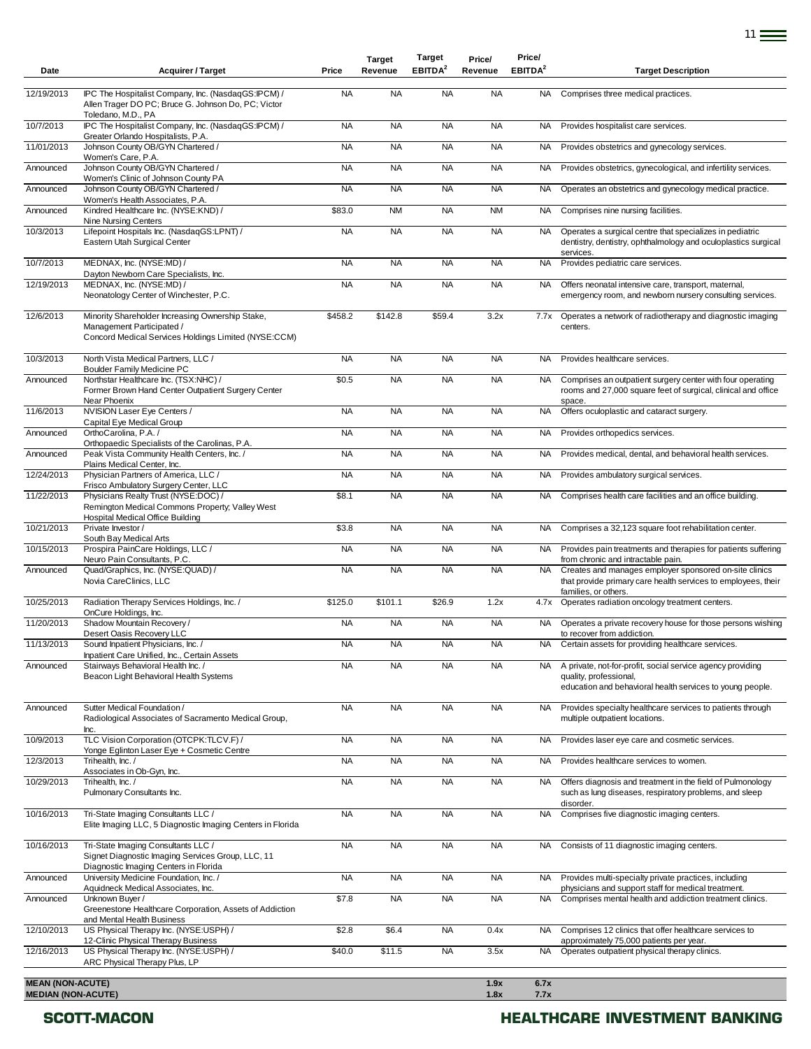| Date | Acquirer / Target | Price | Target Revenue | Target EBITDA[2] | Price/ Revenue | Price/ EBITDA[2] | Target Description |
|---|---|---|---|---|---|---|---|
| 12/19/2013 | IPC The Hospitalist Company, Inc. (NasdaqGS:IPCM) / Allen Trager DO PC; Bruce G. Johnson Do, PC; Victor Toledano, M.D., PA | NA | NA | NA | NA | NA | Comprises three medical practices. |
| 10/7/2013 | IPC The Hospitalist Company, Inc. (NasdaqGS:IPCM) / Greater Orlando Hospitalists, P.A. | NA | NA | NA | NA | NA | Provides hospitalist care services. |
| 11/01/2013 | Johnson County OB/GYN Chartered / Women's Care, P.A. | NA | NA | NA | NA | NA | Provides obstetrics and gynecology services. |
| Announced | Johnson County OB/GYN Chartered / Women's Clinic of Johnson County PA | NA | NA | NA | NA | NA | Provides obstetrics, gynecological, and infertility services. |
| Announced | Johnson County OB/GYN Chartered / Women's Health Associates, P.A. | NA | NA | NA | NA | NA | Operates an obstetrics and gynecology medical practice. |
| Announced | Kindred Healthcare Inc. (NYSE:KND) / Nine Nursing Centers | $83.0 | NM | NA | NM | NA | Comprises nine nursing facilities. |
| 10/3/2013 | Lifepoint Hospitals Inc. (NasdaqGS:LPNT) / Eastern Utah Surgical Center | NA | NA | NA | NA | NA | Operates a surgical centre that specializes in pediatric dentistry, dentistry, ophthalmology and oculoplastics surgical services. |
| 10/7/2013 | MEDNAX, Inc. (NYSE:MD) / Dayton Newborn Care Specialists, Inc. | NA | NA | NA | NA | NA | Provides pediatric care services. |
| 12/19/2013 | MEDNAX, Inc. (NYSE:MD) / Neonatology Center of Winchester, P.C. | NA | NA | NA | NA | NA | Offers neonatal intensive care, transport, maternal, emergency room, and newborn nursery consulting services. |
| 12/6/2013 | Minority Shareholder Increasing Ownership Stake, Management Participated / Concord Medical Services Holdings Limited (NYSE:CCM) | $458.2 | $142.8 | $59.4 | 3.2x | 7.7x | Operates a network of radiotherapy and diagnostic imaging centers. |
| 10/3/2013 | North Vista Medical Partners, LLC / Boulder Family Medicine PC | NA | NA | NA | NA | NA | Provides healthcare services. |
| Announced | Northstar Healthcare Inc. (TSX:NHC) / Former Brown Hand Center Outpatient Surgery Center Near Phoenix | $0.5 | NA | NA | NA | NA | Comprises an outpatient surgery center with four operating rooms and 27,000 square feet of surgical, clinical and office space. |
| 11/6/2013 | NVISION Laser Eye Centers / Capital Eye Medical Group | NA | NA | NA | NA | NA | Offers oculoplastic and cataract surgery. |
| Announced | OrthoCarolina, P.A. / Orthopaedic Specialists of the Carolinas, P.A. | NA | NA | NA | NA | NA | Provides orthopedics services. |
| Announced | Peak Vista Community Health Centers, Inc. / Plains Medical Center, Inc. | NA | NA | NA | NA | NA | Provides medical, dental, and behavioral health services. |
| 12/24/2013 | Physician Partners of America, LLC / Frisco Ambulatory Surgery Center, LLC | NA | NA | NA | NA | NA | Provides ambulatory surgical services. |
| 11/22/2013 | Physicians Realty Trust (NYSE:DOC) / Remington Medical Commons Property; Valley West Hospital Medical Office Building | $8.1 | NA | NA | NA | NA | Comprises health care facilities and an office building. |
| 10/21/2013 | Private Investor / South Bay Medical Arts | $3.8 | NA | NA | NA | NA | Comprises a 32,123 square foot rehabilitation center. |
| 10/15/2013 | Prospira PainCare Holdings, LLC / Neuro Pain Consultants, P.C. | NA | NA | NA | NA | NA | Provides pain treatments and therapies for patients suffering from chronic and intractable pain. |
| Announced | Quad/Graphics, Inc. (NYSE:QUAD) / Novia CareClinics, LLC | NA | NA | NA | NA | NA | Creates and manages employer sponsored on-site clinics that provide primary care health services to employees, their families, or others. |
| 10/25/2013 | Radiation Therapy Services Holdings, Inc. / OnCure Holdings, Inc. | $125.0 | $101.1 | $26.9 | 1.2x | 4.7x | Operates radiation oncology treatment centers. |
| 11/20/2013 | Shadow Mountain Recovery / Desert Oasis Recovery LLC | NA | NA | NA | NA | NA | Operates a private recovery house for those persons wishing to recover from addiction. |
| 11/13/2013 | Sound Inpatient Physicians, Inc. / Inpatient Care Unified, Inc., Certain Assets | NA | NA | NA | NA | NA | Certain assets for providing healthcare services. |
| Announced | Stairways Behavioral Health Inc. / Beacon Light Behavioral Health Systems | NA | NA | NA | NA | NA | A private, not-for-profit, social service agency providing quality, professional, education and behavioral health services to young people. |
| Announced | Sutter Medical Foundation / Radiological Associates of Sacramento Medical Group, Inc. | NA | NA | NA | NA | NA | Provides specialty healthcare services to patients through multiple outpatient locations. |
| 10/9/2013 | TLC Vision Corporation (OTCPK:TLCV.F) / Yonge Eglinton Laser Eye + Cosmetic Centre | NA | NA | NA | NA | NA | Provides laser eye care and cosmetic services. |
| 12/3/2013 | Trihealth, Inc. / Associates in Ob-Gyn, Inc. | NA | NA | NA | NA | NA | Provides healthcare services to women. |
| 10/29/2013 | Trihealth, Inc. / Pulmonary Consultants Inc. | NA | NA | NA | NA | NA | Offers diagnosis and treatment in the field of Pulmonology such as lung diseases, respiratory problems, and sleep disorder. |
| 10/16/2013 | Tri-State Imaging Consultants LLC / Elite Imaging LLC, 5 Diagnostic Imaging Centers in Florida | NA | NA | NA | NA | NA | Comprises five diagnostic imaging centers. |
| 10/16/2013 | Tri-State Imaging Consultants LLC / Signet Diagnostic Imaging Services Group, LLC, 11 Diagnostic Imaging Centers in Florida | NA | NA | NA | NA | NA | Consists of 11 diagnostic imaging centers. |
| Announced | University Medicine Foundation, Inc. / Aquidneck Medical Associates, Inc. | NA | NA | NA | NA | NA | Provides multi-specialty private practices, including physicians and support staff for medical treatment. |
| Announced | Unknown Buyer / Greenestone Healthcare Corporation, Assets of Addiction and Mental Health Business | $7.8 | NA | NA | NA | NA | Comprises mental health and addiction treatment clinics. |
| 12/10/2013 | US Physical Therapy Inc. (NYSE:USPH) / 12-Clinic Physical Therapy Business | $2.8 | $6.4 | NA | 0.4x | NA | Comprises 12 clinics that offer healthcare services to approximately 75,000 patients per year. |
| 12/16/2013 | US Physical Therapy Inc. (NYSE:USPH) / ARC Physical Therapy Plus, LP | $40.0 | $11.5 | NA | 3.5x | NA | Operates outpatient physical therapy clinics. |
| **MEAN (NON-ACUTE)** | | | | | **1.9x** | **6.7x** | |
| **MEDIAN (NON-ACUTE)** | | | | | **1.8x** | **7.7x** | |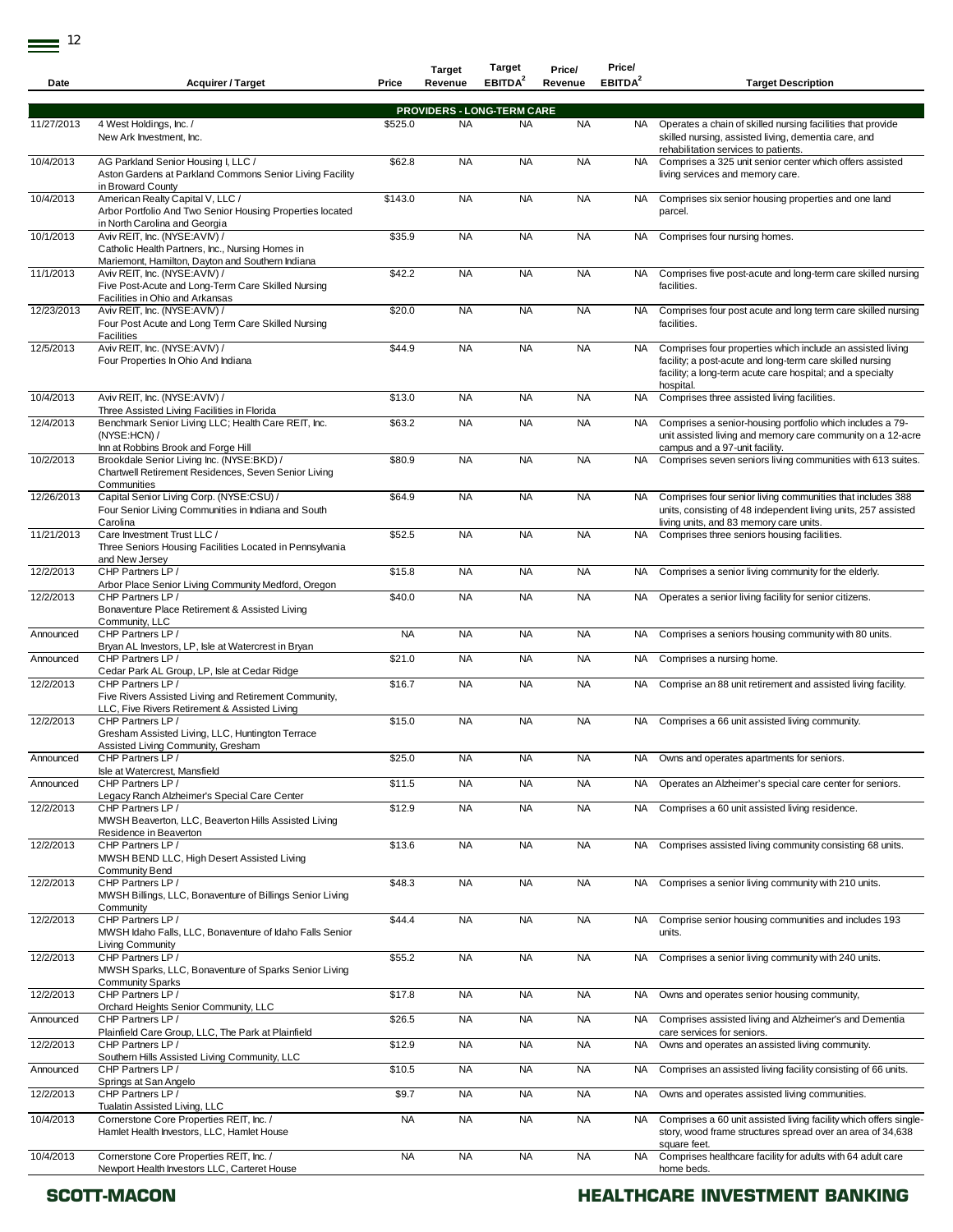| Date | Acquirer / Target | Price | Target Revenue | Target EBITDA[2] | Price/ Revenue | Price/ EBITDA[2] | Target Description |
|---|---|---|---|---|---|---|---|
| | | | **PROVIDERS - LONG-TERM CARE** | | | | |
| 11/27/2013 | 4 West Holdings, Inc. / New Ark Investment, Inc. | $525.0 | NA | NA | NA | NA | Operates a chain of skilled nursing facilities that provide skilled nursing, assisted living, dementia care, and rehabilitation services to patients. |
| 10/4/2013 | AG Parkland Senior Housing I, LLC / Aston Gardens at Parkland Commons Senior Living Facility in Broward County | $62.8 | NA | NA | NA | NA | Comprises a 325 unit senior center which offers assisted living services and memory care. |
| 10/4/2013 | American Realty Capital V, LLC / Arbor Portfolio And Two Senior Housing Properties located in North Carolina and Georgia | $143.0 | NA | NA | NA | NA | Comprises six senior housing properties and one land parcel. |
| 10/1/2013 | Aviv REIT, Inc. (NYSE:AVIV) / Catholic Health Partners, Inc., Nursing Homes in Mariemont, Hamilton, Dayton and Southern Indiana | $35.9 | NA | NA | NA | NA | Comprises four nursing homes. |
| 11/1/2013 | Aviv REIT, Inc. (NYSE:AVIV) / Five Post-Acute and Long-Term Care Skilled Nursing Facilities in Ohio and Arkansas | $42.2 | NA | NA | NA | NA | Comprises five post-acute and long-term care skilled nursing facilities. |
| 12/23/2013 | Aviv REIT, Inc. (NYSE:AVIV) / Four Post Acute and Long Term Care Skilled Nursing Facilities | $20.0 | NA | NA | NA | NA | Comprises four post acute and long term care skilled nursing facilities. |
| 12/5/2013 | Aviv REIT, Inc. (NYSE:AVIV) / Four Properties In Ohio And Indiana | $44.9 | NA | NA | NA | NA | Comprises four properties which include an assisted living facility; a post-acute and long-term care skilled nursing facility; a long-term acute care hospital; and a specialty hospital. |
| 10/4/2013 | Aviv REIT, Inc. (NYSE:AVIV) / Three Assisted Living Facilities in Florida | $13.0 | NA | NA | NA | NA | Comprises three assisted living facilities. |
| 12/4/2013 | Benchmark Senior Living LLC; Health Care REIT, Inc. (NYSE:HCN) / Inn at Robbins Brook and Forge Hill | $63.2 | NA | NA | NA | NA | Comprises a senior-housing portfolio which includes a 79-unit assisted living and memory care community on a 12-acre campus and a 97-unit facility. |
| 10/2/2013 | Brookdale Senior Living Inc. (NYSE:BKD) / Chartwell Retirement Residences, Seven Senior Living Communities | $80.9 | NA | NA | NA | NA | Comprises seven seniors living communities with 613 suites. |
| 12/26/2013 | Capital Senior Living Corp. (NYSE:CSU) / Four Senior Living Communities in Indiana and South Carolina | $64.9 | NA | NA | NA | NA | Comprises four senior living communities that includes 388 units, consisting of 48 independent living units, 257 assisted living units, and 83 memory care units. |
| 11/21/2013 | Care Investment Trust LLC / Three Seniors Housing Facilities Located in Pennsylvania and New Jersey | $52.5 | NA | NA | NA | NA | Comprises three seniors housing facilities. |
| 12/2/2013 | CHP Partners LP / Arbor Place Senior Living Community Medford, Oregon | $15.8 | NA | NA | NA | NA | Comprises a senior living community for the elderly. |
| 12/2/2013 | CHP Partners LP / Bonaventure Place Retirement & Assisted Living Community, LLC | $40.0 | NA | NA | NA | NA | Operates a senior living facility for senior citizens. |
| Announced | CHP Partners LP / Bryan AL Investors, LP, Isle at Watercrest in Bryan | NA | NA | NA | NA | NA | Comprises a seniors housing community with 80 units. |
| Announced | CHP Partners LP / Cedar Park AL Group, LP, Isle at Cedar Ridge | $21.0 | NA | NA | NA | NA | Comprises a nursing home. |
| 12/2/2013 | CHP Partners LP / Five Rivers Assisted Living and Retirement Community, LLC, Five Rivers Retirement & Assisted Living | $16.7 | NA | NA | NA | NA | Comprise an 88 unit retirement and assisted living facility. |
| 12/2/2013 | CHP Partners LP / Gresham Assisted Living, LLC, Huntington Terrace Assisted Living Community, Gresham | $15.0 | NA | NA | NA | NA | Comprises a 66 unit assisted living community. |
| Announced | CHP Partners LP / Isle at Watercrest, Mansfield | $25.0 | NA | NA | NA | NA | Owns and operates apartments for seniors. |
| Announced | CHP Partners LP / Legacy Ranch Alzheimer's Special Care Center | $11.5 | NA | NA | NA | NA | Operates an Alzheimer's special care center for seniors. |
| 12/2/2013 | CHP Partners LP / MWSH Beaverton, LLC, Beaverton Hills Assisted Living Residence in Beaverton | $12.9 | NA | NA | NA | NA | Comprises a 60 unit assisted living residence. |
| 12/2/2013 | CHP Partners LP / MWSH BEND LLC, High Desert Assisted Living Community Bend | $13.6 | NA | NA | NA | NA | Comprises assisted living community consisting 68 units. |
| 12/2/2013 | CHP Partners LP / MWSH Billings, LLC, Bonaventure of Billings Senior Living Community | $48.3 | NA | NA | NA | NA | Comprises a senior living community with 210 units. |
| 12/2/2013 | CHP Partners LP / MWSH Idaho Falls, LLC, Bonaventure of Idaho Falls Senior Living Community | $44.4 | NA | NA | NA | NA | Comprise senior housing communities and includes 193 units. |
| 12/2/2013 | CHP Partners LP / MWSH Sparks, LLC, Bonaventure of Sparks Senior Living Community Sparks | $55.2 | NA | NA | NA | NA | Comprises a senior living community with 240 units. |
| 12/2/2013 | CHP Partners LP / Orchard Heights Senior Community, LLC | $17.8 | NA | NA | NA | NA | Owns and operates senior housing community, |
| Announced | CHP Partners LP / Plainfield Care Group, LLC, The Park at Plainfield | $26.5 | NA | NA | NA | NA | Comprises assisted living and Alzheimer's and Dementia care services for seniors. |
| 12/2/2013 | CHP Partners LP / Southern Hills Assisted Living Community, LLC | $12.9 | NA | NA | NA | NA | Owns and operates an assisted living community. |
| Announced | CHP Partners LP / Springs at San Angelo | $10.5 | NA | NA | NA | NA | Comprises an assisted living facility consisting of 66 units. |
| 12/2/2013 | CHP Partners LP / Tualatin Assisted Living, LLC | $9.7 | NA | NA | NA | NA | Owns and operates assisted living communities. |
| 10/4/2013 | Cornerstone Core Properties REIT, Inc. / Hamlet Health Investors, LLC, Hamlet House | NA | NA | NA | NA | NA | Comprises a 60 unit assisted living facility which offers single-story, wood frame structures spread over an area of 34,638 square feet. |
| 10/4/2013 | Cornerstone Core Properties REIT, Inc. / Newport Health Investors LLC, Carteret House | NA | NA | NA | NA | NA | Comprises healthcare facility for adults with 64 adult care home beds. |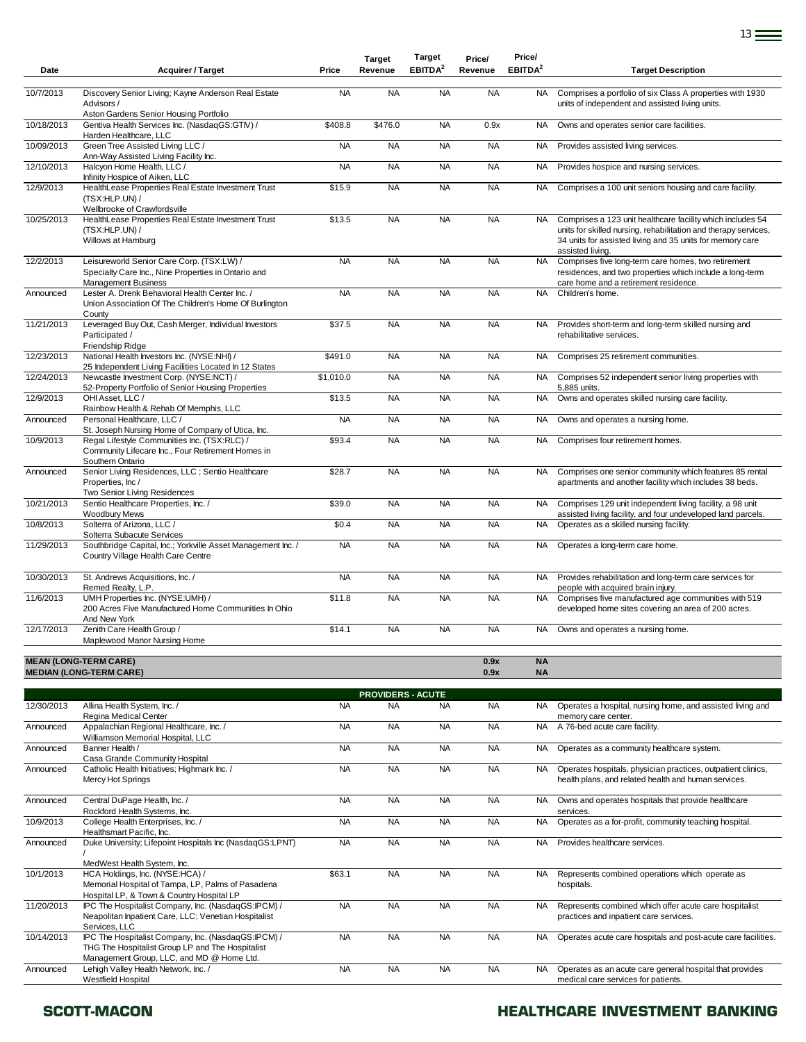| Date | Acquirer / Target | Price | Target Revenue | Target EBITDA[2] | Price/ Revenue | Price/ EBITDA[2] | Target Description |
|---|---|---|---|---|---|---|---|
| 10/7/2013 | Discovery Senior Living; Kayne Anderson Real Estate Advisors / Aston Gardens Senior Housing Portfolio | NA | NA | NA | NA | NA | Comprises a portfolio of six Class A properties with 1930 units of independent and assisted living units. |
| 10/18/2013 | Gentiva Health Services Inc. (NasdaqGS:GTIV) / Harden Healthcare, LLC | $408.8 | $476.0 | NA | 0.9x | NA | Owns and operates senior care facilities. |
| 10/09/2013 | Green Tree Assisted Living LLC / Ann-Way Assisted Living Facility Inc. | NA | NA | NA | NA | NA | Provides assisted living services. |
| 12/10/2013 | Halcyon Home Health, LLC / Infinity Hospice of Aiken, LLC | NA | NA | NA | NA | NA | Provides hospice and nursing services. |
| 12/9/2013 | HealthLease Properties Real Estate Investment Trust (TSX:HLP.UN) / Wellbrooke of Crawfordsville | $15.9 | NA | NA | NA | NA | Comprises a 100 unit seniors housing and care facility. |
| 10/25/2013 | HealthLease Properties Real Estate Investment Trust (TSX:HLP.UN) / Willows at Hamburg | $13.5 | NA | NA | NA | NA | Comprises a 123 unit healthcare facility which includes 54 units for skilled nursing, rehabilitation and therapy services, 34 units for assisted living and 35 units for memory care assisted living. |
| 12/2/2013 | Leisureworld Senior Care Corp. (TSX:LW) / Specialty Care Inc., Nine Properties in Ontario and Management Business | NA | NA | NA | NA | NA | Comprises five long-term care homes, two retirement residences, and two properties which include a long-term care home and a retirement residence. |
| Announced | Lester A. Drenk Behavioral Health Center Inc. / Union Association Of The Children's Home Of Burlington County | NA | NA | NA | NA | NA | Children's home. |
| 11/21/2013 | Leveraged Buy Out, Cash Merger, Individual Investors Participated / Friendship Ridge | $37.5 | NA | NA | NA | NA | Provides short-term and long-term skilled nursing and rehabilitative services. |
| 12/23/2013 | National Health Investors Inc. (NYSE:NHI) / 25 Independent Living Facilities Located In 12 States | $491.0 | NA | NA | NA | NA | Comprises 25 retirement communities. |
| 12/24/2013 | Newcastle Investment Corp. (NYSE:NCT) / 52-Property Portfolio of Senior Housing Properties | $1,010.0 | NA | NA | NA | NA | Comprises 52 independent senior living properties with 5,885 units. |
| 12/9/2013 | OHI Asset, LLC / Rainbow Health & Rehab Of Memphis, LLC | $13.5 | NA | NA | NA | NA | Owns and operates skilled nursing care facility. |
| Announced | Personal Healthcare, LLC / St. Joseph Nursing Home of Company of Utica, Inc. | NA | NA | NA | NA | NA | Owns and operates a nursing home. |
| 10/9/2013 | Regal Lifestyle Communities Inc. (TSX:RLC) / Community Lifecare Inc., Four Retirement Homes in Southern Ontario | $93.4 | NA | NA | NA | NA | Comprises four retirement homes. |
| Announced | Senior Living Residences, LLC ; Sentio Healthcare Properties, Inc / Two Senior Living Residences | $28.7 | NA | NA | NA | NA | Comprises one senior community which features 85 rental apartments and another facility which includes 38 beds. |
| 10/21/2013 | Sentio Healthcare Properties, Inc. / Woodbury Mews | $39.0 | NA | NA | NA | NA | Comprises 129 unit independent living facility, a 98 unit assisted living facility, and four undeveloped land parcels. |
| 10/8/2013 | Solterra of Arizona, LLC / Solterra Subacute Services | $0.4 | NA | NA | NA | NA | Operates as a skilled nursing facility. |
| 11/29/2013 | Southbridge Capital, Inc.; Yorkville Asset Management Inc. / Country Village Health Care Centre | NA | NA | NA | NA | NA | Operates a long-term care home. |
| 10/30/2013 | St. Andrews Acquisitions, Inc. / Remed Realty, L.P. | NA | NA | NA | NA | NA | Provides rehabilitation and long-term care services for people with acquired brain injury. |
| 11/6/2013 | UMH Properties Inc. (NYSE:UMH) / 200 Acres Five Manufactured Home Communities In Ohio And New York | $11.8 | NA | NA | NA | NA | Comprises five manufactured age communities with 519 developed home sites covering an area of 200 acres. |
| 12/17/2013 | Zenith Care Health Group / Maplewood Manor Nursing Home | $14.1 | NA | NA | NA | NA | Owns and operates a nursing home. |
| **MEAN (LONG-TERM CARE)** | | | | | **0.9x** | **NA** | |
| **MEDIAN (LONG-TERM CARE)** | | | | | **0.9x** | **NA** | |
| | | | **PROVIDERS - ACUTE** | | | | |
| 12/30/2013 | Allina Health System, Inc. / Regina Medical Center | NA | NA | NA | NA | NA | Operates a hospital, nursing home, and assisted living and memory care center. |
| Announced | Appalachian Regional Healthcare, Inc. / Williamson Memorial Hospital, LLC | NA | NA | NA | NA | NA | A 76-bed acute care facility. |
| Announced | Banner Health / Casa Grande Community Hospital | NA | NA | NA | NA | NA | Operates as a community healthcare system. |
| Announced | Catholic Health Initiatives; Highmark Inc. / Mercy Hot Springs | NA | NA | NA | NA | NA | Operates hospitals, physician practices, outpatient clinics, health plans, and related health and human services. |
| Announced | Central DuPage Health, Inc. / Rockford Health Systems, Inc. | NA | NA | NA | NA | NA | Owns and operates hospitals that provide healthcare services. |
| 10/9/2013 | College Health Enterprises, Inc. / Healthsmart Pacific, Inc. | NA | NA | NA | NA | NA | Operates as a for-profit, community teaching hospital. |
| Announced | Duke University; Lifepoint Hospitals Inc (NasdaqGS:LPNT) / MedWest Health System, Inc. | NA | NA | NA | NA | NA | Provides healthcare services. |
| 10/1/2013 | HCA Holdings, Inc. (NYSE:HCA) / Memorial Hospital of Tampa, LP, Palms of Pasadena Hospital LP, & Town & Country Hospital LP | $63.1 | NA | NA | NA | NA | Represents combined operations which operate as hospitals. |
| 11/20/2013 | IPC The Hospitalist Company, Inc. (NasdaqGS:IPCM) / Neapolitan Inpatient Care, LLC; Venetian Hospitalist Services, LLC | NA | NA | NA | NA | NA | Represents combined which offer acute care hospitalist practices and inpatient care services. |
| 10/14/2013 | IPC The Hospitalist Company, Inc. (NasdaqGS:IPCM) / THG The Hospitalist Group LP and The Hospitalist Management Group, LLC, and MD @ Home Ltd. | NA | NA | NA | NA | NA | Operates acute care hospitals and post-acute care facilities. |
| Announced | Lehigh Valley Health Network, Inc. / Westfield Hospital | NA | NA | NA | NA | NA | Operates as an acute care general hospital that provides medical care services for patients. |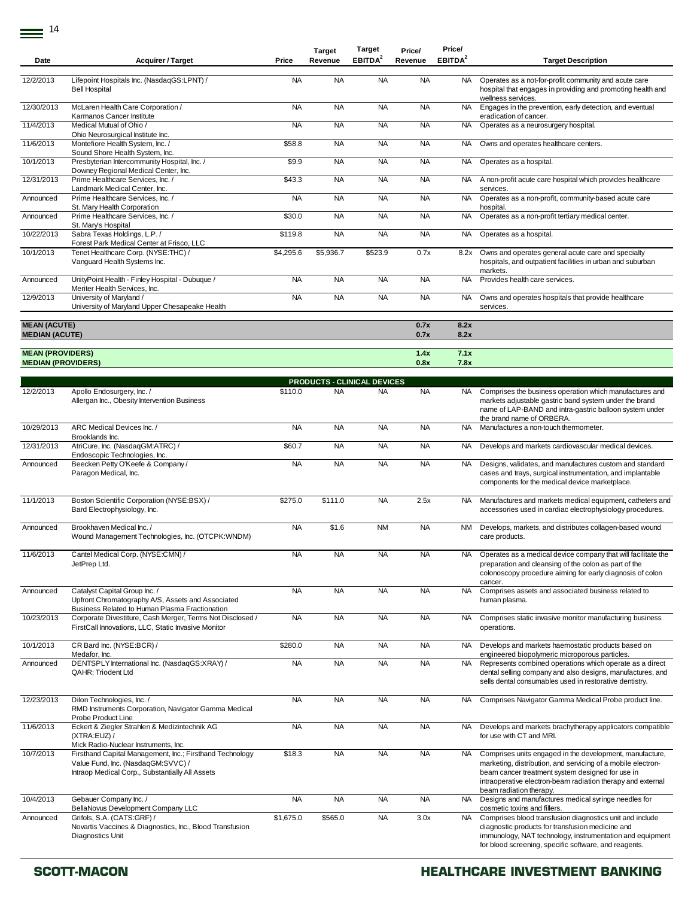| Date | Acquirer / Target | Price | Target Revenue | Target EBITDA[2] | Price/ Revenue | Price/ EBITDA[2] | Target Description |
|---|---|---|---|---|---|---|---|
| 12/2/2013 | Lifepoint Hospitals Inc. (NasdaqGS:LPNT) / Bell Hospital | NA | NA | NA | NA | NA | Operates as a not-for-profit community and acute care hospital that engages in providing and promoting health and wellness services. |
| 12/30/2013 | McLaren Health Care Corporation / Karmanos Cancer Institute | NA | NA | NA | NA | NA | Engages in the prevention, early detection, and eventual eradication of cancer. |
| 11/4/2013 | Medical Mutual of Ohio / Ohio Neurosurgical Institute Inc. | NA | NA | NA | NA | NA | Operates as a neurosurgery hospital. |
| 11/6/2013 | Montefiore Health System, Inc. / Sound Shore Health System, Inc. | $58.8 | NA | NA | NA | NA | Owns and operates healthcare centers. |
| 10/1/2013 | Presbyterian Intercommunity Hospital, Inc. / Downey Regional Medical Center, Inc. | $9.9 | NA | NA | NA | NA | Operates as a hospital. |
| 12/31/2013 | Prime Healthcare Services, Inc. / Landmark Medical Center, Inc. | $43.3 | NA | NA | NA | NA | A non-profit acute care hospital which provides healthcare services. |
| Announced | Prime Healthcare Services, Inc. / St. Mary Health Corporation | NA | NA | NA | NA | NA | Operates as a non-profit, community-based acute care hospital. |
| Announced | Prime Healthcare Services, Inc. / St. Mary's Hospital | $30.0 | NA | NA | NA | NA | Operates as a non-profit tertiary medical center. |
| 10/22/2013 | Sabra Texas Holdings, L.P. / Forest Park Medical Center at Frisco, LLC | $119.8 | NA | NA | NA | NA | Operates as a hospital. |
| 10/1/2013 | Tenet Healthcare Corp. (NYSE:THC) / Vanguard Health Systems Inc. | $4,295.6 | $5,936.7 | $523.9 | 0.7x | 8.2x | Owns and operates general acute care and specialty hospitals, and outpatient facilities in urban and suburban markets. |
| Announced | UnityPoint Health - Finley Hospital - Dubuque / Meriter Health Services, Inc. | NA | NA | NA | NA | NA | Provides health care services. |
| 12/9/2013 | University of Maryland / University of Maryland Upper Chesapeake Health | NA | NA | NA | NA | NA | Owns and operates hospitals that provide healthcare services. |
| **MEAN (ACUTE)** | | | | | **0.7x** | **8.2x** | |
| **MEDIAN (ACUTE)** | | | | | **0.7x** | **8.2x** | |
| **MEAN (PROVIDERS)** | | | | | **1.4x** | **7.1x** | |
| **MEDIAN (PROVIDERS)** | | | | | **0.8x** | **7.8x** | |
| | | | **PRODUCTS - CLINICAL DEVICES** | | | | |
| 12/2/2013 | Apollo Endosurgery, Inc. / Allergan Inc., Obesity Intervention Business | $110.0 | NA | NA | NA | NA | Comprises the business operation which manufactures and markets adjustable gastric band system under the brand name of LAP-BAND and intra-gastric balloon system under the brand name of ORBERA. |
| 10/29/2013 | ARC Medical Devices Inc. / Brooklands Inc. | NA | NA | NA | NA | NA | Manufactures a non-touch thermometer. |
| 12/31/2013 | AtriCure, Inc. (NasdaqGM:ATRC) / Endoscopic Technologies, Inc. | $60.7 | NA | NA | NA | NA | Develops and markets cardiovascular medical devices. |
| Announced | Beecken Petty O'Keefe & Company / Paragon Medical, Inc. | NA | NA | NA | NA | NA | Designs, validates, and manufactures custom and standard cases and trays, surgical instrumentation, and implantable components for the medical device marketplace. |
| 11/1/2013 | Boston Scientific Corporation (NYSE:BSX) / Bard Electrophysiology, Inc. | $275.0 | $111.0 | NA | 2.5x | NA | Manufactures and markets medical equipment, catheters and accessories used in cardiac electrophysiology procedures. |
| Announced | Brookhaven Medical Inc. / Wound Management Technologies, Inc. (OTCPK:WNDM) | NA | $1.6 | NM | NA | NM | Develops, markets, and distributes collagen-based wound care products. |
| 11/6/2013 | Cantel Medical Corp. (NYSE:CMN) / JetPrep Ltd. | NA | NA | NA | NA | NA | Operates as a medical device company that will facilitate the preparation and cleansing of the colon as part of the colonoscopy procedure aiming for early diagnosis of colon cancer. |
| Announced | Catalyst Capital Group Inc. / Upfront Chromatography A/S, Assets and Associated Business Related to Human Plasma Fractionation | NA | NA | NA | NA | NA | Comprises assets and associated business related to human plasma. |
| 10/23/2013 | Corporate Divestiture, Cash Merger, Terms Not Disclosed / FirstCall Innovations, LLC, Static Invasive Monitor | NA | NA | NA | NA | NA | Comprises static invasive monitor manufacturing business operations. |
| 10/1/2013 | CR Bard Inc. (NYSE:BCR) / Medafor, Inc. | $280.0 | NA | NA | NA | NA | Develops and markets haemostatic products based on engineered biopolymeric microporous particles. |
| Announced | DENTSPLY International Inc. (NasdaqGS:XRAY) / QAHR; Triodent Ltd | NA | NA | NA | NA | NA | Represents combined operations which operate as a direct dental selling company and also designs, manufactures, and sells dental consumables used in restorative dentistry. |
| 12/23/2013 | Dilon Technologies, Inc. / RMD Instruments Corporation, Navigator Gamma Medical Probe Product Line | NA | NA | NA | NA | NA | Comprises Navigator Gamma Medical Probe product line. |
| 11/6/2013 | Eckert & Ziegler Strahlen & Medizintechnik AG (XTRA:EUZ) / Mick Radio-Nuclear Instruments, Inc. | NA | NA | NA | NA | NA | Develops and markets brachytherapy applicators compatible for use with CT and MRI. |
| 10/7/2013 | Firsthand Capital Management, Inc.; Firsthand Technology Value Fund, Inc. (NasdaqGM:SVVC) / Intraop Medical Corp., Substantially All Assets | $18.3 | NA | NA | NA | NA | Comprises units engaged in the development, manufacture, marketing, distribution, and servicing of a mobile electron-beam cancer treatment system designed for use in intraoperative electron-beam radiation therapy and external beam radiation therapy. |
| 10/4/2013 | Gebauer Company Inc. / BellaNovus Development Company LLC | NA | NA | NA | NA | NA | Designs and manufactures medical syringe needles for cosmetic toxins and fillers. |
| Announced | Grifols, S.A. (CATS:GRF) / Novartis Vaccines & Diagnostics, Inc., Blood Transfusion Diagnostics Unit | $1,675.0 | $565.0 | NA | 3.0x | NA | Comprises blood transfusion diagnostics unit and include diagnostic products for transfusion medicine and immunology, NAT technology, instrumentation and equipment for blood screening, specific software, and reagents. |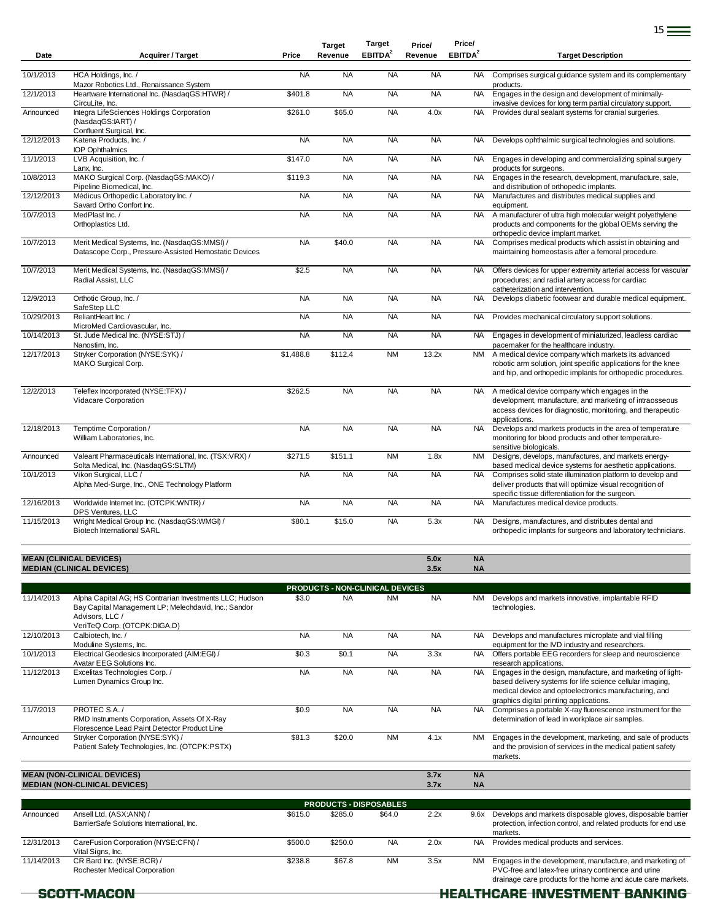| Date | Acquirer / Target | Price | Target Revenue | Target EBITDA[2] | Price/ Revenue | Price/ EBITDA[2] | Target Description |
|---|---|---|---|---|---|---|---|
| 10/1/2013 | HCA Holdings, Inc. / Mazor Robotics Ltd., Renaissance System | NA | NA | NA | NA | NA | Comprises surgical guidance system and its complementary products. |
| 12/1/2013 | Heartware International Inc. (NasdaqGS:HTWR) / CircuLite, Inc. | $401.8 | NA | NA | NA | NA | Engages in the design and development of minimally-invasive devices for long term partial circulatory support. |
| Announced | Integra LifeSciences Holdings Corporation (NasdaqGS:IART) / Confluent Surgical, Inc. | $261.0 | $65.0 | NA | 4.0x | NA | Provides dural sealant systems for cranial surgeries. |
| 12/12/2013 | Katena Products, Inc. / IOP Ophthalmics | NA | NA | NA | NA | NA | Develops ophthalmic surgical technologies and solutions. |
| 11/1/2013 | LVB Acquisition, Inc. / Lanx, Inc. | $147.0 | NA | NA | NA | NA | Engages in developing and commercializing spinal surgery products for surgeons. |
| 10/8/2013 | MAKO Surgical Corp. (NasdaqGS:MAKO) / Pipeline Biomedical, Inc. | $119.3 | NA | NA | NA | NA | Engages in the research, development, manufacture, sale, and distribution of orthopedic implants. |
| 12/12/2013 | Médicus Orthopedic Laboratory Inc. / Savard Ortho Confort Inc. | NA | NA | NA | NA | NA | Manufactures and distributes medical supplies and equipment. |
| 10/7/2013 | MedPlast Inc. / Orthoplastics Ltd. | NA | NA | NA | NA | NA | A manufacturer of ultra high molecular weight polyethylene products and components for the global OEMs serving the orthopedic device implant market. |
| 10/7/2013 | Merit Medical Systems, Inc. (NasdaqGS:MMSI) / Datascope Corp., Pressure-Assisted Hemostatic Devices | NA | $40.0 | NA | NA | NA | Comprises medical products which assist in obtaining and maintaining homeostasis after a femoral procedure. |
| 10/7/2013 | Merit Medical Systems, Inc. (NasdaqGS:MMSI) / Radial Assist, LLC | $2.5 | NA | NA | NA | NA | Offers devices for upper extremity arterial access for vascular procedures; and radial artery access for cardiac catheterization and intervention. |
| 12/9/2013 | Orthotic Group, Inc. / SafeStep LLC | NA | NA | NA | NA | NA | Develops diabetic footwear and durable medical equipment. |
| 10/29/2013 | ReliantHeart Inc. / MicroMed Cardiovascular, Inc. | NA | NA | NA | NA | NA | Provides mechanical circulatory support solutions. |
| 10/14/2013 | St. Jude Medical Inc. (NYSE:STJ) / Nanostim, Inc. | NA | NA | NA | NA | NA | Engages in development of miniaturized, leadless cardiac pacemaker for the healthcare industry. |
| 12/17/2013 | Stryker Corporation (NYSE:SYK) / MAKO Surgical Corp. | $1,488.8 | $112.4 | NM | 13.2x | NM | A medical device company which markets its advanced robotic arm solution, joint specific applications for the knee and hip, and orthopedic implants for orthopedic procedures. |
| 12/2/2013 | Teleflex Incorporated (NYSE:TFX) / Vidacare Corporation | $262.5 | NA | NA | NA | NA | A medical device company which engages in the development, manufacture, and marketing of intraosseous access devices for diagnostic, monitoring, and therapeutic applications. |
| 12/18/2013 | Temptime Corporation / William Laboratories, Inc. | NA | NA | NA | NA | NA | Develops and markets products in the area of temperature monitoring for blood products and other temperature-sensitive biologicals. |
| Announced | Valeant Pharmaceuticals International, Inc. (TSX:VRX) / Solta Medical, Inc. (NasdaqGS:SLTM) | $271.5 | $151.1 | NM | 1.8x | NM | Designs, develops, manufactures, and markets energy-based medical device systems for aesthetic applications. |
| 10/1/2013 | Vikon Surgical, LLC / Alpha Med-Surge, Inc., ONE Technology Platform | NA | NA | NA | NA | NA | Comprises solid state illumination platform to develop and deliver products that will optimize visual recognition of specific tissue differentiation for the surgeon. |
| 12/16/2013 | Worldwide Internet Inc. (OTCPK:WNTR) / DPS Ventures, LLC | NA | NA | NA | NA | NA | Manufactures medical device products. |
| 11/15/2013 | Wright Medical Group Inc. (NasdaqGS:WMGI) / Biotech International SARL | $80.1 | $15.0 | NA | 5.3x | NA | Designs, manufactures, and distributes dental and orthopedic implants for surgeons and laboratory technicians. |
| **MEAN (CLINICAL DEVICES)** | | | | | **5.0x** | **NA** | |
| **MEDIAN (CLINICAL DEVICES)** | | | | | **3.5x** | **NA** | |
| | | | **PRODUCTS - NON-CLINICAL DEVICES** | | | | |
| 11/14/2013 | Alpha Capital AG; HS Contrarian Investments LLC; Hudson Bay Capital Management LP; Melechdavid, Inc.; Sandor Advisors, LLC / VeriTeQ Corp. (OTCPK:DIGA.D) | $3.0 | NA | NM | NA | NM | Develops and markets innovative, implantable RFID technologies. |
| 12/10/2013 | Calbiotech, Inc. / Moduline Systems, Inc. | NA | NA | NA | NA | NA | Develops and manufactures microplate and vial filling equipment for the IVD industry and researchers. |
| 10/1/2013 | Electrical Geodesics Incorporated (AIM:EGI) / Avatar EEG Solutions Inc. | $0.3 | $0.1 | NA | 3.3x | NA | Offers portable EEG recorders for sleep and neuroscience research applications. |
| 11/12/2013 | Excelitas Technologies Corp. / Lumen Dynamics Group Inc. | NA | NA | NA | NA | NA | Engages in the design, manufacture, and marketing of light-based delivery systems for life science cellular imaging, medical device and optoelectronics manufacturing, and graphics digital printing applications. |
| 11/7/2013 | PROTEC S.A. / RMD Instruments Corporation, Assets Of X-Ray Florescence Lead Paint Detector Product Line | $0.9 | NA | NA | NA | NA | Comprises a portable X-ray fluorescence instrument for the determination of lead in workplace air samples. |
| Announced | Stryker Corporation (NYSE:SYK) / Patient Safety Technologies, Inc. (OTCPK:PSTX) | $81.3 | $20.0 | NM | 4.1x | NM | Engages in the development, marketing, and sale of products and the provision of services in the medical patient safety markets. |
| **MEAN (NON-CLINICAL DEVICES)** | | | | | **3.7x** | **NA** | |
| **MEDIAN (NON-CLINICAL DEVICES)** | | | | | **3.7x** | **NA** | |
| | | | **PRODUCTS - DISPOSABLES** | | | | |
| Announced | Ansell Ltd. (ASX:ANN) / BarrierSafe Solutions International, Inc. | $615.0 | $285.0 | $64.0 | 2.2x | 9.6x | Develops and markets disposable gloves, disposable barrier protection, infection control, and related products for end use markets. |
| 12/31/2013 | CareFusion Corporation (NYSE:CFN) / Vital Signs, Inc. | $500.0 | $250.0 | NA | 2.0x | NA | Provides medical products and services. |
| 11/14/2013 | CR Bard Inc. (NYSE:BCR) / Rochester Medical Corporation | $238.8 | $67.8 | NM | 3.5x | NM | Engages in the development, manufacture, and marketing of PVC-free and latex-free urinary continence and urine drainage care products for the home and acute care markets. |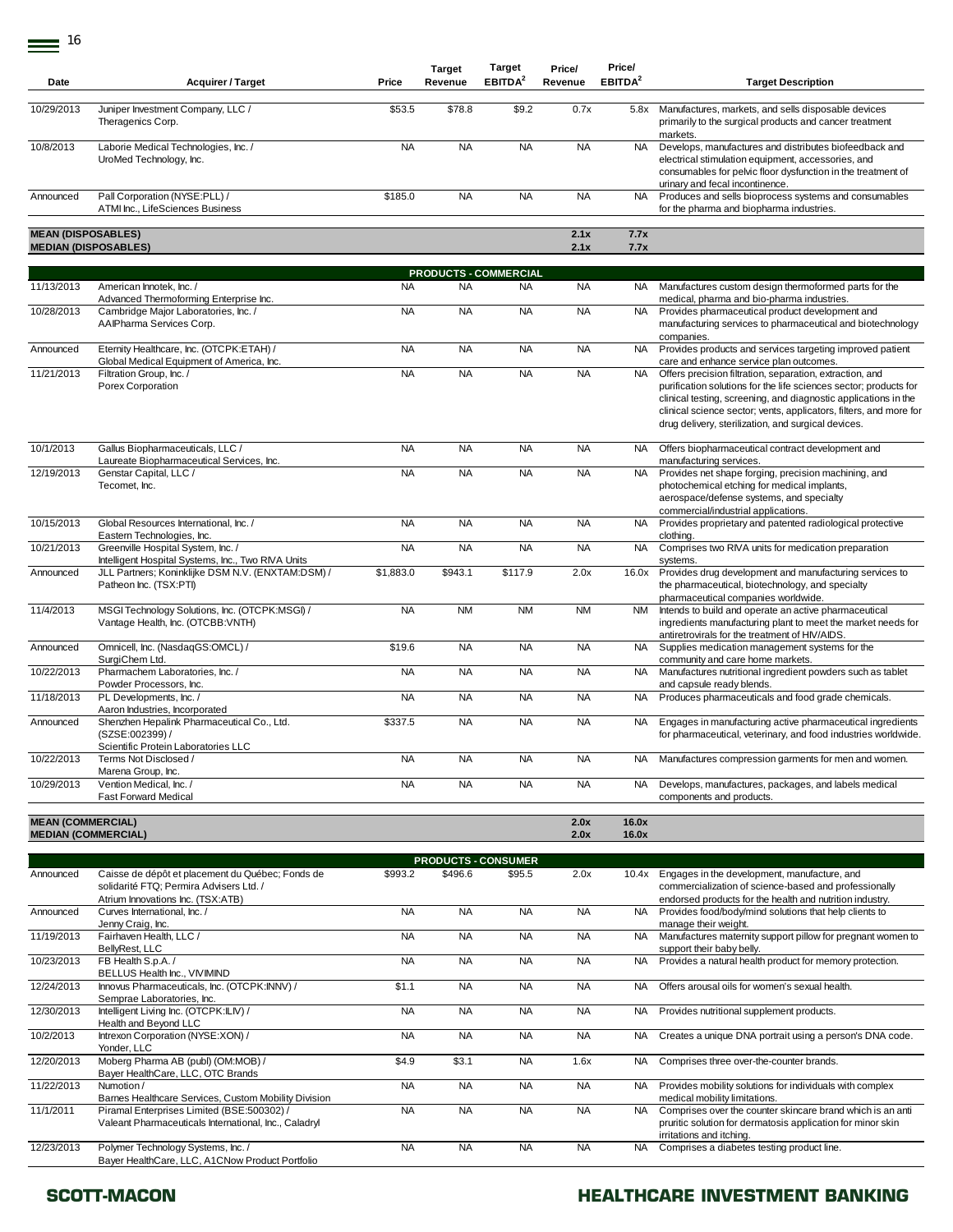| Date | Acquirer / Target | Price | Target Revenue | Target EBITDA[2] | Price/ Revenue | Price/ EBITDA[2] | Target Description |
|---|---|---|---|---|---|---|---|
| 10/29/2013 | Juniper Investment Company, LLC / Theragenics Corp. | $53.5 | $78.8 | $9.2 | 0.7x | 5.8x | Manufactures, markets, and sells disposable devices primarily to the surgical products and cancer treatment markets. |
| 10/8/2013 | Laborie Medical Technologies, Inc. / UroMed Technology, Inc. | NA | NA | NA | NA | NA | Develops, manufactures and distributes biofeedback and electrical stimulation equipment, accessories, and consumables for pelvic floor dysfunction in the treatment of urinary and fecal incontinence. |
| Announced | Pall Corporation (NYSE:PLL) / ATMI Inc., LifeSciences Business | $185.0 | NA | NA | NA | NA | Produces and sells bioprocess systems and consumables for the pharma and biopharma industries. |
| **MEAN (DISPOSABLES)** | | | | | **2.1x** | **7.7x** | |
| **MEDIAN (DISPOSABLES)** | | | | | **2.1x** | **7.7x** | |
| | | | **PRODUCTS - COMMERCIAL** | | | | |
| 11/13/2013 | American Innotek, Inc. / Advanced Thermoforming Enterprise Inc. | NA | NA | NA | NA | NA | Manufactures custom design thermoformed parts for the medical, pharma and bio-pharma industries. |
| 10/28/2013 | Cambridge Major Laboratories, Inc. / AAIPharma Services Corp. | NA | NA | NA | NA | NA | Provides pharmaceutical product development and manufacturing services to pharmaceutical and biotechnology companies. |
| Announced | Eternity Healthcare, Inc. (OTCPK:ETAH) / Global Medical Equipment of America, Inc. | NA | NA | NA | NA | NA | Provides products and services targeting improved patient care and enhance service plan outcomes. |
| 11/21/2013 | Filtration Group, Inc. / Porex Corporation | NA | NA | NA | NA | NA | Offers precision filtration, separation, extraction, and purification solutions for the life sciences sector; products for clinical testing, screening, and diagnostic applications in the clinical science sector; vents, applicators, filters, and more for drug delivery, sterilization, and surgical devices. |
| 10/1/2013 | Gallus Biopharmaceuticals, LLC / Laureate Biopharmaceutical Services, Inc. | NA | NA | NA | NA | NA | Offers biopharmaceutical contract development and manufacturing services. |
| 12/19/2013 | Genstar Capital, LLC / Tecomet, Inc. | NA | NA | NA | NA | NA | Provides net shape forging, precision machining, and photochemical etching for medical implants, aerospace/defense systems, and specialty commercial/industrial applications. |
| 10/15/2013 | Global Resources International, Inc. / Eastern Technologies, Inc. | NA | NA | NA | NA | NA | Provides proprietary and patented radiological protective clothing. |
| 10/21/2013 | Greenville Hospital System, Inc. / Intelligent Hospital Systems, Inc., Two RIVA Units | NA | NA | NA | NA | NA | Comprises two RIVA units for medication preparation systems. |
| Announced | JLL Partners; Koninklijke DSM N.V. (ENXTAM:DSM) / Patheon Inc. (TSX:PTI) | $1,883.0 | $943.1 | $117.9 | 2.0x | 16.0x | Provides drug development and manufacturing services to the pharmaceutical, biotechnology, and specialty pharmaceutical companies worldwide. |
| 11/4/2013 | MSGI Technology Solutions, Inc. (OTCPK:MSGI) / Vantage Health, Inc. (OTCBB:VNTH) | NA | NM | NM | NM | NM | Intends to build and operate an active pharmaceutical ingredients manufacturing plant to meet the market needs for antiretrovirals for the treatment of HIV/AIDS. |
| Announced | Omnicell, Inc. (NasdaqGS:OMCL) / SurgiChem Ltd. | $19.6 | NA | NA | NA | NA | Supplies medication management systems for the community and care home markets. |
| 10/22/2013 | Pharmachem Laboratories, Inc. / Powder Processors, Inc. | NA | NA | NA | NA | NA | Manufactures nutritional ingredient powders such as tablet and capsule ready blends. |
| 11/18/2013 | PL Developments, Inc. / Aaron Industries, Incorporated | NA | NA | NA | NA | NA | Produces pharmaceuticals and food grade chemicals. |
| Announced | Shenzhen Hepalink Pharmaceutical Co., Ltd. (SZSE:002399) / Scientific Protein Laboratories LLC | $337.5 | NA | NA | NA | NA | Engages in manufacturing active pharmaceutical ingredients for pharmaceutical, veterinary, and food industries worldwide. |
| 10/22/2013 | Terms Not Disclosed / Marena Group, Inc. | NA | NA | NA | NA | NA | Manufactures compression garments for men and women. |
| 10/29/2013 | Vention Medical, Inc. / Fast Forward Medical | NA | NA | NA | NA | NA | Develops, manufactures, packages, and labels medical components and products. |
| **MEAN (COMMERCIAL)** | | | | | **2.0x** | **16.0x** | |
| **MEDIAN (COMMERCIAL)** | | | | | **2.0x** | **16.0x** | |
| | | | **PRODUCTS - CONSUMER** | | | | |
| Announced | Caisse de dépôt et placement du Québec; Fonds de solidarité FTQ; Permira Advisers Ltd. / Atrium Innovations Inc. (TSX:ATB) | $993.2 | $496.6 | $95.5 | 2.0x | 10.4x | Engages in the development, manufacture, and commercialization of science-based and professionally endorsed products for the health and nutrition industry. |
| Announced | Curves International, Inc. / Jenny Craig, Inc. | NA | NA | NA | NA | NA | Provides food/body/mind solutions that help clients to manage their weight. |
| 11/19/2013 | Fairhaven Health, LLC / BellyRest, LLC | NA | NA | NA | NA | NA | Manufactures maternity support pillow for pregnant women to support their baby belly. |
| 10/23/2013 | FB Health S.p.A. / BELLUS Health Inc., VIVIMIND | NA | NA | NA | NA | NA | Provides a natural health product for memory protection. |
| 12/24/2013 | Innovus Pharmaceuticals, Inc. (OTCPK:INNV) / Semprae Laboratories, Inc. | $1.1 | NA | NA | NA | NA | Offers arousal oils for women's sexual health. |
| 12/30/2013 | Intelligent Living Inc. (OTCPK:ILIV) / Health and Beyond LLC | NA | NA | NA | NA | NA | Provides nutritional supplement products. |
| 10/2/2013 | Intrexon Corporation (NYSE:XON) / Yonder, LLC | NA | NA | NA | NA | NA | Creates a unique DNA portrait using a person's DNA code. |
| 12/20/2013 | Moberg Pharma AB (publ) (OM:MOB) / Bayer HealthCare, LLC, OTC Brands | $4.9 | $3.1 | NA | 1.6x | NA | Comprises three over-the-counter brands. |
| 11/22/2013 | Numotion / Barnes Healthcare Services, Custom Mobility Division | NA | NA | NA | NA | NA | Provides mobility solutions for individuals with complex medical mobility limitations. |
| 11/1/2011 | Piramal Enterprises Limited (BSE:500302) / Valeant Pharmaceuticals International, Inc., Caladryl | NA | NA | NA | NA | NA | Comprises over the counter skincare brand which is an anti pruritic solution for dermatosis application for minor skin irritations and itching. |
| 12/23/2013 | Polymer Technology Systems, Inc. / Bayer HealthCare, LLC, A1CNow Product Portfolio | NA | NA | NA | NA | NA | Comprises a diabetes testing product line. |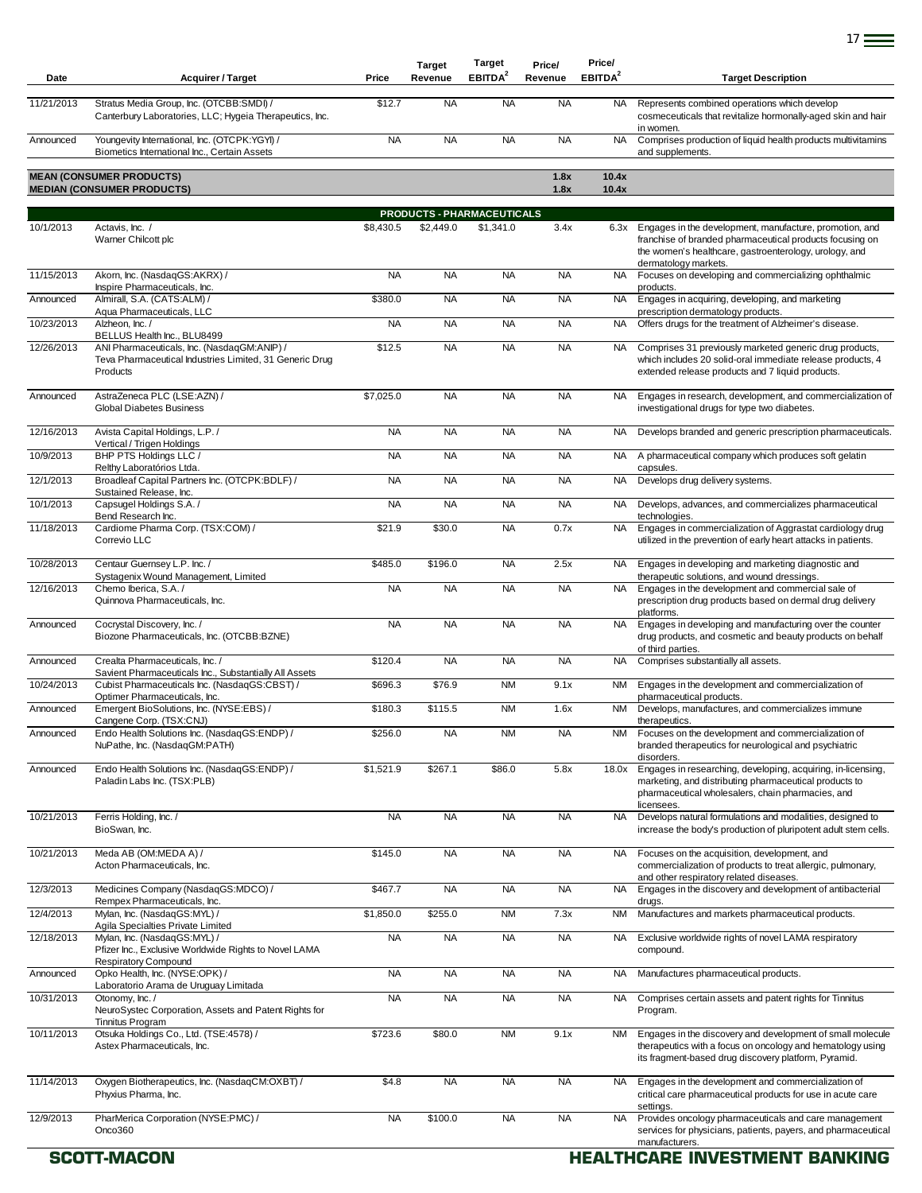| Date | Acquirer / Target | Price | Target Revenue | Target EBITDA[2] | Price/ Revenue | Price/ EBITDA[2] | Target Description |
|---|---|---|---|---|---|---|---|
| 11/21/2013 | Stratus Media Group, Inc. (OTCBB:SMDI) / Canterbury Laboratories, LLC; Hygeia Therapeutics, Inc. | $12.7 | NA | NA | NA | NA | Represents combined operations which develop cosmeceuticals that revitalize hormonally-aged skin and hair in women. |
| Announced | Youngevity International, Inc. (OTCPK:YGYI) / Biometics International Inc., Certain Assets | NA | NA | NA | NA | NA | Comprises production of liquid health products multivitamins and supplements. |
| **MEAN (CONSUMER PRODUCTS)** | | | | | **1.8x** | **10.4x** | |
| **MEDIAN (CONSUMER PRODUCTS)** | | | | | **1.8x** | **10.4x** | |
| | | | **PRODUCTS - PHARMACEUTICALS** | | | | |
| 10/1/2013 | Actavis, Inc. / Warner Chilcott plc | $8,430.5 | $2,449.0 | $1,341.0 | 3.4x | 6.3x | Engages in the development, manufacture, promotion, and franchise of branded pharmaceutical products focusing on the women's healthcare, gastroenterology, urology, and dermatology markets. |
| 11/15/2013 | Akorn, Inc. (NasdaqGS:AKRX) / Inspire Pharmaceuticals, Inc. | NA | NA | NA | NA | NA | Focuses on developing and commercializing ophthalmic products. |
| Announced | Almirall, S.A. (CATS:ALM) / Aqua Pharmaceuticals, LLC | $380.0 | NA | NA | NA | NA | Engages in acquiring, developing, and marketing prescription dermatology products. |
| 10/23/2013 | Alzheon, Inc. / BELLUS Health Inc., BLU8499 | NA | NA | NA | NA | NA | Offers drugs for the treatment of Alzheimer's disease. |
| 12/26/2013 | ANI Pharmaceuticals, Inc. (NasdaqGM:ANIP) / Teva Pharmaceutical Industries Limited, 31 Generic Drug Products | $12.5 | NA | NA | NA | NA | Comprises 31 previously marketed generic drug products, which includes 20 solid-oral immediate release products, 4 extended release products and 7 liquid products. |
| Announced | AstraZeneca PLC (LSE:AZN) / Global Diabetes Business | $7,025.0 | NA | NA | NA | NA | Engages in research, development, and commercialization of investigational drugs for type two diabetes. |
| 12/16/2013 | Avista Capital Holdings, L.P. / Vertical / Trigen Holdings | NA | NA | NA | NA | NA | Develops branded and generic prescription pharmaceuticals. |
| 10/9/2013 | BHP PTS Holdings LLC / Relthy Laboratórios Ltda. | NA | NA | NA | NA | NA | A pharmaceutical company which produces soft gelatin capsules. |
| 12/1/2013 | Broadleaf Capital Partners Inc. (OTCPK:BDLF) / Sustained Release, Inc. | NA | NA | NA | NA | NA | Develops drug delivery systems. |
| 10/1/2013 | Capsugel Holdings S.A. / Bend Research Inc. | NA | NA | NA | NA | NA | Develops, advances, and commercializes pharmaceutical technologies. |
| 11/18/2013 | Cardiome Pharma Corp. (TSX:COM) / Correvio LLC | $21.9 | $30.0 | NA | 0.7x | NA | Engages in commercialization of Aggrastat cardiology drug utilized in the prevention of early heart attacks in patients. |
| 10/28/2013 | Centaur Guernsey L.P. Inc. / Systagenix Wound Management, Limited | $485.0 | $196.0 | NA | 2.5x | NA | Engages in developing and marketing diagnostic and therapeutic solutions, and wound dressings. |
| 12/16/2013 | Chemo Iberica, S.A. / Quinnova Pharmaceuticals, Inc. | NA | NA | NA | NA | NA | Engages in the development and commercial sale of prescription drug products based on dermal drug delivery platforms. |
| Announced | Cocrystal Discovery, Inc. / Biozone Pharmaceuticals, Inc. (OTCBB:BZNE) | NA | NA | NA | NA | NA | Engages in developing and manufacturing over the counter drug products, and cosmetic and beauty products on behalf of third parties. |
| Announced | Crealta Pharmaceuticals, Inc. / Savient Pharmaceuticals Inc., Substantially All Assets | $120.4 | NA | NA | NA | NA | Comprises substantially all assets. |
| 10/24/2013 | Cubist Pharmaceuticals Inc. (NasdaqGS:CBST) / Optimer Pharmaceuticals, Inc. | $696.3 | $76.9 | NM | 9.1x | NM | Engages in the development and commercialization of pharmaceutical products. |
| Announced | Emergent BioSolutions, Inc. (NYSE:EBS) / Cangene Corp. (TSX:CNJ) | $180.3 | $115.5 | NM | 1.6x | NM | Develops, manufactures, and commercializes immune therapeutics. |
| Announced | Endo Health Solutions Inc. (NasdaqGS:ENDP) / NuPathe, Inc. (NasdaqGM:PATH) | $256.0 | NA | NM | NA | NM | Focuses on the development and commercialization of branded therapeutics for neurological and psychiatric disorders. |
| Announced | Endo Health Solutions Inc. (NasdaqGS:ENDP) / Paladin Labs Inc. (TSX:PLB) | $1,521.9 | $267.1 | $86.0 | 5.8x | 18.0x | Engages in researching, developing, acquiring, in-licensing, marketing, and distributing pharmaceutical products to pharmaceutical wholesalers, chain pharmacies, and licensees. |
| 10/21/2013 | Ferris Holding, Inc. / BioSwan, Inc. | NA | NA | NA | NA | NA | Develops natural formulations and modalities, designed to increase the body's production of pluripotent adult stem cells. |
| 10/21/2013 | Meda AB (OM:MEDA A) / Acton Pharmaceuticals, Inc. | $145.0 | NA | NA | NA | NA | Focuses on the acquisition, development, and commercialization of products to treat allergic, pulmonary, and other respiratory related diseases. |
| 12/3/2013 | Medicines Company (NasdaqGS:MDCO) / Rempex Pharmaceuticals, Inc. | $467.7 | NA | NA | NA | NA | Engages in the discovery and development of antibacterial drugs. |
| 12/4/2013 | Mylan, Inc. (NasdaqGS:MYL) / Agila Specialties Private Limited | $1,850.0 | $255.0 | NM | 7.3x | NM | Manufactures and markets pharmaceutical products. |
| 12/18/2013 | Mylan, Inc. (NasdaqGS:MYL) / Pfizer Inc., Exclusive Worldwide Rights to Novel LAMA Respiratory Compound | NA | NA | NA | NA | NA | Exclusive worldwide rights of novel LAMA respiratory compound. |
| Announced | Opko Health, Inc. (NYSE:OPK) / Laboratorio Arama de Uruguay Limitada | NA | NA | NA | NA | NA | Manufactures pharmaceutical products. |
| 10/31/2013 | Otonomy, Inc. / NeuroSystec Corporation, Assets and Patent Rights for Tinnitus Program | NA | NA | NA | NA | NA | Comprises certain assets and patent rights for Tinnitus Program. |
| 10/11/2013 | Otsuka Holdings Co., Ltd. (TSE:4578) / Astex Pharmaceuticals, Inc. | $723.6 | $80.0 | NM | 9.1x | NM | Engages in the discovery and development of small molecule therapeutics with a focus on oncology and hematology using its fragment-based drug discovery platform, Pyramid. |
| 11/14/2013 | Oxygen Biotherapeutics, Inc. (NasdaqCM:OXBT) / Phyxius Pharma, Inc. | $4.8 | NA | NA | NA | NA | Engages in the development and commercialization of critical care pharmaceutical products for use in acute care settings. |
| 12/9/2013 | PharMerica Corporation (NYSE:PMC) / Onco360 | NA | $100.0 | NA | NA | NA | Provides oncology pharmaceuticals and care management services for physicians, patients, payers, and pharmaceutical manufacturers. |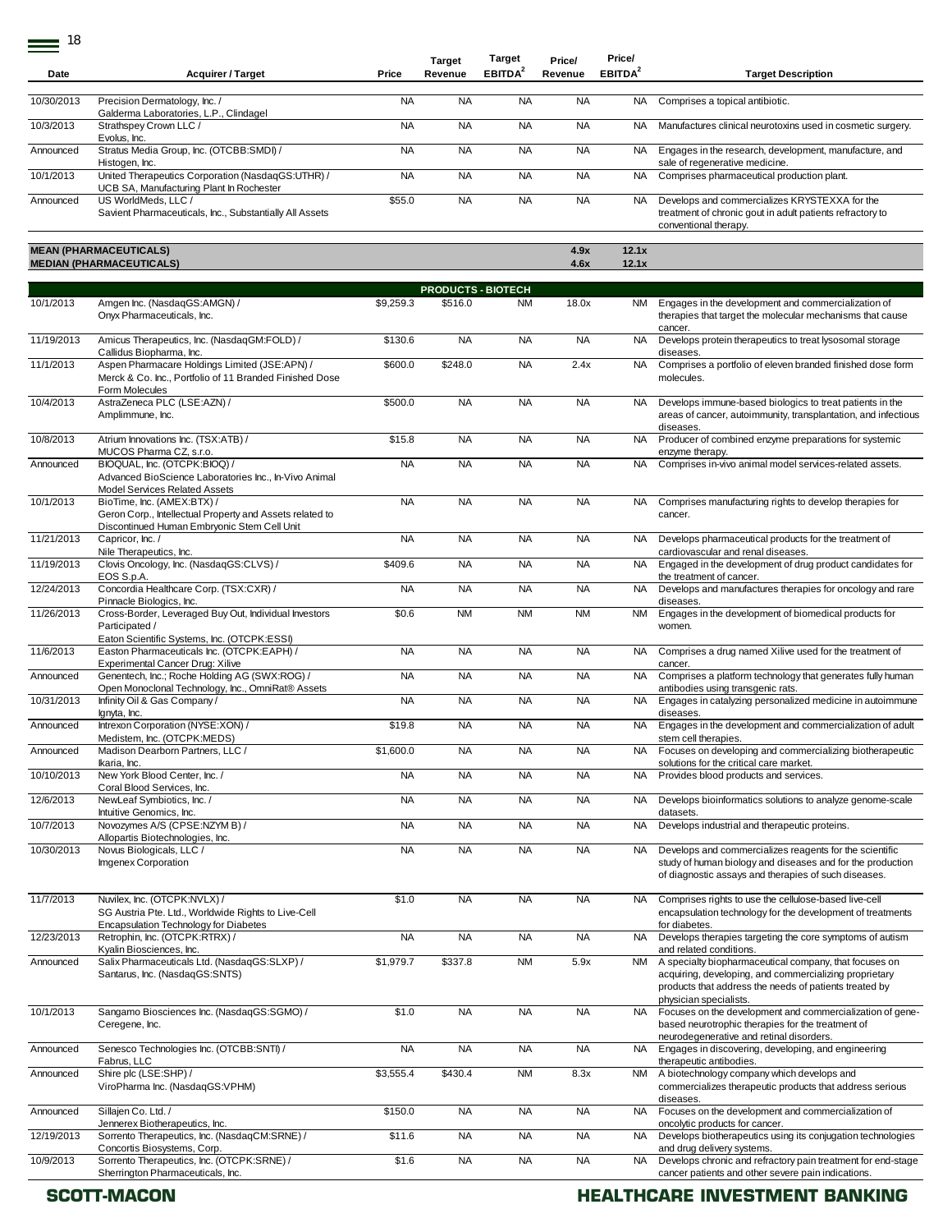| Date | Acquirer / Target | Price | Target Revenue | Target EBITDA[2] | Price/ Revenue | Price/ EBITDA[2] | Target Description |
|---|---|---|---|---|---|---|---|
| 10/30/2013 | Precision Dermatology, Inc. / Galderma Laboratories, L.P., Clindagel | NA | NA | NA | NA | NA | Comprises a topical antibiotic. |
| 10/3/2013 | Strathspey Crown LLC / Evolus, Inc. | NA | NA | NA | NA | NA | Manufactures clinical neurotoxins used in cosmetic surgery. |
| Announced | Stratus Media Group, Inc. (OTCBB:SMDI) / Histogen, Inc. | NA | NA | NA | NA | NA | Engages in the research, development, manufacture, and sale of regenerative medicine. |
| 10/1/2013 | United Therapeutics Corporation (NasdaqGS:UTHR) / UCB SA, Manufacturing Plant In Rochester | NA | NA | NA | NA | NA | Comprises pharmaceutical production plant. |
| Announced | US WorldMeds, LLC / Savient Pharmaceuticals, Inc., Substantially All Assets | $55.0 | NA | NA | NA | NA | Develops and commercializes KRYSTEXXA for the treatment of chronic gout in adult patients refractory to conventional therapy. |
| **MEAN (PHARMACEUTICALS)** | | | | | **4.9x** | **12.1x** | |
| **MEDIAN (PHARMACEUTICALS)** | | | | | **4.6x** | **12.1x** | |
| | | | **PRODUCTS - BIOTECH** | | | | |
| 10/1/2013 | Amgen Inc. (NasdaqGS:AMGN) / Onyx Pharmaceuticals, Inc. | $9,259.3 | $516.0 | NM | 18.0x | NM | Engages in the development and commercialization of therapies that target the molecular mechanisms that cause cancer. |
| 11/19/2013 | Amicus Therapeutics, Inc. (NasdaqGM:FOLD) / Callidus Biopharma, Inc. | $130.6 | NA | NA | NA | NA | Develops protein therapeutics to treat lysosomal storage diseases. |
| 11/1/2013 | Aspen Pharmacare Holdings Limited (JSE:APN) / Merck & Co. Inc., Portfolio of 11 Branded Finished Dose Form Molecules | $600.0 | $248.0 | NA | 2.4x | NA | Comprises a portfolio of eleven branded finished dose form molecules. |
| 10/4/2013 | AstraZeneca PLC (LSE:AZN) / Amplimmune, Inc. | $500.0 | NA | NA | NA | NA | Develops immune-based biologics to treat patients in the areas of cancer, autoimmunity, transplantation, and infectious diseases. |
| 10/8/2013 | Atrium Innovations Inc. (TSX:ATB) / MUCOS Pharma CZ, s.r.o. | $15.8 | NA | NA | NA | NA | Producer of combined enzyme preparations for systemic enzyme therapy. |
| Announced | BIOQUAL, Inc. (OTCPK:BIOQ) / Advanced BioScience Laboratories Inc., In-Vivo Animal Model Services Related Assets | NA | NA | NA | NA | NA | Comprises in-vivo animal model services-related assets. |
| 10/1/2013 | BioTime, Inc. (AMEX:BTX) / Geron Corp., Intellectual Property and Assets related to Discontinued Human Embryonic Stem Cell Unit | NA | NA | NA | NA | NA | Comprises manufacturing rights to develop therapies for cancer. |
| 11/21/2013 | Capricor, Inc. / Nile Therapeutics, Inc. | NA | NA | NA | NA | NA | Develops pharmaceutical products for the treatment of cardiovascular and renal diseases. |
| 11/19/2013 | Clovis Oncology, Inc. (NasdaqGS:CLVS) / EOS S.p.A. | $409.6 | NA | NA | NA | NA | Engaged in the development of drug product candidates for the treatment of cancer. |
| 12/24/2013 | Concordia Healthcare Corp. (TSX:CXR) / Pinnacle Biologics, Inc. | NA | NA | NA | NA | NA | Develops and manufactures therapies for oncology and rare diseases. |
| 11/26/2013 | Cross-Border, Leveraged Buy Out, Individual Investors Participated / Eaton Scientific Systems, Inc. (OTCPK:ESSI) | $0.6 | NM | NM | NM | NM | Engages in the development of biomedical products for women. |
| 11/6/2013 | Easton Pharmaceuticals Inc. (OTCPK:EAPH) / Experimental Cancer Drug: Xilive | NA | NA | NA | NA | NA | Comprises a drug named Xilive used for the treatment of cancer. |
| Announced | Genentech, Inc.; Roche Holding AG (SWX:ROG) / Open Monoclonal Technology, Inc., OmniRat® Assets | NA | NA | NA | NA | NA | Comprises a platform technology that generates fully human antibodies using transgenic rats. |
| 10/31/2013 | Infinity Oil & Gas Company / Ignyta, Inc. | NA | NA | NA | NA | NA | Engages in catalyzing personalized medicine in autoimmune diseases. |
| Announced | Intrexon Corporation (NYSE:XON) / Medistem, Inc. (OTCPK:MEDS) | $19.8 | NA | NA | NA | NA | Engages in the development and commercialization of adult stem cell therapies. |
| Announced | Madison Dearborn Partners, LLC / Ikaria, Inc. | $1,600.0 | NA | NA | NA | NA | Focuses on developing and commercializing biotherapeutic solutions for the critical care market. |
| 10/10/2013 | New York Blood Center, Inc. / Coral Blood Services, Inc. | NA | NA | NA | NA | NA | Provides blood products and services. |
| 12/6/2013 | NewLeaf Symbiotics, Inc. / Intuitive Genomics, Inc. | NA | NA | NA | NA | NA | Develops bioinformatics solutions to analyze genome-scale datasets. |
| 10/7/2013 | Novozymes A/S (CPSE:NZYM B) / Allopartis Biotechnologies, Inc. | NA | NA | NA | NA | NA | Develops industrial and therapeutic proteins. |
| 10/30/2013 | Novus Biologicals, LLC / Imgenex Corporation | NA | NA | NA | NA | NA | Develops and commercializes reagents for the scientific study of human biology and diseases and for the production of diagnostic assays and therapies of such diseases. |
| 11/7/2013 | Nuvilex, Inc. (OTCPK:NVLX) / SG Austria Pte. Ltd., Worldwide Rights to Live-Cell Encapsulation Technology for Diabetes | $1.0 | NA | NA | NA | NA | Comprises rights to use the cellulose-based live-cell encapsulation technology for the development of treatments for diabetes. |
| 12/23/2013 | Retrophin, Inc. (OTCPK:RTRX) / Kyalin Biosciences, Inc. | NA | NA | NA | NA | NA | Develops therapies targeting the core symptoms of autism and related conditions. |
| Announced | Salix Pharmaceuticals Ltd. (NasdaqGS:SLXP) / Santarus, Inc. (NasdaqGS:SNTS) | $1,979.7 | $337.8 | NM | 5.9x | NM | A specialty biopharmaceutical company, that focuses on acquiring, developing, and commercializing proprietary products that address the needs of patients treated by physician specialists. |
| 10/1/2013 | Sangamo Biosciences Inc. (NasdaqGS:SGMO) / Ceregene, Inc. | $1.0 | NA | NA | NA | NA | Focuses on the development and commercialization of gene-based neurotrophic therapies for the treatment of neurodegenerative and retinal disorders. |
| Announced | Senesco Technologies Inc. (OTCBB:SNTI) / Fabrus, LLC | NA | NA | NA | NA | NA | Engages in discovering, developing, and engineering therapeutic antibodies. |
| Announced | Shire plc (LSE:SHP) / ViroPharma Inc. (NasdaqGS:VPHM) | $3,555.4 | $430.4 | NM | 8.3x | NM | A biotechnology company which develops and commercializes therapeutic products that address serious diseases. |
| Announced | Sillajen Co. Ltd. / Jennerex Biotherapeutics, Inc. | $150.0 | NA | NA | NA | NA | Focuses on the development and commercialization of oncolytic products for cancer. |
| 12/19/2013 | Sorrento Therapeutics, Inc. (NasdaqCM:SRNE) / Concortis Biosystems, Corp. | $11.6 | NA | NA | NA | NA | Develops biotherapeutics using its conjugation technologies and drug delivery systems. |
| 10/9/2013 | Sorrento Therapeutics, Inc. (OTCPK:SRNE) / Sherrington Pharmaceuticals, Inc. | $1.6 | NA | NA | NA | NA | Develops chronic and refractory pain treatment for end-stage cancer patients and other severe pain indications. |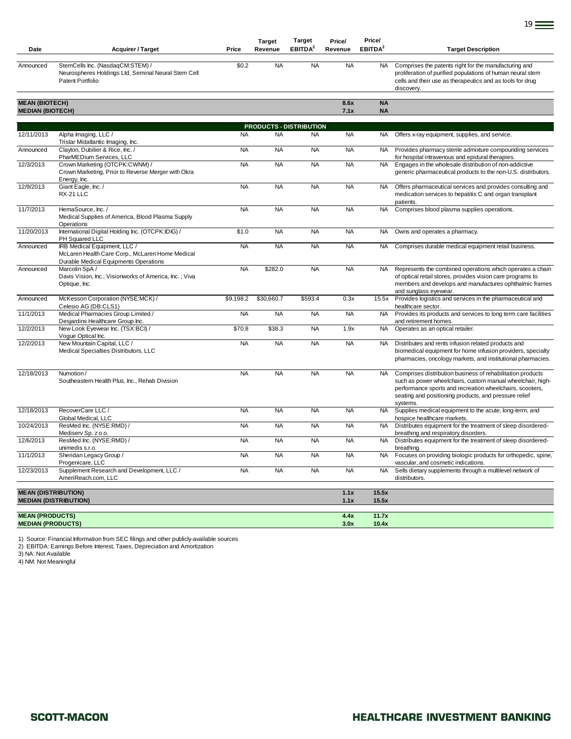| Date | Acquirer / Target | Price | Target Revenue | Target EBITDA[2] | Price/ Revenue | Price/ EBITDA[2] | Target Description |
|---|---|---|---|---|---|---|---|
| Announced | StemCells Inc. (NasdaqCM:STEM) / Neurospheres Holdings Ltd, Seminal Neural Stem Cell Patent Portfolio | $0.2 | NA | NA | NA | NA | Comprises the patents right for the manufacturing and proliferation of purified populations of human neural stem cells and their use as therapeutics and as tools for drug discovery. |
| **MEAN (BIOTECH)** | | | | | **8.6x** | **NA** | |
| **MEDIAN (BIOTECH)** | | | | | **7.1x** | **NA** | |
| | | | **PRODUCTS - DISTRIBUTION** | | | | |
| 12/11/2013 | Alpha Imaging, LLC / Tristar Midatlantic Imaging, Inc. | NA | NA | NA | NA | NA | Offers x-ray equipment, supplies, and service. |
| Announced | Clayton, Dubilier & Rice, Inc. / PharMEDium Services, LLC | NA | NA | NA | NA | NA | Provides pharmacy sterile admixture compounding services for hospital intravenous and epidural therapies. |
| 12/3/2013 | Crown Marketing (OTCPK:CWNM) / Crown Marketing, Prior to Reverse Merger with Okra Energy, Inc. | NA | NA | NA | NA | NA | Engages in the wholesale distribution of non-addictive generic pharmaceutical products to the non-U.S. distributors. |
| 12/9/2013 | Giant Eagle, Inc. / RX-21 LLC | NA | NA | NA | NA | NA | Offers pharmaceutical services and provides consulting and medication services to hepatitis C and organ transplant patients. |
| 11/7/2013 | HemaSource, Inc. / Medical Supplies of America, Blood Plasma Supply Operations | NA | NA | NA | NA | NA | Comprises blood plasma supplies operations. |
| 11/20/2013 | International Digital Holding Inc. (OTCPK:IDIG) / PH Squared LLC | $1.0 | NA | NA | NA | NA | Owns and operates a pharmacy. |
| Announced | IRB Medical Equipment, LLC / McLaren Health Care Corp., McLaren Home Medical Durable Medical Equipments Operations | NA | NA | NA | NA | NA | Comprises durable medical equipment retail business. |
| Announced | Marcolin SpA / Davis Vision, Inc.; Visionworks of America, Inc. ; Viva Optique, Inc. | NA | $282.0 | NA | NA | NA | Represents the combined operations which operates a chain of optical retail stores, provides vision care programs to members and develops and manufactures ophthalmic frames and sunglass eyewear. |
| Announced | McKesson Corporation (NYSE:MCK) / Celesio AG (DB:CLS1) | $9,198.2 | $30,660.7 | $593.4 | 0.3x | 15.5x | Provides logistics and services in the pharmaceutical and healthcare sector. |
| 11/1/2013 | Medical Pharmacies Group Limited / Desjardins Healthcare Group Inc. | NA | NA | NA | NA | NA | Provides its products and services to long term care facilities and retirement homes. |
| 12/2/2013 | New Look Eyewear Inc. (TSX:BCI) / Vogue Optical Inc. | $70.8 | $38.3 | NA | 1.9x | NA | Operates as an optical retailer. |
| 12/2/2013 | New Mountain Capital, LLC / Medical Specialties Distributors, LLC | NA | NA | NA | NA | NA | Distributes and rents infusion related products and biomedical equipment for home infusion providers, specialty pharmacies, oncology markets, and institutional pharmacies. |
| 12/18/2013 | Numotion / Southeastern Health Plus, Inc., Rehab Division | NA | NA | NA | NA | NA | Comprises distribution business of rehabilitation products such as power wheelchairs, custom manual wheelchair, high-performance sports and recreation wheelchairs, scooters, seating and positioning products, and pressure relief systems. |
| 12/18/2013 | RecoverCare LLC / Global Medical, LLC | NA | NA | NA | NA | NA | Supplies medical equipment to the acute, long-term, and hospice healthcare markets. |
| 10/24/2013 | ResMed Inc. (NYSE:RMD) / Mediserv Sp. z o.o. | NA | NA | NA | NA | NA | Distributes equipment for the treatment of sleep disordered-breathing and respiratory disorders. |
| 12/6/2013 | ResMed Inc. (NYSE:RMD) / unimedis s.r.o. | NA | NA | NA | NA | NA | Distributes equipment for the treatment of sleep disordered-breathing. |
| 11/1/2013 | Sheridan Legacy Group / Progenicare, LLC | NA | NA | NA | NA | NA | Focuses on providing biologic products for orthopedic, spine, vascular, and cosmetic indications. |
| 12/23/2013 | Supplement Research and Development, LLC / AmeriReach.com, LLC | NA | NA | NA | NA | NA | Sells dietary supplements through a multilevel network of distributors. |
| **MEAN (DISTRIBUTION)** | | | | | **1.1x** | **15.5x** | |
| **MEDIAN (DISTRIBUTION)** | | | | | **1.1x** | **15.5x** | |
| **MEAN (PRODUCTS)** | | | | | **4.4x** | **11.7x** | |
| **MEDIAN (PRODUCTS)** | | | | | **3.0x** | **10.4x** | |

1) Source: Financial Information from SEC filings and other publicly-available sources
2) EBITDA: Earnings Before Interest, Taxes, Depreciation and Amortization
3) NA: Not Available
4) NM: Not Meaningful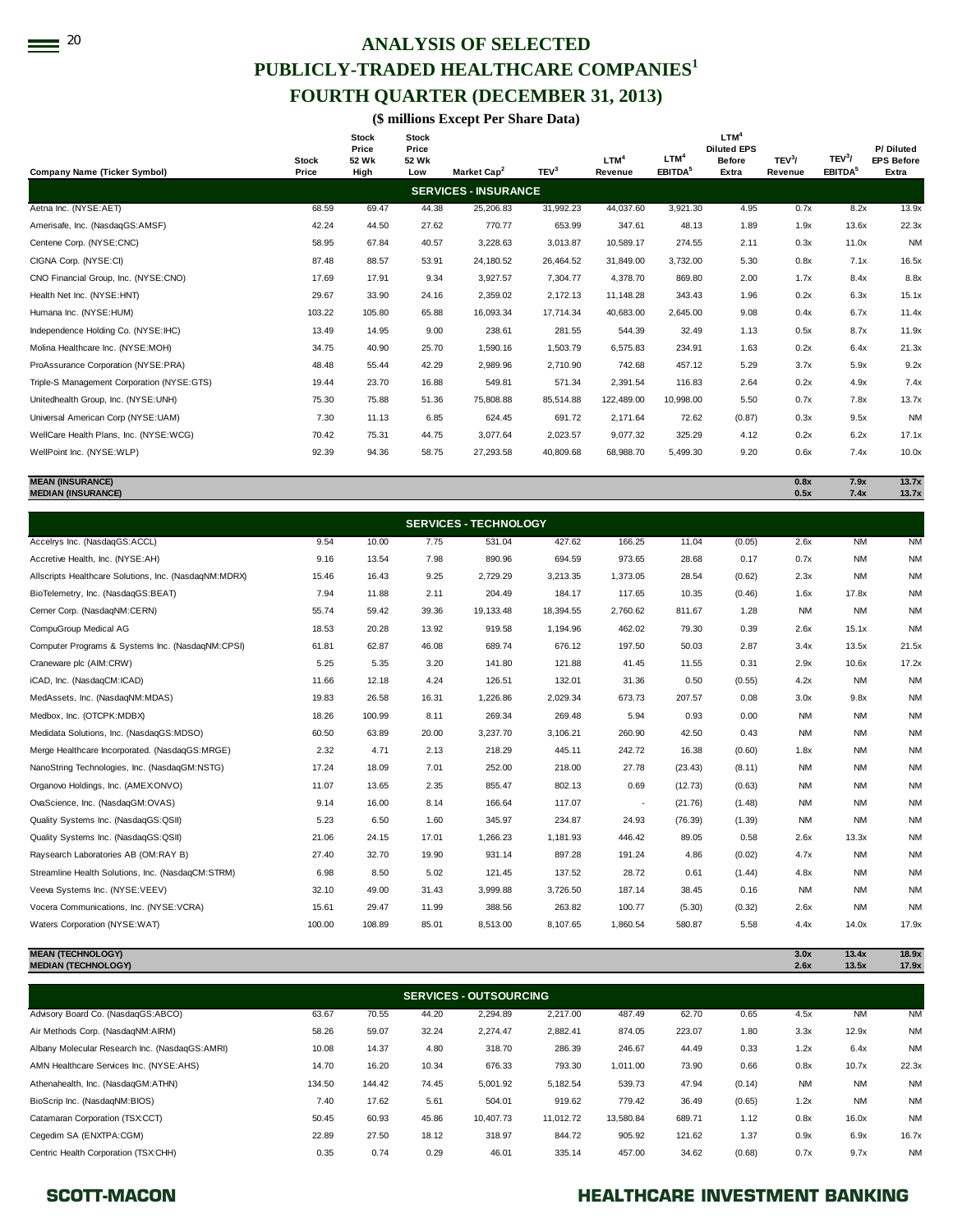# ANALYSIS OF SELECTED PUBLICLY-TRADED HEALTHCARE COMPANIES[1]

## FOURTH QUARTER (DECEMBER 31, 2013)

**($ millions Except Per Share Data)**

| Company Name (Ticker Symbol) | Stock Price | Stock Price 52 Wk High | Stock Price 52 Wk Low | Market Cap[2] | TEV[3] | LTM[4] Revenue | LTM[4] EBITDA[5] | LTM[4] Diluted EPS Before Extra | TEV[3]/ Revenue | TEV[3]/ EBITDA[5] | P/ Diluted EPS Before Extra |
|---|---|---|---|---|---|---|---|---|---|---|---|
| **SERVICES - INSURANCE** | | | | | | | | | | | |
| Aetna Inc. (NYSE:AET) | 68.59 | 69.47 | 44.38 | 25,206.83 | 31,992.23 | 44,037.60 | 3,921.30 | 4.95 | 0.7x | 8.2x | 13.9x |
| Amerisafe, Inc. (NasdaqGS:AMSF) | 42.24 | 44.50 | 27.62 | 770.77 | 653.99 | 347.61 | 48.13 | 1.89 | 1.9x | 13.6x | 22.3x |
| Centene Corp. (NYSE:CNC) | 58.95 | 67.84 | 40.57 | 3,228.63 | 3,013.87 | 10,589.17 | 274.55 | 2.11 | 0.3x | 11.0x | NM |
| CIGNA Corp. (NYSE:CI) | 87.48 | 88.57 | 53.91 | 24,180.52 | 26,464.52 | 31,849.00 | 3,732.00 | 5.30 | 0.8x | 7.1x | 16.5x |
| CNO Financial Group, Inc. (NYSE:CNO) | 17.69 | 17.91 | 9.34 | 3,927.57 | 7,304.77 | 4,378.70 | 869.80 | 2.00 | 1.7x | 8.4x | 8.8x |
| Health Net Inc. (NYSE:HNT) | 29.67 | 33.90 | 24.16 | 2,359.02 | 2,172.13 | 11,148.28 | 343.43 | 1.96 | 0.2x | 6.3x | 15.1x |
| Humana Inc. (NYSE:HUM) | 103.22 | 105.80 | 65.88 | 16,093.34 | 17,714.34 | 40,683.00 | 2,645.00 | 9.08 | 0.4x | 6.7x | 11.4x |
| Independence Holding Co. (NYSE:IHC) | 13.49 | 14.95 | 9.00 | 238.61 | 281.55 | 544.39 | 32.49 | 1.13 | 0.5x | 8.7x | 11.9x |
| Molina Healthcare Inc. (NYSE:MOH) | 34.75 | 40.90 | 25.70 | 1,590.16 | 1,503.79 | 6,575.83 | 234.91 | 1.63 | 0.2x | 6.4x | 21.3x |
| ProAssurance Corporation (NYSE:PRA) | 48.48 | 55.44 | 42.29 | 2,989.96 | 2,710.90 | 742.68 | 457.12 | 5.29 | 3.7x | 5.9x | 9.2x |
| Triple-S Management Corporation (NYSE:GTS) | 19.44 | 23.70 | 16.88 | 549.81 | 571.34 | 2,391.54 | 116.83 | 2.64 | 0.2x | 4.9x | 7.4x |
| Unitedhealth Group, Inc. (NYSE:UNH) | 75.30 | 75.88 | 51.36 | 75,808.88 | 85,514.88 | 122,489.00 | 10,998.00 | 5.50 | 0.7x | 7.8x | 13.7x |
| Universal American Corp (NYSE:UAM) | 7.30 | 11.13 | 6.85 | 624.45 | 691.72 | 2,171.64 | 72.62 | (0.87) | 0.3x | 9.5x | NM |
| WellCare Health Plans, Inc. (NYSE:WCG) | 70.42 | 75.31 | 44.75 | 3,077.64 | 2,023.57 | 9,077.32 | 325.29 | 4.12 | 0.2x | 6.2x | 17.1x |
| WellPoint Inc. (NYSE:WLP) | 92.39 | 94.36 | 58.75 | 27,293.58 | 40,809.68 | 68,988.70 | 5,499.30 | 9.20 | 0.6x | 7.4x | 10.0x |
| **MEAN (INSURANCE)** | | | | | | | | | **0.8x** | **7.9x** | **13.7x** |
| **MEDIAN (INSURANCE)** | | | | | | | | | **0.5x** | **7.4x** | **13.7x** |
| **SERVICES - TECHNOLOGY** | | | | | | | | | | | |
| Accelrys Inc. (NasdaqGS:ACCL) | 9.54 | 10.00 | 7.75 | 531.04 | 427.62 | 166.25 | 11.04 | (0.05) | 2.6x | NM | NM |
| Accretive Health, Inc. (NYSE:AH) | 9.16 | 13.54 | 7.98 | 890.96 | 694.59 | 973.65 | 28.68 | 0.17 | 0.7x | NM | NM |
| Allscripts Healthcare Solutions, Inc. (NasdaqNM:MDRX) | 15.46 | 16.43 | 9.25 | 2,729.29 | 3,213.35 | 1,373.05 | 28.54 | (0.62) | 2.3x | NM | NM |
| BioTelemetry, Inc. (NasdaqGS:BEAT) | 7.94 | 11.88 | 2.11 | 204.49 | 184.17 | 117.65 | 10.35 | (0.46) | 1.6x | 17.8x | NM |
| Cerner Corp. (NasdaqNM:CERN) | 55.74 | 59.42 | 39.36 | 19,133.48 | 18,394.55 | 2,760.62 | 811.67 | 1.28 | NM | NM | NM |
| CompuGroup Medical AG | 18.53 | 20.28 | 13.92 | 919.58 | 1,194.96 | 462.02 | 79.30 | 0.39 | 2.6x | 15.1x | NM |
| Computer Programs & Systems Inc. (NasdaqNM:CPSI) | 61.81 | 62.87 | 46.08 | 689.74 | 676.12 | 197.50 | 50.03 | 2.87 | 3.4x | 13.5x | 21.5x |
| Craneware plc (AIM:CRW) | 5.25 | 5.35 | 3.20 | 141.80 | 121.88 | 41.45 | 11.55 | 0.31 | 2.9x | 10.6x | 17.2x |
| iCAD, Inc. (NasdaqCM:ICAD) | 11.66 | 12.18 | 4.24 | 126.51 | 132.01 | 31.36 | 0.50 | (0.55) | 4.2x | NM | NM |
| MedAssets, Inc. (NasdaqNM:MDAS) | 19.83 | 26.58 | 16.31 | 1,226.86 | 2,029.34 | 673.73 | 207.57 | 0.08 | 3.0x | 9.8x | NM |
| Medbox, Inc. (OTCPK:MDBX) | 18.26 | 100.99 | 8.11 | 269.34 | 269.48 | 5.94 | 0.93 | 0.00 | NM | NM | NM |
| Medidata Solutions, Inc. (NasdaqGS:MDSO) | 60.50 | 63.89 | 20.00 | 3,237.70 | 3,106.21 | 260.90 | 42.50 | 0.43 | NM | NM | NM |
| Merge Healthcare Incorporated. (NasdaqGS:MRGE) | 2.32 | 4.71 | 2.13 | 218.29 | 445.11 | 242.72 | 16.38 | (0.60) | 1.8x | NM | NM |
| NanoString Technologies, Inc. (NasdaqGM:NSTG) | 17.24 | 18.09 | 7.01 | 252.00 | 218.00 | 27.78 | (23.43) | (8.11) | NM | NM | NM |
| Organovo Holdings, Inc. (AMEX:ONVO) | 11.07 | 13.65 | 2.35 | 855.47 | 802.13 | 0.69 | (12.73) | (0.63) | NM | NM | NM |
| OvaScience, Inc. (NasdaqGM:OVAS) | 9.14 | 16.00 | 8.14 | 166.64 | 117.07 | - | (21.76) | (1.48) | NM | NM | NM |
| Quality Systems Inc. (NasdaqGS:QSII) | 5.23 | 6.50 | 1.60 | 345.97 | 234.87 | 24.93 | (76.39) | (1.39) | NM | NM | NM |
| Quality Systems Inc. (NasdaqGS:QSII) | 21.06 | 24.15 | 17.01 | 1,266.23 | 1,181.93 | 446.42 | 89.05 | 0.58 | 2.6x | 13.3x | NM |
| Raysearch Laboratories AB (OM:RAY B) | 27.40 | 32.70 | 19.90 | 931.14 | 897.28 | 191.24 | 4.86 | (0.02) | 4.7x | NM | NM |
| Streamline Health Solutions, Inc. (NasdaqCM:STRM) | 6.98 | 8.50 | 5.02 | 121.45 | 137.52 | 28.72 | 0.61 | (1.44) | 4.8x | NM | NM |
| Veeva Systems Inc. (NYSE:VEEV) | 32.10 | 49.00 | 31.43 | 3,999.88 | 3,726.50 | 187.14 | 38.45 | 0.16 | NM | NM | NM |
| Vocera Communications, Inc. (NYSE:VCRA) | 15.61 | 29.47 | 11.99 | 388.56 | 263.82 | 100.77 | (5.30) | (0.32) | 2.6x | NM | NM |
| Waters Corporation (NYSE:WAT) | 100.00 | 108.89 | 85.01 | 8,513.00 | 8,107.65 | 1,860.54 | 580.87 | 5.58 | 4.4x | 14.0x | 17.9x |
| **MEAN (TECHNOLOGY)** | | | | | | | | | **3.0x** | **13.4x** | **18.9x** |
| **MEDIAN (TECHNOLOGY)** | | | | | | | | | **2.6x** | **13.5x** | **17.9x** |
| **SERVICES - OUTSOURCING** | | | | | | | | | | | |
| Advisory Board Co. (NasdaqGS:ABCO) | 63.67 | 70.55 | 44.20 | 2,294.89 | 2,217.00 | 487.49 | 62.70 | 0.65 | 4.5x | NM | NM |
| Air Methods Corp. (NasdaqNM:AIRM) | 58.26 | 59.07 | 32.24 | 2,274.47 | 2,882.41 | 874.05 | 223.07 | 1.80 | 3.3x | 12.9x | NM |
| Albany Molecular Research Inc. (NasdaqGS:AMRI) | 10.08 | 14.37 | 4.80 | 318.70 | 286.39 | 246.67 | 44.49 | 0.33 | 1.2x | 6.4x | NM |
| AMN Healthcare Services Inc. (NYSE:AHS) | 14.70 | 16.20 | 10.34 | 676.33 | 793.30 | 1,011.00 | 73.90 | 0.66 | 0.8x | 10.7x | 22.3x |
| Athenahealth, Inc. (NasdaqGM:ATHN) | 134.50 | 144.42 | 74.45 | 5,001.92 | 5,182.54 | 539.73 | 47.94 | (0.14) | NM | NM | NM |
| BioScrip Inc. (NasdaqNM:BIOS) | 7.40 | 17.62 | 5.61 | 504.01 | 919.62 | 779.42 | 36.49 | (0.65) | 1.2x | NM | NM |
| Catamaran Corporation (TSX:CCT) | 50.45 | 60.93 | 45.86 | 10,407.73 | 11,012.72 | 13,580.84 | 689.71 | 1.12 | 0.8x | 16.0x | NM |
| Cegedim SA (ENXTPA:CGM) | 22.89 | 27.50 | 18.12 | 318.97 | 844.72 | 905.92 | 121.62 | 1.37 | 0.9x | 6.9x | 16.7x |
| Centric Health Corporation (TSX:CHH) | 0.35 | 0.74 | 0.29 | 46.01 | 335.14 | 457.00 | 34.62 | (0.68) | 0.7x | 9.7x | NM |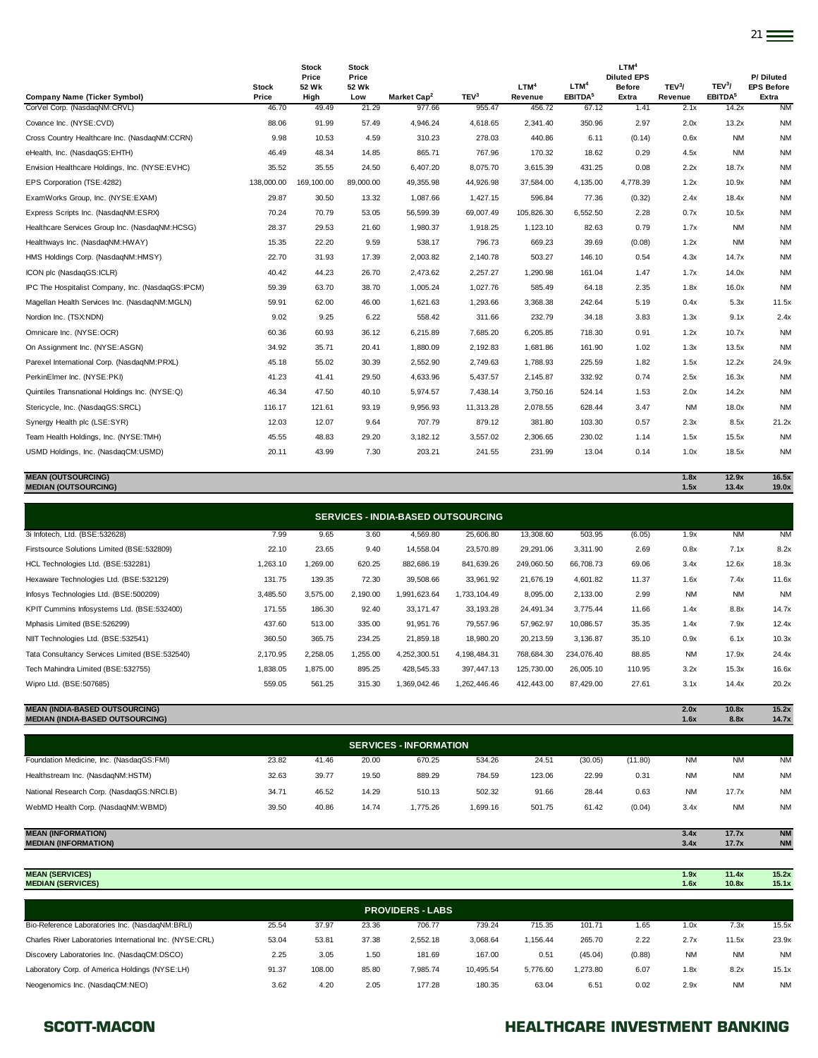| Company Name (Ticker Symbol) | Stock Price | Stock Price 52 Wk High | Stock Price 52 Wk Low | Market Cap[2] | TEV[3] | LTM[4] Revenue | LTM[4] EBITDA[5] | LTM[4] Diluted EPS Before Extra | TEV[3]/ Revenue | TEV[3]/ EBITDA[5] | P/ Diluted EPS Before Extra |
|---|---|---|---|---|---|---|---|---|---|---|---|
| CorVel Corp. (NasdaqNM:CRVL) | 46.70 | 49.49 | 21.29 | 977.66 | 955.47 | 456.72 | 67.12 | 1.41 | 2.1x | 14.2x | NM |
| Covance Inc. (NYSE:CVD) | 88.06 | 91.99 | 57.49 | 4,946.24 | 4,618.65 | 2,341.40 | 350.96 | 2.97 | 2.0x | 13.2x | NM |
| Cross Country Healthcare Inc. (NasdaqNM:CCRN) | 9.98 | 10.53 | 4.59 | 310.23 | 278.03 | 440.86 | 6.11 | (0.14) | 0.6x | NM | NM |
| eHealth, Inc. (NasdaqGS:EHTH) | 46.49 | 48.34 | 14.85 | 865.71 | 767.96 | 170.32 | 18.62 | 0.29 | 4.5x | NM | NM |
| Envision Healthcare Holdings, Inc. (NYSE:EVHC) | 35.52 | 35.55 | 24.50 | 6,407.20 | 8,075.70 | 3,615.39 | 431.25 | 0.08 | 2.2x | 18.7x | NM |
| EPS Corporation (TSE:4282) | 138,000.00 | 169,100.00 | 89,000.00 | 49,355.98 | 44,926.98 | 37,584.00 | 4,135.00 | 4,778.39 | 1.2x | 10.9x | NM |
| ExamWorks Group, Inc. (NYSE:EXAM) | 29.87 | 30.50 | 13.32 | 1,087.66 | 1,427.15 | 596.84 | 77.36 | (0.32) | 2.4x | 18.4x | NM |
| Express Scripts Inc. (NasdaqNM:ESRX) | 70.24 | 70.79 | 53.05 | 56,599.39 | 69,007.49 | 105,826.30 | 6,552.50 | 2.28 | 0.7x | 10.5x | NM |
| Healthcare Services Group Inc. (NasdaqNM:HCSG) | 28.37 | 29.53 | 21.60 | 1,980.37 | 1,918.25 | 1,123.10 | 82.63 | 0.79 | 1.7x | NM | NM |
| Healthways Inc. (NasdaqNM:HWAY) | 15.35 | 22.20 | 9.59 | 538.17 | 796.73 | 669.23 | 39.69 | (0.08) | 1.2x | NM | NM |
| HMS Holdings Corp. (NasdaqNM:HMSY) | 22.70 | 31.93 | 17.39 | 2,003.82 | 2,140.78 | 503.27 | 146.10 | 0.54 | 4.3x | 14.7x | NM |
| ICON plc (NasdaqGS:ICLR) | 40.42 | 44.23 | 26.70 | 2,473.62 | 2,257.27 | 1,290.98 | 161.04 | 1.47 | 1.7x | 14.0x | NM |
| IPC The Hospitalist Company, Inc. (NasdaqGS:IPCM) | 59.39 | 63.70 | 38.70 | 1,005.24 | 1,027.76 | 585.49 | 64.18 | 2.35 | 1.8x | 16.0x | NM |
| Magellan Health Services Inc. (NasdaqNM:MGLN) | 59.91 | 62.00 | 46.00 | 1,621.63 | 1,293.66 | 3,368.38 | 242.64 | 5.19 | 0.4x | 5.3x | 11.5x |
| Nordion Inc. (TSX:NDN) | 9.02 | 9.25 | 6.22 | 558.42 | 311.66 | 232.79 | 34.18 | 3.83 | 1.3x | 9.1x | 2.4x |
| Omnicare Inc. (NYSE:OCR) | 60.36 | 60.93 | 36.12 | 6,215.89 | 7,685.20 | 6,205.85 | 718.30 | 0.91 | 1.2x | 10.7x | NM |
| On Assignment Inc. (NYSE:ASGN) | 34.92 | 35.71 | 20.41 | 1,880.09 | 2,192.83 | 1,681.86 | 161.90 | 1.02 | 1.3x | 13.5x | NM |
| Parexel International Corp. (NasdaqNM:PRXL) | 45.18 | 55.02 | 30.39 | 2,552.90 | 2,749.63 | 1,788.93 | 225.59 | 1.82 | 1.5x | 12.2x | 24.9x |
| PerkinElmer Inc. (NYSE:PKI) | 41.23 | 41.41 | 29.50 | 4,633.96 | 5,437.57 | 2,145.87 | 332.92 | 0.74 | 2.5x | 16.3x | NM |
| Quintiles Transnational Holdings Inc. (NYSE:Q) | 46.34 | 47.50 | 40.10 | 5,974.57 | 7,438.14 | 3,750.16 | 524.14 | 1.53 | 2.0x | 14.2x | NM |
| Stericycle, Inc. (NasdaqGS:SRCL) | 116.17 | 121.61 | 93.19 | 9,956.93 | 11,313.28 | 2,078.55 | 628.44 | 3.47 | NM | 18.0x | NM |
| Synergy Health plc (LSE:SYR) | 12.03 | 12.07 | 9.64 | 707.79 | 879.12 | 381.80 | 103.30 | 0.57 | 2.3x | 8.5x | 21.2x |
| Team Health Holdings, Inc. (NYSE:TMH) | 45.55 | 48.83 | 29.20 | 3,182.12 | 3,557.02 | 2,306.65 | 230.02 | 1.14 | 1.5x | 15.5x | NM |
| USMD Holdings, Inc. (NasdaqCM:USMD) | 20.11 | 43.99 | 7.30 | 203.21 | 241.55 | 231.99 | 13.04 | 0.14 | 1.0x | 18.5x | NM |
| **MEAN (OUTSOURCING)** | | | | | | | | | **1.8x** | **12.9x** | **16.5x** |
| **MEDIAN (OUTSOURCING)** | | | | | | | | | **1.5x** | **13.4x** | **19.0x** |
| **SERVICES - INDIA-BASED OUTSOURCING** | | | | | | | | | | | |
| 3i Infotech, Ltd. (BSE:532628) | 7.99 | 9.65 | 3.60 | 4,569.80 | 25,606.80 | 13,308.60 | 503.95 | (6.05) | 1.9x | NM | NM |
| Firstsource Solutions Limited (BSE:532809) | 22.10 | 23.65 | 9.40 | 14,558.04 | 23,570.89 | 29,291.06 | 3,311.90 | 2.69 | 0.8x | 7.1x | 8.2x |
| HCL Technologies Ltd. (BSE:532281) | 1,263.10 | 1,269.00 | 620.25 | 882,686.19 | 841,639.26 | 249,060.50 | 66,708.73 | 69.06 | 3.4x | 12.6x | 18.3x |
| Hexaware Technologies Ltd. (BSE:532129) | 131.75 | 139.35 | 72.30 | 39,508.66 | 33,961.92 | 21,676.19 | 4,601.82 | 11.37 | 1.6x | 7.4x | 11.6x |
| Infosys Technologies Ltd. (BSE:500209) | 3,485.50 | 3,575.00 | 2,190.00 | 1,991,623.64 | 1,733,104.49 | 8,095.00 | 2,133.00 | 2.99 | NM | NM | NM |
| KPIT Cummins Infosystems Ltd. (BSE:532400) | 171.55 | 186.30 | 92.40 | 33,171.47 | 33,193.28 | 24,491.34 | 3,775.44 | 11.66 | 1.4x | 8.8x | 14.7x |
| Mphasis Limited (BSE:526299) | 437.60 | 513.00 | 335.00 | 91,951.76 | 79,557.96 | 57,962.97 | 10,086.57 | 35.35 | 1.4x | 7.9x | 12.4x |
| NIIT Technologies Ltd. (BSE:532541) | 360.50 | 365.75 | 234.25 | 21,859.18 | 18,980.20 | 20,213.59 | 3,136.87 | 35.10 | 0.9x | 6.1x | 10.3x |
| Tata Consultancy Services Limited (BSE:532540) | 2,170.95 | 2,258.05 | 1,255.00 | 4,252,300.51 | 4,198,484.31 | 768,684.30 | 234,076.40 | 88.85 | NM | 17.9x | 24.4x |
| Tech Mahindra Limited (BSE:532755) | 1,838.05 | 1,875.00 | 895.25 | 428,545.33 | 397,447.13 | 125,730.00 | 26,005.10 | 110.95 | 3.2x | 15.3x | 16.6x |
| Wipro Ltd. (BSE:507685) | 559.05 | 561.25 | 315.30 | 1,369,042.46 | 1,262,446.46 | 412,443.00 | 87,429.00 | 27.61 | 3.1x | 14.4x | 20.2x |
| **MEAN (INDIA-BASED OUTSOURCING)** | | | | | | | | | **2.0x** | **10.8x** | **15.2x** |
| **MEDIAN (INDIA-BASED OUTSOURCING)** | | | | | | | | | **1.6x** | **8.8x** | **14.7x** |
| **SERVICES - INFORMATION** | | | | | | | | | | | |
| Foundation Medicine, Inc. (NasdaqGS:FMI) | 23.82 | 41.46 | 20.00 | 670.25 | 534.26 | 24.51 | (30.05) | (11.80) | NM | NM | NM |
| Healthstream Inc. (NasdaqNM:HSTM) | 32.63 | 39.77 | 19.50 | 889.29 | 784.59 | 123.06 | 22.99 | 0.31 | NM | NM | NM |
| National Research Corp. (NasdaqGS:NRCI.B) | 34.71 | 46.52 | 14.29 | 510.13 | 502.32 | 91.66 | 28.44 | 0.63 | NM | 17.7x | NM |
| WebMD Health Corp. (NasdaqNM:WBMD) | 39.50 | 40.86 | 14.74 | 1,775.26 | 1,699.16 | 501.75 | 61.42 | (0.04) | 3.4x | NM | NM |
| **MEAN (INFORMATION)** | | | | | | | | | **3.4x** | **17.7x** | **NM** |
| **MEDIAN (INFORMATION)** | | | | | | | | | **3.4x** | **17.7x** | **NM** |
| **MEAN (SERVICES)** | | | | | | | | | **1.9x** | **11.4x** | **15.2x** |
| **MEDIAN (SERVICES)** | | | | | | | | | **1.6x** | **10.8x** | **15.1x** |
| **PROVIDERS - LABS** | | | | | | | | | | | |
| Bio-Reference Laboratories Inc. (NasdaqNM:BRLI) | 25.54 | 37.97 | 23.36 | 706.77 | 739.24 | 715.35 | 101.71 | 1.65 | 1.0x | 7.3x | 15.5x |
| Charles River Laboratories International Inc. (NYSE:CRL) | 53.04 | 53.81 | 37.38 | 2,552.18 | 3,068.64 | 1,156.44 | 265.70 | 2.22 | 2.7x | 11.5x | 23.9x |
| Discovery Laboratories Inc. (NasdaqCM:DSCO) | 2.25 | 3.05 | 1.50 | 181.69 | 167.00 | 0.51 | (45.04) | (0.88) | NM | NM | NM |
| Laboratory Corp. of America Holdings (NYSE:LH) | 91.37 | 108.00 | 85.80 | 7,985.74 | 10,495.54 | 5,776.60 | 1,273.80 | 6.07 | 1.8x | 8.2x | 15.1x |
| Neogenomics Inc. (NasdaqCM:NEO) | 3.62 | 4.20 | 2.05 | 177.28 | 180.35 | 63.04 | 6.51 | 0.02 | 2.9x | NM | NM |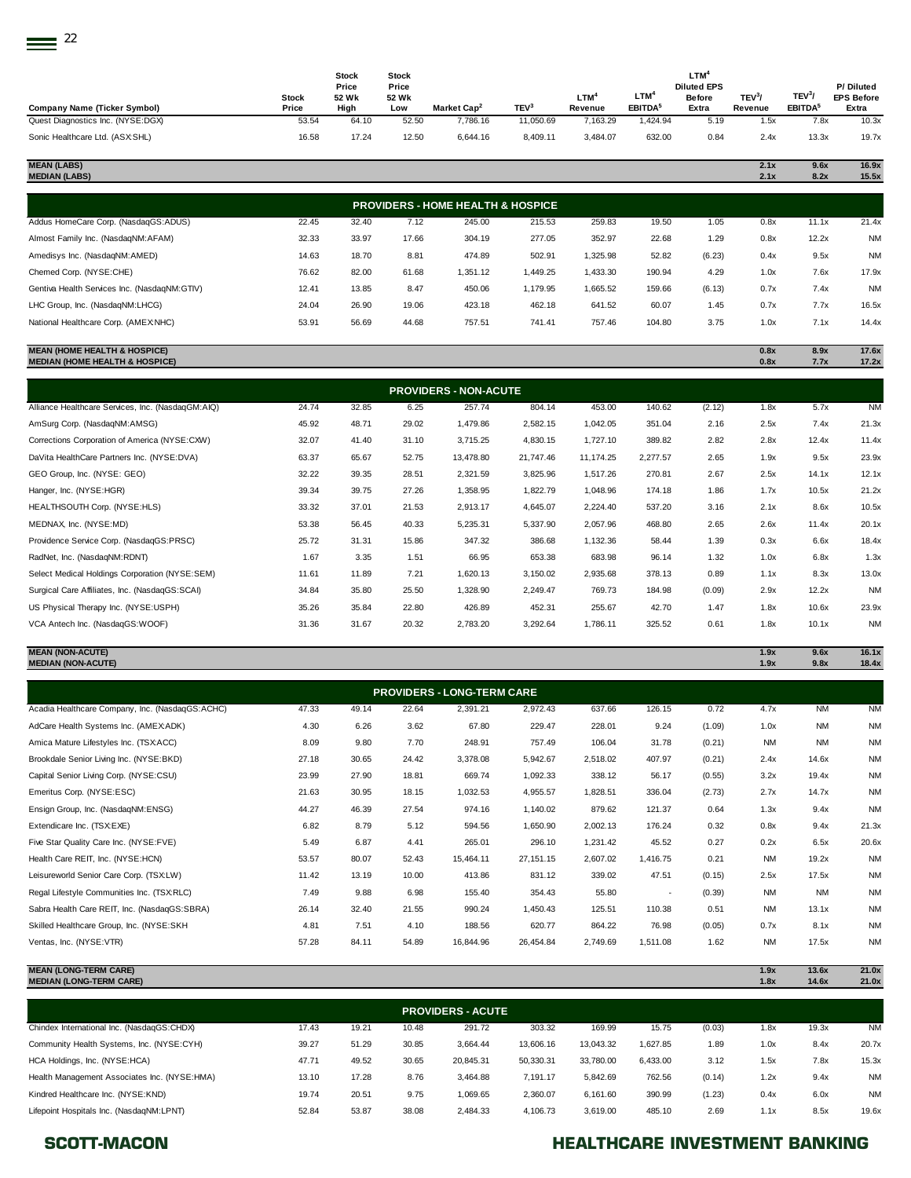| Company Name (Ticker Symbol) | Stock Price | Stock Price 52 Wk High | Stock Price 52 Wk Low | Market Cap[2] | TEV[3] | LTM[4] Revenue | LTM[4] EBITDA[5] | LTM[4] Diluted EPS Before Extra | TEV[3]/ Revenue | TEV[3]/ EBITDA[5] | P/ Diluted EPS Before Extra |
|---|---|---|---|---|---|---|---|---|---|---|---|
| Quest Diagnostics Inc. (NYSE:DGX) | 53.54 | 64.10 | 52.50 | 7,786.16 | 11,050.69 | 7,163.29 | 1,424.94 | 5.19 | 1.5x | 7.8x | 10.3x |
| Sonic Healthcare Ltd. (ASX:SHL) | 16.58 | 17.24 | 12.50 | 6,644.16 | 8,409.11 | 3,484.07 | 632.00 | 0.84 | 2.4x | 13.3x | 19.7x |
| **MEAN (LABS)** | | | | | | | | | **2.1x** | **9.6x** | **16.9x** |
| **MEDIAN (LABS)** | | | | | | | | | **2.1x** | **8.2x** | **15.5x** |
| **PROVIDERS - HOME HEALTH & HOSPICE** | | | | | | | | | | | |
| Addus HomeCare Corp. (NasdaqGS:ADUS) | 22.45 | 32.40 | 7.12 | 245.00 | 215.53 | 259.83 | 19.50 | 1.05 | 0.8x | 11.1x | 21.4x |
| Almost Family Inc. (NasdaqNM:AFAM) | 32.33 | 33.97 | 17.66 | 304.19 | 277.05 | 352.97 | 22.68 | 1.29 | 0.8x | 12.2x | NM |
| Amedisys Inc. (NasdaqNM:AMED) | 14.63 | 18.70 | 8.81 | 474.89 | 502.91 | 1,325.98 | 52.82 | (6.23) | 0.4x | 9.5x | NM |
| Chemed Corp. (NYSE:CHE) | 76.62 | 82.00 | 61.68 | 1,351.12 | 1,449.25 | 1,433.30 | 190.94 | 4.29 | 1.0x | 7.6x | 17.9x |
| Gentiva Health Services Inc. (NasdaqNM:GTIV) | 12.41 | 13.85 | 8.47 | 450.06 | 1,179.95 | 1,665.52 | 159.66 | (6.13) | 0.7x | 7.4x | NM |
| LHC Group, Inc. (NasdaqNM:LHCG) | 24.04 | 26.90 | 19.06 | 423.18 | 462.18 | 641.52 | 60.07 | 1.45 | 0.7x | 7.7x | 16.5x |
| National Healthcare Corp. (AMEX:NHC) | 53.91 | 56.69 | 44.68 | 757.51 | 741.41 | 757.46 | 104.80 | 3.75 | 1.0x | 7.1x | 14.4x |
| **MEAN (HOME HEALTH & HOSPICE)** | | | | | | | | | **0.8x** | **8.9x** | **17.6x** |
| **MEDIAN (HOME HEALTH & HOSPICE)** | | | | | | | | | **0.8x** | **7.7x** | **17.2x** |
| **PROVIDERS - NON-ACUTE** | | | | | | | | | | | |
| Alliance Healthcare Services, Inc. (NasdaqGM:AIQ) | 24.74 | 32.85 | 6.25 | 257.74 | 804.14 | 453.00 | 140.62 | (2.12) | 1.8x | 5.7x | NM |
| AmSurg Corp. (NasdaqNM:AMSG) | 45.92 | 48.71 | 29.02 | 1,479.86 | 2,582.15 | 1,042.05 | 351.04 | 2.16 | 2.5x | 7.4x | 21.3x |
| Corrections Corporation of America (NYSE:CXW) | 32.07 | 41.40 | 31.10 | 3,715.25 | 4,830.15 | 1,727.10 | 389.82 | 2.82 | 2.8x | 12.4x | 11.4x |
| DaVita HealthCare Partners Inc. (NYSE:DVA) | 63.37 | 65.67 | 52.75 | 13,478.80 | 21,747.46 | 11,174.25 | 2,277.57 | 2.65 | 1.9x | 9.5x | 23.9x |
| GEO Group, Inc. (NYSE: GEO) | 32.22 | 39.35 | 28.51 | 2,321.59 | 3,825.96 | 1,517.26 | 270.81 | 2.67 | 2.5x | 14.1x | 12.1x |
| Hanger, Inc. (NYSE:HGR) | 39.34 | 39.75 | 27.26 | 1,358.95 | 1,822.79 | 1,048.96 | 174.18 | 1.86 | 1.7x | 10.5x | 21.2x |
| HEALTHSOUTH Corp. (NYSE:HLS) | 33.32 | 37.01 | 21.53 | 2,913.17 | 4,645.07 | 2,224.40 | 537.20 | 3.16 | 2.1x | 8.6x | 10.5x |
| MEDNAX, Inc. (NYSE:MD) | 53.38 | 56.45 | 40.33 | 5,235.31 | 5,337.90 | 2,057.96 | 468.80 | 2.65 | 2.6x | 11.4x | 20.1x |
| Providence Service Corp. (NasdaqGS:PRSC) | 25.72 | 31.31 | 15.86 | 347.32 | 386.68 | 1,132.36 | 58.44 | 1.39 | 0.3x | 6.6x | 18.4x |
| RadNet, Inc. (NasdaqNM:RDNT) | 1.67 | 3.35 | 1.51 | 66.95 | 653.38 | 683.98 | 96.14 | 1.32 | 1.0x | 6.8x | 1.3x |
| Select Medical Holdings Corporation (NYSE:SEM) | 11.61 | 11.89 | 7.21 | 1,620.13 | 3,150.02 | 2,935.68 | 378.13 | 0.89 | 1.1x | 8.3x | 13.0x |
| Surgical Care Affiliates, Inc. (NasdaqGS:SCAI) | 34.84 | 35.80 | 25.50 | 1,328.90 | 2,249.47 | 769.73 | 184.98 | (0.09) | 2.9x | 12.2x | NM |
| US Physical Therapy Inc. (NYSE:USPH) | 35.26 | 35.84 | 22.80 | 426.89 | 452.31 | 255.67 | 42.70 | 1.47 | 1.8x | 10.6x | 23.9x |
| VCA Antech Inc. (NasdaqGS:WOOF) | 31.36 | 31.67 | 20.32 | 2,783.20 | 3,292.64 | 1,786.11 | 325.52 | 0.61 | 1.8x | 10.1x | NM |
| **MEAN (NON-ACUTE)** | | | | | | | | | **1.9x** | **9.6x** | **16.1x** |
| **MEDIAN (NON-ACUTE)** | | | | | | | | | **1.9x** | **9.8x** | **18.4x** |
| **PROVIDERS - LONG-TERM CARE** | | | | | | | | | | | |
| Acadia Healthcare Company, Inc. (NasdaqGS:ACHC) | 47.33 | 49.14 | 22.64 | 2,391.21 | 2,972.43 | 637.66 | 126.15 | 0.72 | 4.7x | NM | NM |
| AdCare Health Systems Inc. (AMEX:ADK) | 4.30 | 6.26 | 3.62 | 67.80 | 229.47 | 228.01 | 9.24 | (1.09) | 1.0x | NM | NM |
| Amica Mature Lifestyles Inc. (TSX:ACC) | 8.09 | 9.80 | 7.70 | 248.91 | 757.49 | 106.04 | 31.78 | (0.21) | NM | NM | NM |
| Brookdale Senior Living Inc. (NYSE:BKD) | 27.18 | 30.65 | 24.42 | 3,378.08 | 5,942.67 | 2,518.02 | 407.97 | (0.21) | 2.4x | 14.6x | NM |
| Capital Senior Living Corp. (NYSE:CSU) | 23.99 | 27.90 | 18.81 | 669.74 | 1,092.33 | 338.12 | 56.17 | (0.55) | 3.2x | 19.4x | NM |
| Emeritus Corp. (NYSE:ESC) | 21.63 | 30.95 | 18.15 | 1,032.53 | 4,955.57 | 1,828.51 | 336.04 | (2.73) | 2.7x | 14.7x | NM |
| Ensign Group, Inc. (NasdaqNM:ENSG) | 44.27 | 46.39 | 27.54 | 974.16 | 1,140.02 | 879.62 | 121.37 | 0.64 | 1.3x | 9.4x | NM |
| Extendicare Inc. (TSX:EXE) | 6.82 | 8.79 | 5.12 | 594.56 | 1,650.90 | 2,002.13 | 176.24 | 0.32 | 0.8x | 9.4x | 21.3x |
| Five Star Quality Care Inc. (NYSE:FVE) | 5.49 | 6.87 | 4.41 | 265.01 | 296.10 | 1,231.42 | 45.52 | 0.27 | 0.2x | 6.5x | 20.6x |
| Health Care REIT, Inc. (NYSE:HCN) | 53.57 | 80.07 | 52.43 | 15,464.11 | 27,151.15 | 2,607.02 | 1,416.75 | 0.21 | NM | 19.2x | NM |
| Leisureworld Senior Care Corp. (TSX:LW) | 11.42 | 13.19 | 10.00 | 413.86 | 831.12 | 339.02 | 47.51 | (0.15) | 2.5x | 17.5x | NM |
| Regal Lifestyle Communities Inc. (TSX:RLC) | 7.49 | 9.88 | 6.98 | 155.40 | 354.43 | 55.80 | - | (0.39) | NM | NM | NM |
| Sabra Health Care REIT, Inc. (NasdaqGS:SBRA) | 26.14 | 32.40 | 21.55 | 990.24 | 1,450.43 | 125.51 | 110.38 | 0.51 | NM | 13.1x | NM |
| Skilled Healthcare Group, Inc. (NYSE:SKH | 4.81 | 7.51 | 4.10 | 188.56 | 620.77 | 864.22 | 76.98 | (0.05) | 0.7x | 8.1x | NM |
| Ventas, Inc. (NYSE:VTR) | 57.28 | 84.11 | 54.89 | 16,844.96 | 26,454.84 | 2,749.69 | 1,511.08 | 1.62 | NM | 17.5x | NM |
| **MEAN (LONG-TERM CARE)** | | | | | | | | | **1.9x** | **13.6x** | **21.0x** |
| **MEDIAN (LONG-TERM CARE)** | | | | | | | | | **1.8x** | **14.6x** | **21.0x** |
| **PROVIDERS - ACUTE** | | | | | | | | | | | |
| Chindex International Inc. (NasdaqGS:CHDX) | 17.43 | 19.21 | 10.48 | 291.72 | 303.32 | 169.99 | 15.75 | (0.03) | 1.8x | 19.3x | NM |
| Community Health Systems, Inc. (NYSE:CYH) | 39.27 | 51.29 | 30.85 | 3,664.44 | 13,606.16 | 13,043.32 | 1,627.85 | 1.89 | 1.0x | 8.4x | 20.7x |
| HCA Holdings, Inc. (NYSE:HCA) | 47.71 | 49.52 | 30.65 | 20,845.31 | 50,330.31 | 33,780.00 | 6,433.00 | 3.12 | 1.5x | 7.8x | 15.3x |
| Health Management Associates Inc. (NYSE:HMA) | 13.10 | 17.28 | 8.76 | 3,464.88 | 7,191.17 | 5,842.69 | 762.56 | (0.14) | 1.2x | 9.4x | NM |
| Kindred Healthcare Inc. (NYSE:KND) | 19.74 | 20.51 | 9.75 | 1,069.65 | 2,360.07 | 6,161.60 | 390.99 | (1.23) | 0.4x | 6.0x | NM |
| Lifepoint Hospitals Inc. (NasdaqNM:LPNT) | 52.84 | 53.87 | 38.08 | 2,484.33 | 4,106.73 | 3,619.00 | 485.10 | 2.69 | 1.1x | 8.5x | 19.6x |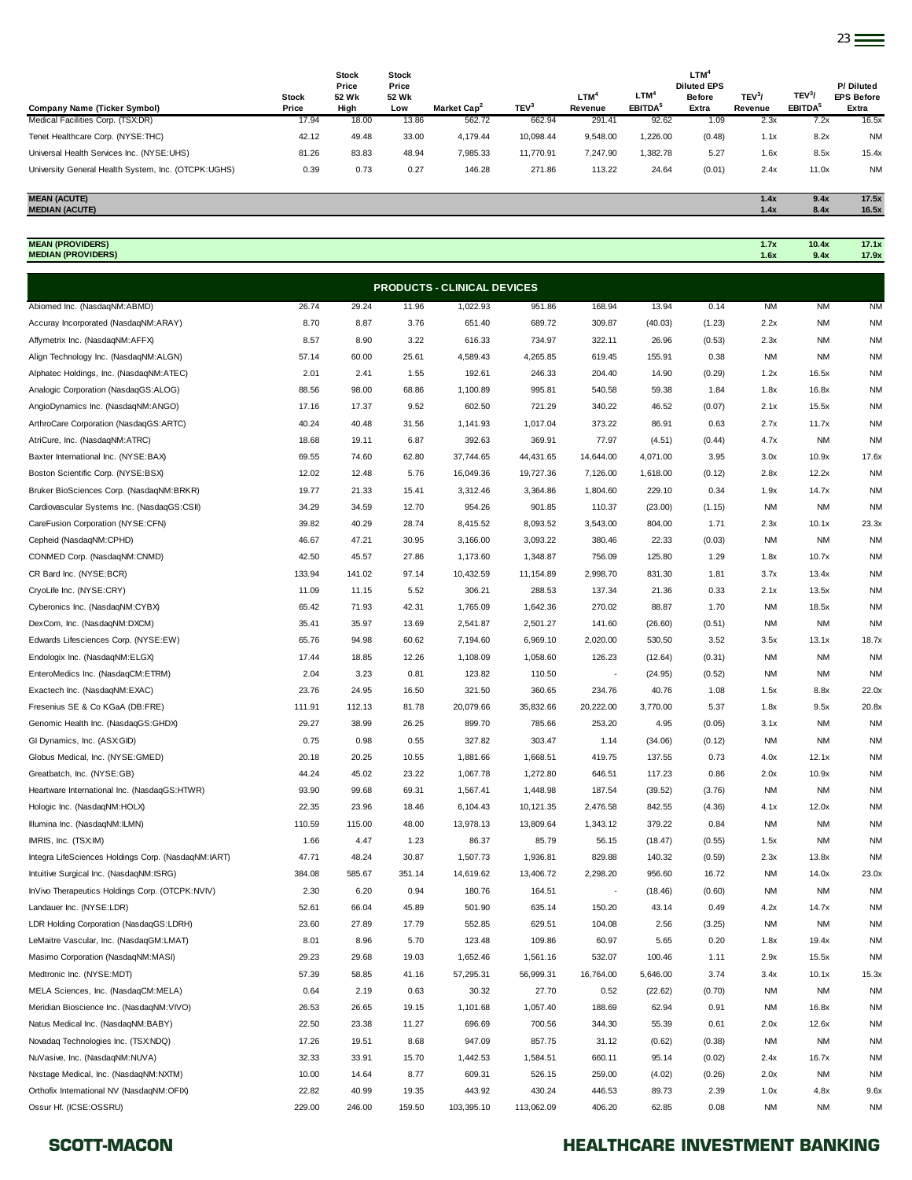| Company Name (Ticker Symbol) | Stock Price | Stock Price 52 Wk High | Stock Price 52 Wk Low | Market Cap[2] | TEV[3] | LTM[4] Revenue | LTM[4] EBITDA[5] | LTM[4] Diluted EPS Before Extra | TEV[3]/ Revenue | TEV[3]/ EBITDA[5] | P/ Diluted EPS Before Extra |
|---|---|---|---|---|---|---|---|---|---|---|---|
| Medical Facilities Corp. (TSX:DR) | 17.94 | 18.00 | 13.86 | 562.72 | 662.94 | 291.41 | 92.62 | 1.09 | 2.3x | 7.2x | 16.5x |
| Tenet Healthcare Corp. (NYSE:THC) | 42.12 | 49.48 | 33.00 | 4,179.44 | 10,098.44 | 9,548.00 | 1,226.00 | (0.48) | 1.1x | 8.2x | NM |
| Universal Health Services Inc. (NYSE:UHS) | 81.26 | 83.83 | 48.94 | 7,985.33 | 11,770.91 | 7,247.90 | 1,382.78 | 5.27 | 1.6x | 8.5x | 15.4x |
| University General Health System, Inc. (OTCPK:UGHS) | 0.39 | 0.73 | 0.27 | 146.28 | 271.86 | 113.22 | 24.64 | (0.01) | 2.4x | 11.0x | NM |
| **MEAN (ACUTE)** | | | | | | | | | **1.4x** | **9.4x** | **17.5x** |
| **MEDIAN (ACUTE)** | | | | | | | | | **1.4x** | **8.4x** | **16.5x** |
| **MEAN (PROVIDERS)** | | | | | | | | | **1.7x** | **10.4x** | **17.1x** |
| **MEDIAN (PROVIDERS)** | | | | | | | | | **1.6x** | **9.4x** | **17.9x** |
| **PRODUCTS - CLINICAL DEVICES** | | | | | | | | | | | |
| Abiomed Inc. (NasdaqNM:ABMD) | 26.74 | 29.24 | 11.96 | 1,022.93 | 951.86 | 168.94 | 13.94 | 0.14 | NM | NM | NM |
| Accuray Incorporated (NasdaqNM:ARAY) | 8.70 | 8.87 | 3.76 | 651.40 | 689.72 | 309.87 | (40.03) | (1.23) | 2.2x | NM | NM |
| Affymetrix Inc. (NasdaqNM:AFFX) | 8.57 | 8.90 | 3.22 | 616.33 | 734.97 | 322.11 | 26.96 | (0.53) | 2.3x | NM | NM |
| Align Technology Inc. (NasdaqNM:ALGN) | 57.14 | 60.00 | 25.61 | 4,589.43 | 4,265.85 | 619.45 | 155.91 | 0.38 | NM | NM | NM |
| Alphatec Holdings, Inc. (NasdaqNM:ATEC) | 2.01 | 2.41 | 1.55 | 192.61 | 246.33 | 204.40 | 14.90 | (0.29) | 1.2x | 16.5x | NM |
| Analogic Corporation (NasdaqGS:ALOG) | 88.56 | 98.00 | 68.86 | 1,100.89 | 995.81 | 540.58 | 59.38 | 1.84 | 1.8x | 16.8x | NM |
| AngioDynamics Inc. (NasdaqNM:ANGO) | 17.16 | 17.37 | 9.52 | 602.50 | 721.29 | 340.22 | 46.52 | (0.07) | 2.1x | 15.5x | NM |
| ArthroCare Corporation (NasdaqGS:ARTC) | 40.24 | 40.48 | 31.56 | 1,141.93 | 1,017.04 | 373.22 | 86.91 | 0.63 | 2.7x | 11.7x | NM |
| AtriCure, Inc. (NasdaqNM:ATRC) | 18.68 | 19.11 | 6.87 | 392.63 | 369.91 | 77.97 | (4.51) | (0.44) | 4.7x | NM | NM |
| Baxter International Inc. (NYSE:BAX) | 69.55 | 74.60 | 62.80 | 37,744.65 | 44,431.65 | 14,644.00 | 4,071.00 | 3.95 | 3.0x | 10.9x | 17.6x |
| Boston Scientific Corp. (NYSE:BSX) | 12.02 | 12.48 | 5.76 | 16,049.36 | 19,727.36 | 7,126.00 | 1,618.00 | (0.12) | 2.8x | 12.2x | NM |
| Bruker BioSciences Corp. (NasdaqNM:BRKR) | 19.77 | 21.33 | 15.41 | 3,312.46 | 3,364.86 | 1,804.60 | 229.10 | 0.34 | 1.9x | 14.7x | NM |
| Cardiovascular Systems Inc. (NasdaqGS:CSII) | 34.29 | 34.59 | 12.70 | 954.26 | 901.85 | 110.37 | (23.00) | (1.15) | NM | NM | NM |
| CareFusion Corporation (NYSE:CFN) | 39.82 | 40.29 | 28.74 | 8,415.52 | 8,093.52 | 3,543.00 | 804.00 | 1.71 | 2.3x | 10.1x | 23.3x |
| Cepheid (NasdaqNM:CPHD) | 46.67 | 47.21 | 30.95 | 3,166.00 | 3,093.22 | 380.46 | 22.33 | (0.03) | NM | NM | NM |
| CONMED Corp. (NasdaqNM:CNMD) | 42.50 | 45.57 | 27.86 | 1,173.60 | 1,348.87 | 756.09 | 125.80 | 1.29 | 1.8x | 10.7x | NM |
| CR Bard Inc. (NYSE:BCR) | 133.94 | 141.02 | 97.14 | 10,432.59 | 11,154.89 | 2,998.70 | 831.30 | 1.81 | 3.7x | 13.4x | NM |
| CryoLife Inc. (NYSE:CRY) | 11.09 | 11.15 | 5.52 | 306.21 | 288.53 | 137.34 | 21.36 | 0.33 | 2.1x | 13.5x | NM |
| Cyberonics Inc. (NasdaqNM:CYBX) | 65.42 | 71.93 | 42.31 | 1,765.09 | 1,642.36 | 270.02 | 88.87 | 1.70 | NM | 18.5x | NM |
| DexCom, Inc. (NasdaqNM:DXCM) | 35.41 | 35.97 | 13.69 | 2,541.87 | 2,501.27 | 141.60 | (26.60) | (0.51) | NM | NM | NM |
| Edwards Lifesciences Corp. (NYSE:EW) | 65.76 | 94.98 | 60.62 | 7,194.60 | 6,969.10 | 2,020.00 | 530.50 | 3.52 | 3.5x | 13.1x | 18.7x |
| Endologix Inc. (NasdaqNM:ELGX) | 17.44 | 18.85 | 12.26 | 1,108.09 | 1,058.60 | 126.23 | (12.64) | (0.31) | NM | NM | NM |
| EnteroMedics Inc. (NasdaqCM:ETRM) | 2.04 | 3.23 | 0.81 | 123.82 | 110.50 | - | (24.95) | (0.52) | NM | NM | NM |
| Exactech Inc. (NasdaqNM:EXAC) | 23.76 | 24.95 | 16.50 | 321.50 | 360.65 | 234.76 | 40.76 | 1.08 | 1.5x | 8.8x | 22.0x |
| Fresenius SE & Co KGaA (DB:FRE) | 111.91 | 112.13 | 81.78 | 20,079.66 | 35,832.66 | 20,222.00 | 3,770.00 | 5.37 | 1.8x | 9.5x | 20.8x |
| Genomic Health Inc. (NasdaqGS:GHDX) | 29.27 | 38.99 | 26.25 | 899.70 | 785.66 | 253.20 | 4.95 | (0.05) | 3.1x | NM | NM |
| GI Dynamics, Inc. (ASX:GID) | 0.75 | 0.98 | 0.55 | 327.82 | 303.47 | 1.14 | (34.06) | (0.12) | NM | NM | NM |
| Globus Medical, Inc. (NYSE:GMED) | 20.18 | 20.25 | 10.55 | 1,881.66 | 1,668.51 | 419.75 | 137.55 | 0.73 | 4.0x | 12.1x | NM |
| Greatbatch, Inc. (NYSE:GB) | 44.24 | 45.02 | 23.22 | 1,067.78 | 1,272.80 | 646.51 | 117.23 | 0.86 | 2.0x | 10.9x | NM |
| Heartware International Inc. (NasdaqGS:HTWR) | 93.90 | 99.68 | 69.31 | 1,567.41 | 1,448.98 | 187.54 | (39.52) | (3.76) | NM | NM | NM |
| Hologic Inc. (NasdaqNM:HOLX) | 22.35 | 23.96 | 18.46 | 6,104.43 | 10,121.35 | 2,476.58 | 842.55 | (4.36) | 4.1x | 12.0x | NM |
| Illumina Inc. (NasdaqNM:ILMN) | 110.59 | 115.00 | 48.00 | 13,978.13 | 13,809.64 | 1,343.12 | 379.22 | 0.84 | NM | NM | NM |
| IMRIS, Inc. (TSX:IM) | 1.66 | 4.47 | 1.23 | 86.37 | 85.79 | 56.15 | (18.47) | (0.55) | 1.5x | NM | NM |
| Integra LifeSciences Holdings Corp. (NasdaqNM:IART) | 47.71 | 48.24 | 30.87 | 1,507.73 | 1,936.81 | 829.88 | 140.32 | (0.59) | 2.3x | 13.8x | NM |
| Intuitive Surgical Inc. (NasdaqNM:ISRG) | 384.08 | 585.67 | 351.14 | 14,619.62 | 13,406.72 | 2,298.20 | 956.60 | 16.72 | NM | 14.0x | 23.0x |
| InVivo Therapeutics Holdings Corp. (OTCPK:NVIV) | 2.30 | 6.20 | 0.94 | 180.76 | 164.51 | - | (18.46) | (0.60) | NM | NM | NM |
| Landauer Inc. (NYSE:LDR) | 52.61 | 66.04 | 45.89 | 501.90 | 635.14 | 150.20 | 43.14 | 0.49 | 4.2x | 14.7x | NM |
| LDR Holding Corporation (NasdaqGS:LDRH) | 23.60 | 27.89 | 17.79 | 552.85 | 629.51 | 104.08 | 2.56 | (3.25) | NM | NM | NM |
| LeMaitre Vascular, Inc. (NasdaqGM:LMAT) | 8.01 | 8.96 | 5.70 | 123.48 | 109.86 | 60.97 | 5.65 | 0.20 | 1.8x | 19.4x | NM |
| Masimo Corporation (NasdaqNM:MASI) | 29.23 | 29.68 | 19.03 | 1,652.46 | 1,561.16 | 532.07 | 100.46 | 1.11 | 2.9x | 15.5x | NM |
| Medtronic Inc. (NYSE:MDT) | 57.39 | 58.85 | 41.16 | 57,295.31 | 56,999.31 | 16,764.00 | 5,646.00 | 3.74 | 3.4x | 10.1x | 15.3x |
| MELA Sciences, Inc. (NasdaqCM:MELA) | 0.64 | 2.19 | 0.63 | 30.32 | 27.70 | 0.52 | (22.62) | (0.70) | NM | NM | NM |
| Meridian Bioscience Inc. (NasdaqNM:VIVO) | 26.53 | 26.65 | 19.15 | 1,101.68 | 1,057.40 | 188.69 | 62.94 | 0.91 | NM | 16.8x | NM |
| Natus Medical Inc. (NasdaqNM:BABY) | 22.50 | 23.38 | 11.27 | 696.69 | 700.56 | 344.30 | 55.39 | 0.61 | 2.0x | 12.6x | NM |
| Novadaq Technologies Inc. (TSX:NDQ) | 17.26 | 19.51 | 8.68 | 947.09 | 857.75 | 31.12 | (0.62) | (0.38) | NM | NM | NM |
| NuVasive, Inc. (NasdaqNM:NUVA) | 32.33 | 33.91 | 15.70 | 1,442.53 | 1,584.51 | 660.11 | 95.14 | (0.02) | 2.4x | 16.7x | NM |
| Nxstage Medical, Inc. (NasdaqNM:NXTM) | 10.00 | 14.64 | 8.77 | 609.31 | 526.15 | 259.00 | (4.02) | (0.26) | 2.0x | NM | NM |
| Orthofix International NV (NasdaqNM:OFIX) | 22.82 | 40.99 | 19.35 | 443.92 | 430.24 | 446.53 | 89.73 | 2.39 | 1.0x | 4.8x | 9.6x |
| Ossur Hf. (ICSE:OSSRU) | 229.00 | 246.00 | 159.50 | 103,395.10 | 113,062.09 | 406.20 | 62.85 | 0.08 | NM | NM | NM |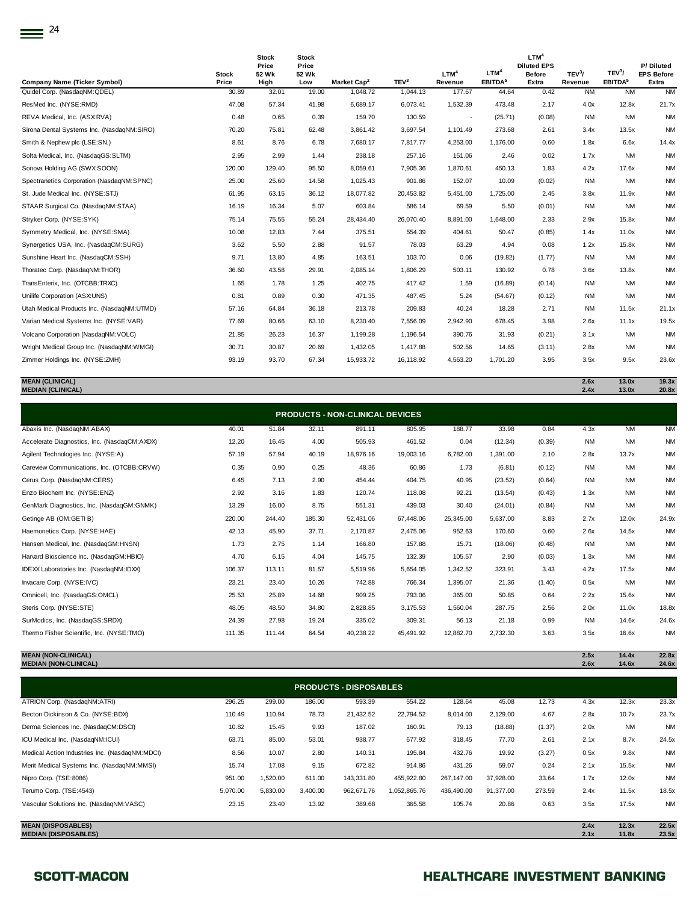| Company Name (Ticker Symbol) | Stock Price | Stock Price 52 Wk High | Stock Price 52 Wk Low | Market Cap[2] | TEV[3] | LTM[4] Revenue | LTM[4] EBITDA[5] | LTM[4] Diluted EPS Before Extra | TEV[3]/ Revenue | TEV[3]/ EBITDA[5] | P/ Diluted EPS Before Extra |
|---|---|---|---|---|---|---|---|---|---|---|---|
| Quidel Corp. (NasdaqNM:QDEL) | 30.89 | 32.01 | 19.00 | 1,048.72 | 1,044.13 | 177.67 | 44.64 | 0.42 | NM | NM | NM |
| ResMed Inc. (NYSE:RMD) | 47.08 | 57.34 | 41.98 | 6,689.17 | 6,073.41 | 1,532.39 | 473.48 | 2.17 | 4.0x | 12.8x | 21.7x |
| REVA Medical, Inc. (ASX:RVA) | 0.48 | 0.65 | 0.39 | 159.70 | 130.59 | - | (25.71) | (0.08) | NM | NM | NM |
| Sirona Dental Systems Inc. (NasdaqNM:SIRO) | 70.20 | 75.81 | 62.48 | 3,861.42 | 3,697.54 | 1,101.49 | 273.68 | 2.61 | 3.4x | 13.5x | NM |
| Smith & Nephew plc (LSE:SN.) | 8.61 | 8.76 | 6.78 | 7,680.17 | 7,817.77 | 4,253.00 | 1,176.00 | 0.60 | 1.8x | 6.6x | 14.4x |
| Solta Medical, Inc. (NasdaqGS:SLTM) | 2.95 | 2.99 | 1.44 | 238.18 | 257.16 | 151.06 | 2.46 | 0.02 | 1.7x | NM | NM |
| Sonova Holding AG (SWX:SOON) | 120.00 | 129.40 | 95.50 | 8,059.61 | 7,905.36 | 1,870.61 | 450.13 | 1.83 | 4.2x | 17.6x | NM |
| Spectranetics Corporation (NasdaqNM:SPNC) | 25.00 | 25.60 | 14.58 | 1,025.43 | 901.86 | 152.07 | 10.09 | (0.02) | NM | NM | NM |
| St. Jude Medical Inc. (NYSE:STJ) | 61.95 | 63.15 | 36.12 | 18,077.82 | 20,453.82 | 5,451.00 | 1,725.00 | 2.45 | 3.8x | 11.9x | NM |
| STAAR Surgical Co. (NasdaqNM:STAA) | 16.19 | 16.34 | 5.07 | 603.84 | 586.14 | 69.59 | 5.50 | (0.01) | NM | NM | NM |
| Stryker Corp. (NYSE:SYK) | 75.14 | 75.55 | 55.24 | 28,434.40 | 26,070.40 | 8,891.00 | 1,648.00 | 2.33 | 2.9x | 15.8x | NM |
| Symmetry Medical, Inc. (NYSE:SMA) | 10.08 | 12.83 | 7.44 | 375.51 | 554.39 | 404.61 | 50.47 | (0.85) | 1.4x | 11.0x | NM |
| Synergetics USA, Inc. (NasdaqCM:SURG) | 3.62 | 5.50 | 2.88 | 91.57 | 78.03 | 63.29 | 4.94 | 0.08 | 1.2x | 15.8x | NM |
| Sunshine Heart Inc. (NasdaqCM:SSH) | 9.71 | 13.80 | 4.85 | 163.51 | 103.70 | 0.06 | (19.82) | (1.77) | NM | NM | NM |
| Thoratec Corp. (NasdaqNM:THOR) | 36.60 | 43.58 | 29.91 | 2,085.14 | 1,806.29 | 503.11 | 130.92 | 0.78 | 3.6x | 13.8x | NM |
| TransEnterix, Inc. (OTCBB:TRXC) | 1.65 | 1.78 | 1.25 | 402.75 | 417.42 | 1.59 | (16.89) | (0.14) | NM | NM | NM |
| Unilife Corporation (ASX:UNS) | 0.81 | 0.89 | 0.30 | 471.35 | 487.45 | 5.24 | (54.67) | (0.12) | NM | NM | NM |
| Utah Medical Products Inc. (NasdaqNM:UTMD) | 57.16 | 64.84 | 36.18 | 213.78 | 209.83 | 40.24 | 18.28 | 2.71 | NM | 11.5x | 21.1x |
| Varian Medical Systems Inc. (NYSE:VAR) | 77.69 | 80.66 | 63.10 | 8,230.40 | 7,556.09 | 2,942.90 | 678.45 | 3.98 | 2.6x | 11.1x | 19.5x |
| Volcano Corporation (NasdaqNM:VOLC) | 21.85 | 26.23 | 16.37 | 1,199.28 | 1,196.54 | 390.76 | 31.93 | (0.21) | 3.1x | NM | NM |
| Wright Medical Group Inc. (NasdaqNM:WMGI) | 30.71 | 30.87 | 20.69 | 1,432.05 | 1,417.88 | 502.56 | 14.65 | (3.11) | 2.8x | NM | NM |
| Zimmer Holdings Inc. (NYSE:ZMH) | 93.19 | 93.70 | 67.34 | 15,933.72 | 16,118.92 | 4,563.20 | 1,701.20 | 3.95 | 3.5x | 9.5x | 23.6x |
| **MEAN (CLINICAL)** | | | | | | | | | **2.6x** | **13.0x** | **19.3x** |
| **MEDIAN (CLINICAL)** | | | | | | | | | **2.4x** | **13.0x** | **20.8x** |
| **PRODUCTS - NON-CLINICAL DEVICES** | | | | | | | | | | | |
| Abaxis Inc. (NasdaqNM:ABAX) | 40.01 | 51.84 | 32.11 | 891.11 | 805.95 | 188.77 | 33.98 | 0.84 | 4.3x | NM | NM |
| Accelerate Diagnostics, Inc. (NasdaqCM:AXDX) | 12.20 | 16.45 | 4.00 | 505.93 | 461.52 | 0.04 | (12.34) | (0.39) | NM | NM | NM |
| Agilent Technologies Inc. (NYSE:A) | 57.19 | 57.94 | 40.19 | 18,976.16 | 19,003.16 | 6,782.00 | 1,391.00 | 2.10 | 2.8x | 13.7x | NM |
| Careview Communications, Inc. (OTCBB:CRVW) | 0.35 | 0.90 | 0.25 | 48.36 | 60.86 | 1.73 | (6.81) | (0.12) | NM | NM | NM |
| Cerus Corp. (NasdaqNM:CERS) | 6.45 | 7.13 | 2.90 | 454.44 | 404.75 | 40.95 | (23.52) | (0.64) | NM | NM | NM |
| Enzo Biochem Inc. (NYSE:ENZ) | 2.92 | 3.16 | 1.83 | 120.74 | 118.08 | 92.21 | (13.54) | (0.43) | 1.3x | NM | NM |
| GenMark Diagnostics, Inc. (NasdaqGM:GNMK) | 13.29 | 16.00 | 8.75 | 551.31 | 439.03 | 30.40 | (24.01) | (0.84) | NM | NM | NM |
| Getinge AB (OM:GETI B) | 220.00 | 244.40 | 185.30 | 52,431.06 | 67,448.06 | 25,345.00 | 5,637.00 | 8.83 | 2.7x | 12.0x | 24.9x |
| Haemonetics Corp. (NYSE:HAE) | 42.13 | 45.90 | 37.71 | 2,170.87 | 2,475.06 | 952.63 | 170.60 | 0.60 | 2.6x | 14.5x | NM |
| Hansen Medical, Inc. (NasdaqGM:HNSN) | 1.73 | 2.75 | 1.14 | 166.80 | 157.88 | 15.71 | (18.06) | (0.48) | NM | NM | NM |
| Harvard Bioscience Inc. (NasdaqGM:HBIO) | 4.70 | 6.15 | 4.04 | 145.75 | 132.39 | 105.57 | 2.90 | (0.03) | 1.3x | NM | NM |
| IDEXX Laboratories Inc. (NasdaqNM:IDXX) | 106.37 | 113.11 | 81.57 | 5,519.96 | 5,654.05 | 1,342.52 | 323.91 | 3.43 | 4.2x | 17.5x | NM |
| Invacare Corp. (NYSE:IVC) | 23.21 | 23.40 | 10.26 | 742.88 | 766.34 | 1,395.07 | 21.36 | (1.40) | 0.5x | NM | NM |
| Omnicell, Inc. (NasdaqGS:OMCL) | 25.53 | 25.89 | 14.68 | 909.25 | 793.06 | 365.00 | 50.85 | 0.64 | 2.2x | 15.6x | NM |
| Steris Corp. (NYSE:STE) | 48.05 | 48.50 | 34.80 | 2,828.85 | 3,175.53 | 1,560.04 | 287.75 | 2.56 | 2.0x | 11.0x | 18.8x |
| SurModics, Inc. (NasdaqGS:SRDX) | 24.39 | 27.98 | 19.24 | 335.02 | 309.31 | 56.13 | 21.18 | 0.99 | NM | 14.6x | 24.6x |
| Thermo Fisher Scientific, Inc. (NYSE:TMO) | 111.35 | 111.44 | 64.54 | 40,238.22 | 45,491.92 | 12,882.70 | 2,732.30 | 3.63 | 3.5x | 16.6x | NM |
| **MEAN (NON-CLINICAL)** | | | | | | | | | **2.5x** | **14.4x** | **22.8x** |
| **MEDIAN (NON-CLINICAL)** | | | | | | | | | **2.6x** | **14.6x** | **24.6x** |
| **PRODUCTS - DISPOSABLES** | | | | | | | | | | | |
| ATRION Corp. (NasdaqNM:ATRI) | 296.25 | 299.00 | 186.00 | 593.39 | 554.22 | 128.64 | 45.08 | 12.73 | 4.3x | 12.3x | 23.3x |
| Becton Dickinson & Co. (NYSE:BDX) | 110.49 | 110.94 | 78.73 | 21,432.52 | 22,794.52 | 8,014.00 | 2,129.00 | 4.67 | 2.8x | 10.7x | 23.7x |
| Derma Sciences Inc. (NasdaqCM:DSCI) | 10.82 | 15.45 | 9.93 | 187.02 | 160.91 | 79.13 | (18.88) | (1.37) | 2.0x | NM | NM |
| ICU Medical Inc. (NasdaqNM:ICUI) | 63.71 | 85.00 | 53.01 | 938.77 | 677.92 | 318.45 | 77.70 | 2.61 | 2.1x | 8.7x | 24.5x |
| Medical Action Industries Inc. (NasdaqNM:MDCI) | 8.56 | 10.07 | 2.80 | 140.31 | 195.84 | 432.76 | 19.92 | (3.27) | 0.5x | 9.8x | NM |
| Merit Medical Systems Inc. (NasdaqNM:MMSI) | 15.74 | 17.08 | 9.15 | 672.82 | 914.86 | 431.26 | 59.07 | 0.24 | 2.1x | 15.5x | NM |
| Nipro Corp. (TSE:8086) | 951.00 | 1,520.00 | 611.00 | 143,331.80 | 455,922.80 | 267,147.00 | 37,928.00 | 33.64 | 1.7x | 12.0x | NM |
| Terumo Corp. (TSE:4543) | 5,070.00 | 5,830.00 | 3,400.00 | 962,671.76 | 1,052,865.76 | 436,490.00 | 91,377.00 | 273.59 | 2.4x | 11.5x | 18.5x |
| Vascular Solutions Inc. (NasdaqNM:VASC) | 23.15 | 23.40 | 13.92 | 389.68 | 365.58 | 105.74 | 20.86 | 0.63 | 3.5x | 17.5x | NM |
| **MEAN (DISPOSABLES)** | | | | | | | | | **2.4x** | **12.3x** | **22.5x** |
| **MEDIAN (DISPOSABLES)** | | | | | | | | | **2.1x** | **11.8x** | **23.5x** |

**SCOTT-MACON** **HEALTHCARE INVESTMENT BANKING**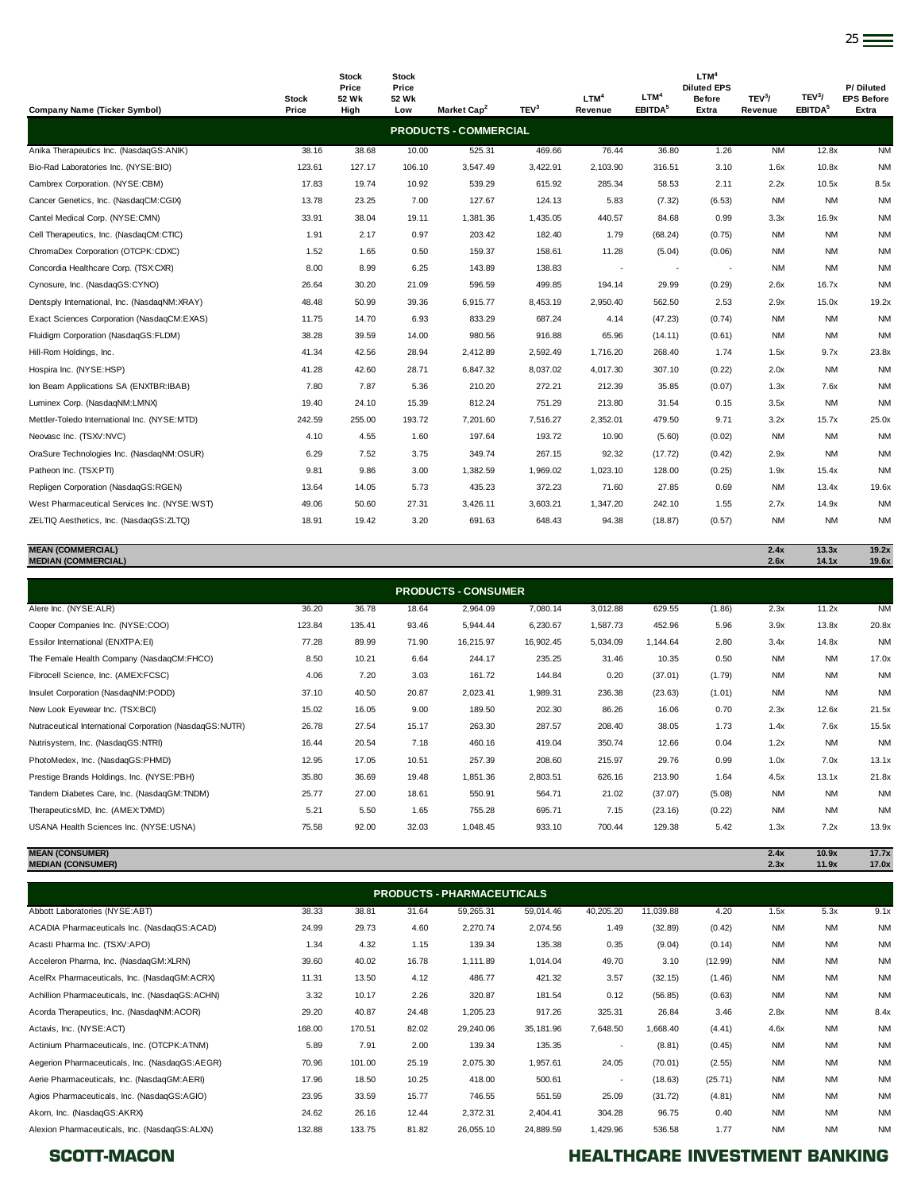| Company Name (Ticker Symbol) | Stock Price | Stock Price 52 Wk High | Stock Price 52 Wk Low | Market Cap[2] | TEV[3] | LTM[4] Revenue | LTM[4] EBITDA[5] | LTM[4] Diluted EPS Before Extra | TEV[3]/ Revenue | TEV[3]/ EBITDA[5] | P/ Diluted EPS Before Extra |
|---|---|---|---|---|---|---|---|---|---|---|---|
| **PRODUCTS - COMMERCIAL** | | | | | | | | | | | |
| Anika Therapeutics Inc. (NasdaqGS:ANIK) | 38.16 | 38.68 | 10.00 | 525.31 | 469.66 | 76.44 | 36.80 | 1.26 | NM | 12.8x | NM |
| Bio-Rad Laboratories Inc. (NYSE:BIO) | 123.61 | 127.17 | 106.10 | 3,547.49 | 3,422.91 | 2,103.90 | 316.51 | 3.10 | 1.6x | 10.8x | NM |
| Cambrex Corporation. (NYSE:CBM) | 17.83 | 19.74 | 10.92 | 539.29 | 615.92 | 285.34 | 58.53 | 2.11 | 2.2x | 10.5x | 8.5x |
| Cancer Genetics, Inc. (NasdaqCM:CGIX) | 13.78 | 23.25 | 7.00 | 127.67 | 124.13 | 5.83 | (7.32) | (6.53) | NM | NM | NM |
| Cantel Medical Corp. (NYSE:CMN) | 33.91 | 38.04 | 19.11 | 1,381.36 | 1,435.05 | 440.57 | 84.68 | 0.99 | 3.3x | 16.9x | NM |
| Cell Therapeutics, Inc. (NasdaqCM:CTIC) | 1.91 | 2.17 | 0.97 | 203.42 | 182.40 | 1.79 | (68.24) | (0.75) | NM | NM | NM |
| ChromaDex Corporation (OTCPK:CDXC) | 1.52 | 1.65 | 0.50 | 159.37 | 158.61 | 11.28 | (5.04) | (0.06) | NM | NM | NM |
| Concordia Healthcare Corp. (TSX:CXR) | 8.00 | 8.99 | 6.25 | 143.89 | 138.83 | - | - | - | NM | NM | NM |
| Cynosure, Inc. (NasdaqGS:CYNO) | 26.64 | 30.20 | 21.09 | 596.59 | 499.85 | 194.14 | 29.99 | (0.29) | 2.6x | 16.7x | NM |
| Dentsply International, Inc. (NasdaqNM:XRAY) | 48.48 | 50.99 | 39.36 | 6,915.77 | 8,453.19 | 2,950.40 | 562.50 | 2.53 | 2.9x | 15.0x | 19.2x |
| Exact Sciences Corporation (NasdaqCM:EXAS) | 11.75 | 14.70 | 6.93 | 833.29 | 687.24 | 4.14 | (47.23) | (0.74) | NM | NM | NM |
| Fluidigm Corporation (NasdaqGS:FLDM) | 38.28 | 39.59 | 14.00 | 980.56 | 916.88 | 65.96 | (14.11) | (0.61) | NM | NM | NM |
| Hill-Rom Holdings, Inc. | 41.34 | 42.56 | 28.94 | 2,412.89 | 2,592.49 | 1,716.20 | 268.40 | 1.74 | 1.5x | 9.7x | 23.8x |
| Hospira Inc. (NYSE:HSP) | 41.28 | 42.60 | 28.71 | 6,847.32 | 8,037.02 | 4,017.30 | 307.10 | (0.22) | 2.0x | NM | NM |
| Ion Beam Applications SA (ENXTBR:IBAB) | 7.80 | 7.87 | 5.36 | 210.20 | 272.21 | 212.39 | 35.85 | (0.07) | 1.3x | 7.6x | NM |
| Luminex Corp. (NasdaqNM:LMNX) | 19.40 | 24.10 | 15.39 | 812.24 | 751.29 | 213.80 | 31.54 | 0.15 | 3.5x | NM | NM |
| Mettler-Toledo International Inc. (NYSE:MTD) | 242.59 | 255.00 | 193.72 | 7,201.60 | 7,516.27 | 2,352.01 | 479.50 | 9.71 | 3.2x | 15.7x | 25.0x |
| Neovasc Inc. (TSXV:NVC) | 4.10 | 4.55 | 1.60 | 197.64 | 193.72 | 10.90 | (5.60) | (0.02) | NM | NM | NM |
| OraSure Technologies Inc. (NasdaqNM:OSUR) | 6.29 | 7.52 | 3.75 | 349.74 | 267.15 | 92.32 | (17.72) | (0.42) | 2.9x | NM | NM |
| Patheon Inc. (TSX:PTI) | 9.81 | 9.86 | 3.00 | 1,382.59 | 1,969.02 | 1,023.10 | 128.00 | (0.25) | 1.9x | 15.4x | NM |
| Repligen Corporation (NasdaqGS:RGEN) | 13.64 | 14.05 | 5.73 | 435.23 | 372.23 | 71.60 | 27.85 | 0.69 | NM | 13.4x | 19.6x |
| West Pharmaceutical Services Inc. (NYSE:WST) | 49.06 | 50.60 | 27.31 | 3,426.11 | 3,603.21 | 1,347.20 | 242.10 | 1.55 | 2.7x | 14.9x | NM |
| ZELTIQ Aesthetics, Inc. (NasdaqGS:ZLTQ) | 18.91 | 19.42 | 3.20 | 691.63 | 648.43 | 94.38 | (18.87) | (0.57) | NM | NM | NM |
| **MEAN (COMMERCIAL)** | | | | | | | | | **2.4x** | **13.3x** | **19.2x** |
| **MEDIAN (COMMERCIAL)** | | | | | | | | | **2.6x** | **14.1x** | **19.6x** |
| **PRODUCTS - CONSUMER** | | | | | | | | | | | |
| Alere Inc. (NYSE:ALR) | 36.20 | 36.78 | 18.64 | 2,964.09 | 7,080.14 | 3,012.88 | 629.55 | (1.86) | 2.3x | 11.2x | NM |
| Cooper Companies Inc. (NYSE:COO) | 123.84 | 135.41 | 93.46 | 5,944.44 | 6,230.67 | 1,587.73 | 452.96 | 5.96 | 3.9x | 13.8x | 20.8x |
| Essilor International (ENXTPA:EI) | 77.28 | 89.99 | 71.90 | 16,215.97 | 16,902.45 | 5,034.09 | 1,144.64 | 2.80 | 3.4x | 14.8x | NM |
| The Female Health Company (NasdaqCM:FHCO) | 8.50 | 10.21 | 6.64 | 244.17 | 235.25 | 31.46 | 10.35 | 0.50 | NM | NM | 17.0x |
| Fibrocell Science, Inc. (AMEX:FCSC) | 4.06 | 7.20 | 3.03 | 161.72 | 144.84 | 0.20 | (37.01) | (1.79) | NM | NM | NM |
| Insulet Corporation (NasdaqNM:PODD) | 37.10 | 40.50 | 20.87 | 2,023.41 | 1,989.31 | 236.38 | (23.63) | (1.01) | NM | NM | NM |
| New Look Eyewear Inc. (TSX:BCI) | 15.02 | 16.05 | 9.00 | 189.50 | 202.30 | 86.26 | 16.06 | 0.70 | 2.3x | 12.6x | 21.5x |
| Nutraceutical International Corporation (NasdaqGS:NUTR) | 26.78 | 27.54 | 15.17 | 263.30 | 287.57 | 208.40 | 38.05 | 1.73 | 1.4x | 7.6x | 15.5x |
| Nutrisystem, Inc. (NasdaqGS:NTRI) | 16.44 | 20.54 | 7.18 | 460.16 | 419.04 | 350.74 | 12.66 | 0.04 | 1.2x | NM | NM |
| PhotoMedex, Inc. (NasdaqGS:PHMD) | 12.95 | 17.05 | 10.51 | 257.39 | 208.60 | 215.97 | 29.76 | 0.99 | 1.0x | 7.0x | 13.1x |
| Prestige Brands Holdings, Inc. (NYSE:PBH) | 35.80 | 36.69 | 19.48 | 1,851.36 | 2,803.51 | 626.16 | 213.90 | 1.64 | 4.5x | 13.1x | 21.8x |
| Tandem Diabetes Care, Inc. (NasdaqGM:TNDM) | 25.77 | 27.00 | 18.61 | 550.91 | 564.71 | 21.02 | (37.07) | (5.08) | NM | NM | NM |
| TherapeuticsMD, Inc. (AMEX:TXMD) | 5.21 | 5.50 | 1.65 | 755.28 | 695.71 | 7.15 | (23.16) | (0.22) | NM | NM | NM |
| USANA Health Sciences Inc. (NYSE:USNA) | 75.58 | 92.00 | 32.03 | 1,048.45 | 933.10 | 700.44 | 129.38 | 5.42 | 1.3x | 7.2x | 13.9x |
| **MEAN (CONSUMER)** | | | | | | | | | **2.4x** | **10.9x** | **17.7x** |
| **MEDIAN (CONSUMER)** | | | | | | | | | **2.3x** | **11.9x** | **17.0x** |
| **PRODUCTS - PHARMACEUTICALS** | | | | | | | | | | | |
| Abbott Laboratories (NYSE:ABT) | 38.33 | 38.81 | 31.64 | 59,265.31 | 59,014.46 | 40,205.20 | 11,039.88 | 4.20 | 1.5x | 5.3x | 9.1x |
| ACADIA Pharmaceuticals Inc. (NasdaqGS:ACAD) | 24.99 | 29.73 | 4.60 | 2,270.74 | 2,074.56 | 1.49 | (32.89) | (0.42) | NM | NM | NM |
| Acasti Pharma Inc. (TSXV:APO) | 1.34 | 4.32 | 1.15 | 139.34 | 135.38 | 0.35 | (9.04) | (0.14) | NM | NM | NM |
| Acceleron Pharma, Inc. (NasdaqGM:XLRN) | 39.60 | 40.02 | 16.78 | 1,111.89 | 1,014.04 | 49.70 | 3.10 | (12.99) | NM | NM | NM |
| AcelRx Pharmaceuticals, Inc. (NasdaqGM:ACRX) | 11.31 | 13.50 | 4.12 | 486.77 | 421.32 | 3.57 | (32.15) | (1.46) | NM | NM | NM |
| Achillion Pharmaceuticals, Inc. (NasdaqGS:ACHN) | 3.32 | 10.17 | 2.26 | 320.87 | 181.54 | 0.12 | (56.85) | (0.63) | NM | NM | NM |
| Acorda Therapeutics, Inc. (NasdaqNM:ACOR) | 29.20 | 40.87 | 24.48 | 1,205.23 | 917.26 | 325.31 | 26.84 | 3.46 | 2.8x | NM | 8.4x |
| Actavis, Inc. (NYSE:ACT) | 168.00 | 170.51 | 82.02 | 29,240.06 | 35,181.96 | 7,648.50 | 1,668.40 | (4.41) | 4.6x | NM | NM |
| Actinium Pharmaceuticals, Inc. (OTCPK:ATNM) | 5.89 | 7.91 | 2.00 | 139.34 | 135.35 | - | (8.81) | (0.45) | NM | NM | NM |
| Aegerion Pharmaceuticals, Inc. (NasdaqGS:AEGR) | 70.96 | 101.00 | 25.19 | 2,075.30 | 1,957.61 | 24.05 | (70.01) | (2.55) | NM | NM | NM |
| Aerie Pharmaceuticals, Inc. (NasdaqGM:AERI) | 17.96 | 18.50 | 10.25 | 418.00 | 500.61 | - | (18.63) | (25.71) | NM | NM | NM |
| Agios Pharmaceuticals, Inc. (NasdaqGS:AGIO) | 23.95 | 33.59 | 15.77 | 746.55 | 551.59 | 25.09 | (31.72) | (4.81) | NM | NM | NM |
| Akorn, Inc. (NasdaqGS:AKRX) | 24.62 | 26.16 | 12.44 | 2,372.31 | 2,404.41 | 304.28 | 96.75 | 0.40 | NM | NM | NM |
| Alexion Pharmaceuticals, Inc. (NasdaqGS:ALXN) | 132.88 | 133.75 | 81.82 | 26,055.10 | 24,889.59 | 1,429.96 | 536.58 | 1.77 | NM | NM | NM |

SCOTT-MACON HEALTHCARE INVESTMENT BANKING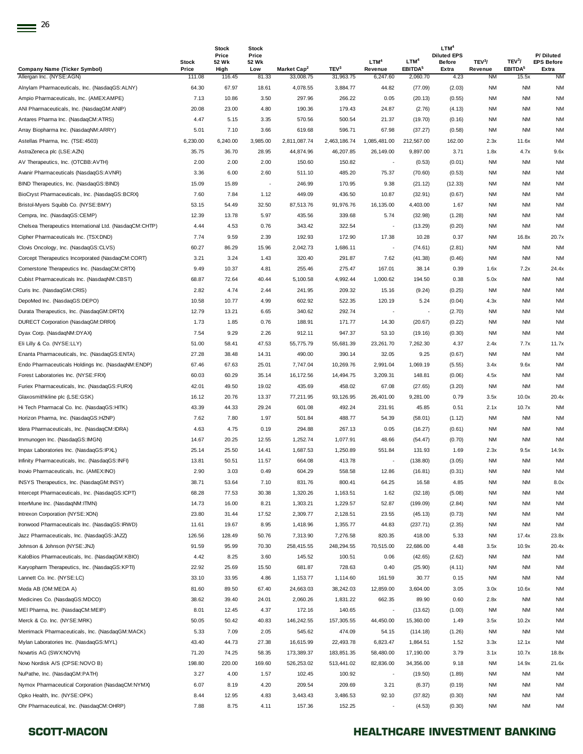| Company Name (Ticker Symbol) | Stock Price | Stock Price 52 Wk High | Stock Price 52 Wk Low | Market Cap[2] | TEV[3] | LTM[4] Revenue | LTM[4] EBITDA[5] | LTM[4] Diluted EPS Before Extra | TEV[3]/ Revenue | TEV[3]/ EBITDA[5] | P/ Diluted EPS Before Extra |
|---|---|---|---|---|---|---|---|---|---|---|---|
| Allergan Inc. (NYSE:AGN) | 111.08 | 116.45 | 81.33 | 33,008.75 | 31,963.75 | 6,247.60 | 2,060.70 | 4.23 | NM | 15.5x | NM |
| Alnylam Pharmaceuticals, Inc. (NasdaqGS:ALNY) | 64.30 | 67.97 | 18.61 | 4,078.55 | 3,884.77 | 44.82 | (77.09) | (2.03) | NM | NM | NM |
| Ampio Pharmaceuticals, Inc. (AMEX:AMPE) | 7.13 | 10.86 | 3.50 | 297.96 | 266.22 | 0.05 | (20.13) | (0.55) | NM | NM | NM |
| ANI Pharmaceuticals, Inc. (NasdaqGM:ANIP) | 20.08 | 23.00 | 4.80 | 190.36 | 179.43 | 24.87 | (2.76) | (4.13) | NM | NM | NM |
| Antares Pharma Inc. (NasdaqCM:ATRS) | 4.47 | 5.15 | 3.35 | 570.56 | 500.54 | 21.37 | (19.70) | (0.16) | NM | NM | NM |
| Array Biopharma Inc. (NasdaqNM:ARRY) | 5.01 | 7.10 | 3.66 | 619.68 | 596.71 | 67.98 | (37.27) | (0.58) | NM | NM | NM |
| Astellas Pharma, Inc. (TSE:4503) | 6,230.00 | 6,240.00 | 3,985.00 | 2,811,087.74 | 2,463,186.74 | 1,085,481.00 | 212,567.00 | 162.00 | 2.3x | 11.6x | NM |
| AstraZeneca plc (LSE:AZN) | 35.75 | 36.70 | 28.95 | 44,874.96 | 46,207.85 | 26,149.00 | 9,897.00 | 3.71 | 1.8x | 4.7x | 9.6x |
| AV Therapeutics, Inc. (OTCBB:AVTH) | 2.00 | 2.00 | 2.00 | 150.60 | 150.82 | - | (0.53) | (0.01) | NM | NM | NM |
| Avanir Pharmaceuticals (NasdaqGS:AVNR) | 3.36 | 6.00 | 2.60 | 511.10 | 485.20 | 75.37 | (70.60) | (0.53) | NM | NM | NM |
| BIND Therapeutics, Inc. (NasdaqGS:BIND) | 15.09 | 15.89 | - | 246.99 | 170.95 | 9.38 | (21.12) | (12.33) | NM | NM | NM |
| BioCryst Pharmaceuticals, Inc. (NasdaqGS:BCRX) | 7.60 | 7.84 | 1.12 | 449.09 | 436.50 | 10.87 | (32.91) | (0.67) | NM | NM | NM |
| Bristol-Myers Squibb Co. (NYSE:BMY) | 53.15 | 54.49 | 32.50 | 87,513.76 | 91,976.76 | 16,135.00 | 4,403.00 | 1.67 | NM | NM | NM |
| Cempra, Inc. (NasdaqGS:CEMP) | 12.39 | 13.78 | 5.97 | 435.56 | 339.68 | 5.74 | (32.98) | (1.28) | NM | NM | NM |
| Chelsea Therapeutics International Ltd. (NasdaqCM:CHTP) | 4.44 | 4.53 | 0.76 | 343.42 | 322.54 | - | (13.29) | (0.20) | NM | NM | NM |
| Cipher Pharmaceuticals Inc. (TSX:DND) | 7.74 | 9.59 | 2.39 | 192.93 | 172.90 | 17.38 | 10.28 | 0.37 | NM | 16.8x | 20.7x |
| Clovis Oncology, Inc. (NasdaqGS:CLVS) | 60.27 | 86.29 | 15.96 | 2,042.73 | 1,686.11 | - | (74.61) | (2.81) | NM | NM | NM |
| Corcept Therapeutics Incorporated (NasdaqCM:CORT) | 3.21 | 3.24 | 1.43 | 320.40 | 291.87 | 7.62 | (41.38) | (0.46) | NM | NM | NM |
| Cornerstone Therapeutics Inc. (NasdaqCM:CRTX) | 9.49 | 10.37 | 4.81 | 255.46 | 275.47 | 167.01 | 38.14 | 0.39 | 1.6x | 7.2x | 24.4x |
| Cubist Pharmaceuticals Inc. (NasdaqNM:CBST) | 68.87 | 72.64 | 40.44 | 5,100.58 | 4,992.44 | 1,000.62 | 194.50 | 0.38 | 5.0x | NM | NM |
| Curis Inc. (NasdaqGM:CRIS) | 2.82 | 4.74 | 2.44 | 241.95 | 209.32 | 15.16 | (9.24) | (0.25) | NM | NM | NM |
| DepoMed Inc. (NasdaqGS:DEPO) | 10.58 | 10.77 | 4.99 | 602.92 | 522.35 | 120.19 | 5.24 | (0.04) | 4.3x | NM | NM |
| Durata Therapeutics, Inc. (NasdaqGM:DRTX) | 12.79 | 13.21 | 6.65 | 340.62 | 292.74 | - | - | (2.70) | NM | NM | NM |
| DURECT Corporation (NasdaqGM:DRRX) | 1.73 | 1.85 | 0.76 | 188.91 | 171.77 | 14.30 | (20.67) | (0.22) | NM | NM | NM |
| Dyax Corp. (NasdaqNM:DYAX) | 7.54 | 9.29 | 2.26 | 912.11 | 947.37 | 53.10 | (19.16) | (0.30) | NM | NM | NM |
| Eli Lilly & Co. (NYSE:LLY) | 51.00 | 58.41 | 47.53 | 55,775.79 | 55,681.39 | 23,261.70 | 7,262.30 | 4.37 | 2.4x | 7.7x | 11.7x |
| Enanta Pharmaceuticals, Inc. (NasdaqGS:ENTA) | 27.28 | 38.48 | 14.31 | 490.00 | 390.14 | 32.05 | 9.25 | (0.67) | NM | NM | NM |
| Endo Pharmaceuticals Holdings Inc. (NasdaqNM:ENDP) | 67.46 | 67.63 | 25.01 | 7,747.04 | 10,269.76 | 2,991.04 | 1,069.19 | (5.55) | 3.4x | 9.6x | NM |
| Forest Laboratories Inc. (NYSE:FRX) | 60.03 | 60.29 | 35.14 | 16,172.56 | 14,494.75 | 3,209.31 | 148.81 | (0.06) | 4.5x | NM | NM |
| Furiex Pharmaceuticals, Inc. (NasdaqGS:FURX) | 42.01 | 49.50 | 19.02 | 435.69 | 458.02 | 67.08 | (27.65) | (3.20) | NM | NM | NM |
| Glaxosmithkline plc (LSE:GSK) | 16.12 | 20.76 | 13.37 | 77,211.95 | 93,126.95 | 26,401.00 | 9,281.00 | 0.79 | 3.5x | 10.0x | 20.4x |
| Hi Tech Pharmacal Co. Inc. (NasdaqGS:HITK) | 43.39 | 44.33 | 29.24 | 601.08 | 492.24 | 231.91 | 45.85 | 0.51 | 2.1x | 10.7x | NM |
| Horizon Pharma, Inc. (NasdaqGS:HZNP) | 7.62 | 7.80 | 1.97 | 501.84 | 488.77 | 54.39 | (58.01) | (1.12) | NM | NM | NM |
| Idera Pharmaceuticals, Inc. (NasdaqCM:IDRA) | 4.63 | 4.75 | 0.19 | 294.88 | 267.13 | 0.05 | (16.27) | (0.61) | NM | NM | NM |
| Immunogen Inc. (NasdaqGS:IMGN) | 14.67 | 20.25 | 12.55 | 1,252.74 | 1,077.91 | 48.66 | (54.47) | (0.70) | NM | NM | NM |
| Impax Laboratories Inc. (NasdaqGS:IPXL) | 25.14 | 25.50 | 14.41 | 1,687.53 | 1,250.89 | 551.84 | 131.93 | 1.69 | 2.3x | 9.5x | 14.9x |
| Infinity Pharmaceuticals, Inc. (NasdaqGS:INFI) | 13.81 | 50.51 | 11.57 | 664.08 | 413.78 | - | (138.80) | (3.05) | NM | NM | NM |
| Inovio Pharmaceuticals, Inc. (AMEX:INO) | 2.90 | 3.03 | 0.49 | 604.29 | 558.58 | 12.86 | (16.81) | (0.31) | NM | NM | NM |
| INSYS Therapeutics, Inc. (NasdaqGM:INSY) | 38.71 | 53.64 | 7.10 | 831.76 | 800.41 | 64.25 | 16.58 | 4.85 | NM | NM | 8.0x |
| Intercept Pharmaceuticals, Inc. (NasdaqGS:ICPT) | 68.28 | 77.53 | 30.38 | 1,320.26 | 1,163.51 | 1.62 | (32.18) | (5.08) | NM | NM | NM |
| InterMune Inc. (NasdaqNM:ITMN) | 14.73 | 16.00 | 8.21 | 1,303.21 | 1,229.57 | 52.87 | (199.09) | (2.84) | NM | NM | NM |
| Intrexon Corporation (NYSE:XON) | 23.80 | 31.44 | 17.52 | 2,309.77 | 2,128.51 | 23.55 | (45.13) | (0.73) | NM | NM | NM |
| Ironwood Pharmaceuticals, Inc. (NasdaqGS:IRWD) | 11.61 | 19.67 | 8.95 | 1,418.96 | 1,355.77 | 44.83 | (237.71) | (2.35) | NM | NM | NM |
| Jazz Pharmaceuticals, Inc. (NasdaqGS:JAZZ) | 126.56 | 128.49 | 50.76 | 7,313.90 | 7,276.58 | 820.35 | 418.00 | 5.33 | NM | 17.4x | 23.8x |
| Johnson & Johnson (NYSE:JNJ) | 91.59 | 95.99 | 70.30 | 258,415.55 | 248,294.55 | 70,515.00 | 22,686.00 | 4.48 | 3.5x | 10.9x | 20.4x |
| KaloBios Pharmaceuticals, Inc. (NasdaqGM:KBIO) | 4.42 | 8.25 | 3.60 | 145.52 | 100.51 | 0.06 | (42.65) | (2.62) | NM | NM | NM |
| Karyopharm Therapeutics, Inc. (NasdaqGS:KPTI) | 22.92 | 25.69 | 15.50 | 681.87 | 728.63 | 0.40 | (25.90) | (4.11) | NM | NM | NM |
| Lannett Co. Inc. (NYSE:LC) | 33.10 | 33.95 | 4.86 | 1,153.77 | 1,114.60 | 161.59 | 30.77 | 0.15 | NM | NM | NM |
| Meda AB (OM:MEDA A) | 81.60 | 89.50 | 67.40 | 24,663.03 | 38,242.03 | 12,859.00 | 3,604.00 | 3.05 | 3.0x | 10.6x | NM |
| Medicines Co. (NasdaqGS:MDCO) | 38.62 | 39.40 | 24.01 | 2,060.26 | 1,831.22 | 662.35 | 89.90 | 0.60 | 2.8x | NM | NM |
| MEI Pharma, Inc. (NasdaqCM:MEIP) | 8.01 | 12.45 | 4.37 | 172.16 | 140.65 | - | (13.62) | (1.00) | NM | NM | NM |
| Merck & Co. Inc. (NYSE:MRK) | 50.05 | 50.42 | 40.83 | 146,242.55 | 157,305.55 | 44,450.00 | 15,360.00 | 1.49 | 3.5x | 10.2x | NM |
| Merrimack Pharmaceuticals, Inc. (NasdaqGM:MACK) | 5.33 | 7.09 | 2.05 | 545.62 | 474.09 | 54.15 | (114.18) | (1.26) | NM | NM | NM |
| Mylan Laboratories Inc. (NasdaqGS:MYL) | 43.40 | 44.73 | 27.38 | 16,615.99 | 22,493.78 | 6,823.47 | 1,864.51 | 1.52 | 3.3x | 12.1x | NM |
| Novartis AG (SWX:NOVN) | 71.20 | 74.25 | 58.35 | 173,389.37 | 183,851.35 | 58,480.00 | 17,190.00 | 3.79 | 3.1x | 10.7x | 18.8x |
| Novo Nordisk A/S (CPSE:NOVO B) | 198.80 | 220.00 | 169.60 | 526,253.02 | 513,441.02 | 82,836.00 | 34,356.00 | 9.18 | NM | 14.9x | 21.6x |
| NuPathe, Inc. (NasdaqGM:PATH) | 3.27 | 4.00 | 1.57 | 102.45 | 100.92 | - | (19.50) | (1.89) | NM | NM | NM |
| Nymox Pharmaceutical Corporation (NasdaqCM:NYMX) | 6.07 | 8.19 | 4.20 | 209.54 | 209.69 | 3.21 | (6.37) | (0.19) | NM | NM | NM |
| Opko Health, Inc. (NYSE:OPK) | 8.44 | 12.95 | 4.83 | 3,443.43 | 3,486.53 | 92.10 | (37.82) | (0.30) | NM | NM | NM |
| Ohr Pharmaceutical, Inc. (NasdaqCM:OHRP) | 7.88 | 8.75 | 4.11 | 157.36 | 152.25 | - | (4.53) | (0.30) | NM | NM | NM |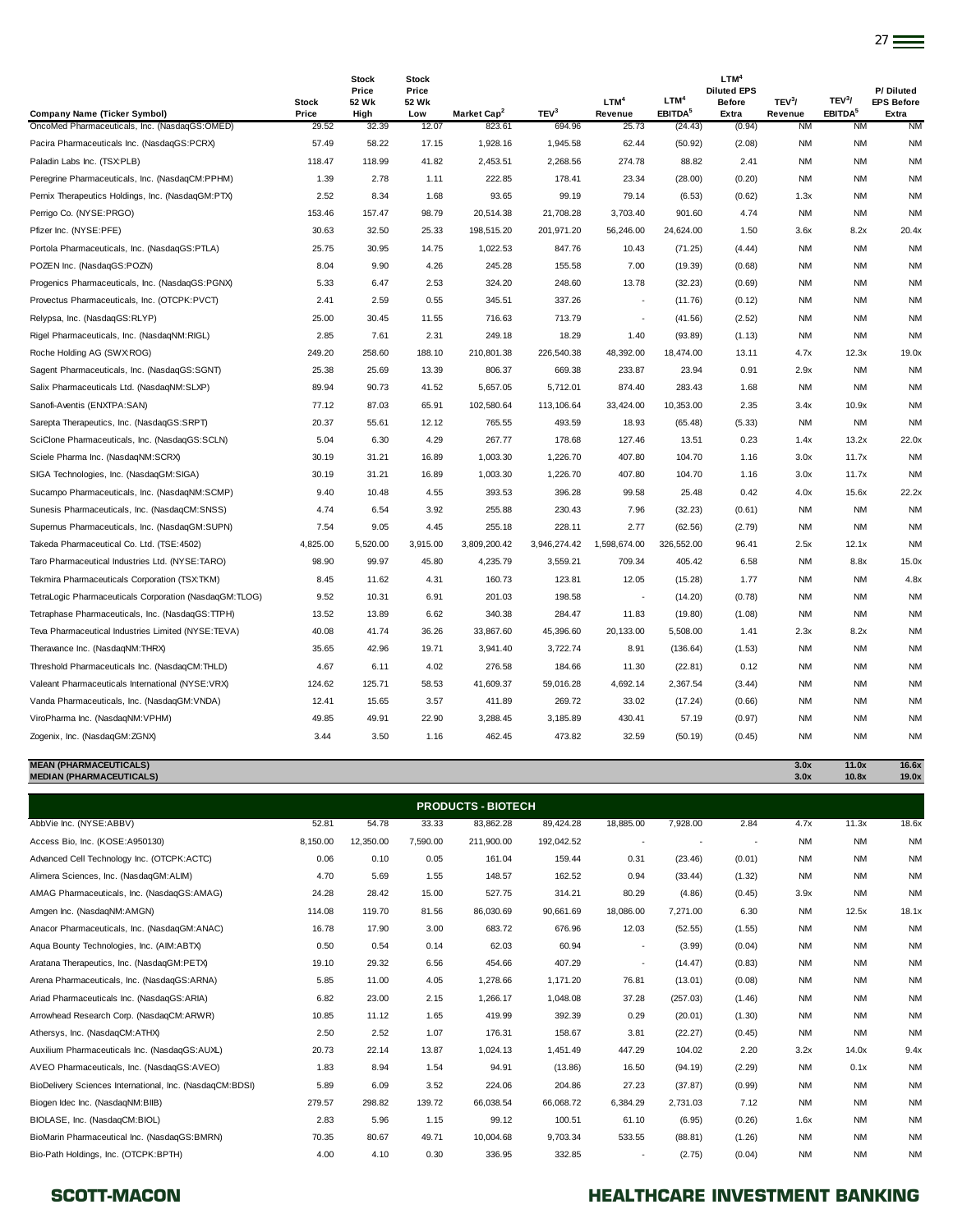| Company Name (Ticker Symbol) | Stock Price | Stock Price 52 Wk High | Stock Price 52 Wk Low | Market Cap[2] | TEV[3] | LTM[4] Revenue | LTM[4] EBITDA[5] | LTM[4] Diluted EPS Before Extra | TEV[3]/ Revenue | TEV[3]/ EBITDA[5] | P/ Diluted EPS Before Extra |
|---|---|---|---|---|---|---|---|---|---|---|---|
| OncoMed Pharmaceuticals, Inc. (NasdaqGS:OMED) | 29.52 | 32.39 | 12.07 | 823.61 | 694.96 | 25.73 | (24.43) | (0.94) | NM | NM | NM |
| Pacira Pharmaceuticals Inc. (NasdaqGS:PCRX) | 57.49 | 58.22 | 17.15 | 1,928.16 | 1,945.58 | 62.44 | (50.92) | (2.08) | NM | NM | NM |
| Paladin Labs Inc. (TSX:PLB) | 118.47 | 118.99 | 41.82 | 2,453.51 | 2,268.56 | 274.78 | 88.82 | 2.41 | NM | NM | NM |
| Peregrine Pharmaceuticals, Inc. (NasdaqCM:PPHM) | 1.39 | 2.78 | 1.11 | 222.85 | 178.41 | 23.34 | (28.00) | (0.20) | NM | NM | NM |
| Pernix Therapeutics Holdings, Inc. (NasdaqGM:PTX) | 2.52 | 8.34 | 1.68 | 93.65 | 99.19 | 79.14 | (6.53) | (0.62) | 1.3x | NM | NM |
| Perrigo Co. (NYSE:PRGO) | 153.46 | 157.47 | 98.79 | 20,514.38 | 21,708.28 | 3,703.40 | 901.60 | 4.74 | NM | NM | NM |
| Pfizer Inc. (NYSE:PFE) | 30.63 | 32.50 | 25.33 | 198,515.20 | 201,971.20 | 56,246.00 | 24,624.00 | 1.50 | 3.6x | 8.2x | 20.4x |
| Portola Pharmaceuticals, Inc. (NasdaqGS:PTLA) | 25.75 | 30.95 | 14.75 | 1,022.53 | 847.76 | 10.43 | (71.25) | (4.44) | NM | NM | NM |
| POZEN Inc. (NasdaqGS:POZN) | 8.04 | 9.90 | 4.26 | 245.28 | 155.58 | 7.00 | (19.39) | (0.68) | NM | NM | NM |
| Progenics Pharmaceuticals, Inc. (NasdaqGS:PGNX) | 5.33 | 6.47 | 2.53 | 324.20 | 248.60 | 13.78 | (32.23) | (0.69) | NM | NM | NM |
| Provectus Pharmaceuticals, Inc. (OTCPK:PVCT) | 2.41 | 2.59 | 0.55 | 345.51 | 337.26 | - | (11.76) | (0.12) | NM | NM | NM |
| Relypsa, Inc. (NasdaqGS:RLYP) | 25.00 | 30.45 | 11.55 | 716.63 | 713.79 | - | (41.56) | (2.52) | NM | NM | NM |
| Rigel Pharmaceuticals, Inc. (NasdaqNM:RIGL) | 2.85 | 7.61 | 2.31 | 249.18 | 18.29 | 1.40 | (93.89) | (1.13) | NM | NM | NM |
| Roche Holding AG (SWX:ROG) | 249.20 | 258.60 | 188.10 | 210,801.38 | 226,540.38 | 48,392.00 | 18,474.00 | 13.11 | 4.7x | 12.3x | 19.0x |
| Sagent Pharmaceuticals, Inc. (NasdaqGS:SGNT) | 25.38 | 25.69 | 13.39 | 806.37 | 669.38 | 233.87 | 23.94 | 0.91 | 2.9x | NM | NM |
| Salix Pharmaceuticals Ltd. (NasdaqNM:SLXP) | 89.94 | 90.73 | 41.52 | 5,657.05 | 5,712.01 | 874.40 | 283.43 | 1.68 | NM | NM | NM |
| Sanofi-Aventis (ENXTPA:SAN) | 77.12 | 87.03 | 65.91 | 102,580.64 | 113,106.64 | 33,424.00 | 10,353.00 | 2.35 | 3.4x | 10.9x | NM |
| Sarepta Therapeutics, Inc. (NasdaqGS:SRPT) | 20.37 | 55.61 | 12.12 | 765.55 | 493.59 | 18.93 | (65.48) | (5.33) | NM | NM | NM |
| SciClone Pharmaceuticals, Inc. (NasdaqGS:SCLN) | 5.04 | 6.30 | 4.29 | 267.77 | 178.68 | 127.46 | 13.51 | 0.23 | 1.4x | 13.2x | 22.0x |
| Sciele Pharma Inc. (NasdaqNM:SCRX) | 30.19 | 31.21 | 16.89 | 1,003.30 | 1,226.70 | 407.80 | 104.70 | 1.16 | 3.0x | 11.7x | NM |
| SIGA Technologies, Inc. (NasdaqGM:SIGA) | 30.19 | 31.21 | 16.89 | 1,003.30 | 1,226.70 | 407.80 | 104.70 | 1.16 | 3.0x | 11.7x | NM |
| Sucampo Pharmaceuticals, Inc. (NasdaqNM:SCMP) | 9.40 | 10.48 | 4.55 | 393.53 | 396.28 | 99.58 | 25.48 | 0.42 | 4.0x | 15.6x | 22.2x |
| Sunesis Pharmaceuticals, Inc. (NasdaqCM:SNSS) | 4.74 | 6.54 | 3.92 | 255.88 | 230.43 | 7.96 | (32.23) | (0.61) | NM | NM | NM |
| Supernus Pharmaceuticals, Inc. (NasdaqGM:SUPN) | 7.54 | 9.05 | 4.45 | 255.18 | 228.11 | 2.77 | (62.56) | (2.79) | NM | NM | NM |
| Takeda Pharmaceutical Co. Ltd. (TSE:4502) | 4,825.00 | 5,520.00 | 3,915.00 | 3,809,200.42 | 3,946,274.42 | 1,598,674.00 | 326,552.00 | 96.41 | 2.5x | 12.1x | NM |
| Taro Pharmaceutical Industries Ltd. (NYSE:TARO) | 98.90 | 99.97 | 45.80 | 4,235.79 | 3,559.21 | 709.34 | 405.42 | 6.58 | NM | 8.8x | 15.0x |
| Tekmira Pharmaceuticals Corporation (TSX:TKM) | 8.45 | 11.62 | 4.31 | 160.73 | 123.81 | 12.05 | (15.28) | 1.77 | NM | NM | 4.8x |
| TetraLogic Pharmaceuticals Corporation (NasdaqGM:TLOG) | 9.52 | 10.31 | 6.91 | 201.03 | 198.58 | - | (14.20) | (0.78) | NM | NM | NM |
| Tetraphase Pharmaceuticals, Inc. (NasdaqGS:TTPH) | 13.52 | 13.89 | 6.62 | 340.38 | 284.47 | 11.83 | (19.80) | (1.08) | NM | NM | NM |
| Teva Pharmaceutical Industries Limited (NYSE:TEVA) | 40.08 | 41.74 | 36.26 | 33,867.60 | 45,396.60 | 20,133.00 | 5,508.00 | 1.41 | 2.3x | 8.2x | NM |
| Theravance Inc. (NasdaqNM:THRX) | 35.65 | 42.96 | 19.71 | 3,941.40 | 3,722.74 | 8.91 | (136.64) | (1.53) | NM | NM | NM |
| Threshold Pharmaceuticals Inc. (NasdaqCM:THLD) | 4.67 | 6.11 | 4.02 | 276.58 | 184.66 | 11.30 | (22.81) | 0.12 | NM | NM | NM |
| Valeant Pharmaceuticals International (NYSE:VRX) | 124.62 | 125.71 | 58.53 | 41,609.37 | 59,016.28 | 4,692.14 | 2,367.54 | (3.44) | NM | NM | NM |
| Vanda Pharmaceuticals, Inc. (NasdaqGM:VNDA) | 12.41 | 15.65 | 3.57 | 411.89 | 269.72 | 33.02 | (17.24) | (0.66) | NM | NM | NM |
| ViroPharma Inc. (NasdaqNM:VPHM) | 49.85 | 49.91 | 22.90 | 3,288.45 | 3,185.89 | 430.41 | 57.19 | (0.97) | NM | NM | NM |
| Zogenix, Inc. (NasdaqGM:ZGNX) | 3.44 | 3.50 | 1.16 | 462.45 | 473.82 | 32.59 | (50.19) | (0.45) | NM | NM | NM |
| **MEAN (PHARMACEUTICALS)** | | | | | | | | | **3.0x** | **11.0x** | **16.6x** |
| **MEDIAN (PHARMACEUTICALS)** | | | | | | | | | **3.0x** | **10.8x** | **19.0x** |
| **PRODUCTS - BIOTECH** | | | | | | | | | | | |
| AbbVie Inc. (NYSE:ABBV) | 52.81 | 54.78 | 33.33 | 83,862.28 | 89,424.28 | 18,885.00 | 7,928.00 | 2.84 | 4.7x | 11.3x | 18.6x |
| Access Bio, Inc. (KOSE:A950130) | 8,150.00 | 12,350.00 | 7,590.00 | 211,900.00 | 192,042.52 | - | - | - | NM | NM | NM |
| Advanced Cell Technology Inc. (OTCPK:ACTC) | 0.06 | 0.10 | 0.05 | 161.04 | 159.44 | 0.31 | (23.46) | (0.01) | NM | NM | NM |
| Alimera Sciences, Inc. (NasdaqGM:ALIM) | 4.70 | 5.69 | 1.55 | 148.57 | 162.52 | 0.94 | (33.44) | (1.32) | NM | NM | NM |
| AMAG Pharmaceuticals, Inc. (NasdaqGS:AMAG) | 24.28 | 28.42 | 15.00 | 527.75 | 314.21 | 80.29 | (4.86) | (0.45) | 3.9x | NM | NM |
| Amgen Inc. (NasdaqNM:AMGN) | 114.08 | 119.70 | 81.56 | 86,030.69 | 90,661.69 | 18,086.00 | 7,271.00 | 6.30 | NM | 12.5x | 18.1x |
| Anacor Pharmaceuticals, Inc. (NasdaqGM:ANAC) | 16.78 | 17.90 | 3.00 | 683.72 | 676.96 | 12.03 | (52.55) | (1.55) | NM | NM | NM |
| Aqua Bounty Technologies, Inc. (AIM:ABTX) | 0.50 | 0.54 | 0.14 | 62.03 | 60.94 | - | (3.99) | (0.04) | NM | NM | NM |
| Aratana Therapeutics, Inc. (NasdaqGM:PETX) | 19.10 | 29.32 | 6.56 | 454.66 | 407.29 | - | (14.47) | (0.83) | NM | NM | NM |
| Arena Pharmaceuticals, Inc. (NasdaqGS:ARNA) | 5.85 | 11.00 | 4.05 | 1,278.66 | 1,171.20 | 76.81 | (13.01) | (0.08) | NM | NM | NM |
| Ariad Pharmaceuticals Inc. (NasdaqGS:ARIA) | 6.82 | 23.00 | 2.15 | 1,266.17 | 1,048.08 | 37.28 | (257.03) | (1.46) | NM | NM | NM |
| Arrowhead Research Corp. (NasdaqGM:ARWR) | 10.85 | 11.12 | 1.65 | 419.99 | 392.39 | 0.29 | (20.01) | (1.30) | NM | NM | NM |
| Athersys, Inc. (NasdaqCM:ATHX) | 2.50 | 2.52 | 1.07 | 176.31 | 158.67 | 3.81 | (22.27) | (0.45) | NM | NM | NM |
| Auxilium Pharmaceuticals Inc. (NasdaqGS:AUXL) | 20.73 | 22.14 | 13.87 | 1,024.13 | 1,451.49 | 447.29 | 104.02 | 2.20 | 3.2x | 14.0x | 9.4x |
| AVEO Pharmaceuticals, Inc. (NasdaqGS:AVEO) | 1.83 | 8.94 | 1.54 | 94.91 | (13.86) | 16.50 | (94.19) | (2.29) | NM | 0.1x | NM |
| BioDelivery Sciences International, Inc. (NasdaqCM:BDSI) | 5.89 | 6.09 | 3.52 | 224.06 | 204.86 | 27.23 | (37.87) | (0.99) | NM | NM | NM |
| Biogen Idec Inc. (NasdaqNM:BIIB) | 279.57 | 298.82 | 139.72 | 66,038.54 | 66,068.72 | 6,384.29 | 2,731.03 | 7.12 | NM | NM | NM |
| BIOLASE, Inc. (NasdaqCM:BIOL) | 2.83 | 5.96 | 1.15 | 99.12 | 100.51 | 61.10 | (6.95) | (0.26) | 1.6x | NM | NM |
| BioMarin Pharmaceutical Inc. (NasdaqGS:BMRN) | 70.35 | 80.67 | 49.71 | 10,004.68 | 9,703.34 | 533.55 | (88.81) | (1.26) | NM | NM | NM |
| Bio-Path Holdings, Inc. (OTCPK:BPTH) | 4.00 | 4.10 | 0.30 | 336.95 | 332.85 | - | (2.75) | (0.04) | NM | NM | NM |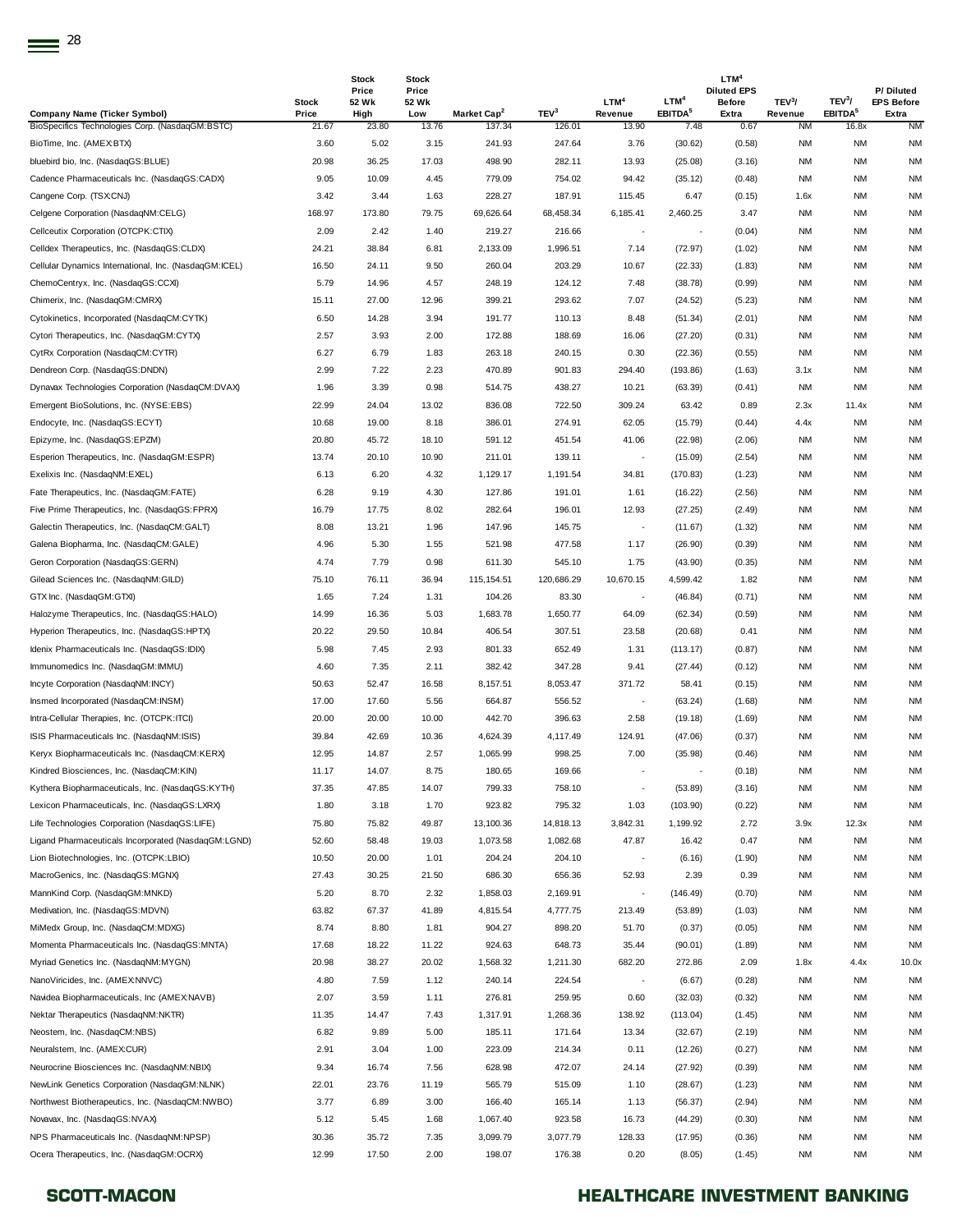| Company Name (Ticker Symbol) | Stock Price | Stock Price 52 Wk High | Stock Price 52 Wk Low | Market Cap[2] | TEV[3] | LTM[4] Revenue | LTM[4] EBITDA[5] | LTM[4] Diluted EPS Before Extra | TEV[3]/ Revenue | TEV[3]/ EBITDA[5] | P/ Diluted EPS Before Extra |
|---|---|---|---|---|---|---|---|---|---|---|---|
| BioSpecifics Technologies Corp. (NasdaqGM:BSTC) | 21.67 | 23.80 | 13.76 | 137.34 | 126.01 | 13.90 | 7.48 | 0.67 | NM | 16.8x | NM |
| BioTime, Inc. (AMEX:BTX) | 3.60 | 5.02 | 3.15 | 241.93 | 247.64 | 3.76 | (30.62) | (0.58) | NM | NM | NM |
| bluebird bio, Inc. (NasdaqGS:BLUE) | 20.98 | 36.25 | 17.03 | 498.90 | 282.11 | 13.93 | (25.08) | (3.16) | NM | NM | NM |
| Cadence Pharmaceuticals Inc. (NasdaqGS:CADX) | 9.05 | 10.09 | 4.45 | 779.09 | 754.02 | 94.42 | (35.12) | (0.48) | NM | NM | NM |
| Cangene Corp. (TSX:CNJ) | 3.42 | 3.44 | 1.63 | 228.27 | 187.91 | 115.45 | 6.47 | (0.15) | 1.6x | NM | NM |
| Celgene Corporation (NasdaqNM:CELG) | 168.97 | 173.80 | 79.75 | 69,626.64 | 68,458.34 | 6,185.41 | 2,460.25 | 3.47 | NM | NM | NM |
| Cellceutix Corporation (OTCPK:CTIX) | 2.09 | 2.42 | 1.40 | 219.27 | 216.66 | - | - | (0.04) | NM | NM | NM |
| Celldex Therapeutics, Inc. (NasdaqGS:CLDX) | 24.21 | 38.84 | 6.81 | 2,133.09 | 1,996.51 | 7.14 | (72.97) | (1.02) | NM | NM | NM |
| Cellular Dynamics International, Inc. (NasdaqGM:ICEL) | 16.50 | 24.11 | 9.50 | 260.04 | 203.29 | 10.67 | (22.33) | (1.83) | NM | NM | NM |
| ChemoCentryx, Inc. (NasdaqGS:CCXI) | 5.79 | 14.96 | 4.57 | 248.19 | 124.12 | 7.48 | (38.78) | (0.99) | NM | NM | NM |
| Chimerix, Inc. (NasdaqGM:CMRX) | 15.11 | 27.00 | 12.96 | 399.21 | 293.62 | 7.07 | (24.52) | (5.23) | NM | NM | NM |
| Cytokinetics, Incorporated (NasdaqCM:CYTK) | 6.50 | 14.28 | 3.94 | 191.77 | 110.13 | 8.48 | (51.34) | (2.01) | NM | NM | NM |
| Cytori Therapeutics, Inc. (NasdaqGM:CYTX) | 2.57 | 3.93 | 2.00 | 172.88 | 188.69 | 16.06 | (27.20) | (0.31) | NM | NM | NM |
| CytRx Corporation (NasdaqCM:CYTR) | 6.27 | 6.79 | 1.83 | 263.18 | 240.15 | 0.30 | (22.36) | (0.55) | NM | NM | NM |
| Dendreon Corp. (NasdaqGS:DNDN) | 2.99 | 7.22 | 2.23 | 470.89 | 901.83 | 294.40 | (193.86) | (1.63) | 3.1x | NM | NM |
| Dynavax Technologies Corporation (NasdaqCM:DVAX) | 1.96 | 3.39 | 0.98 | 514.75 | 438.27 | 10.21 | (63.39) | (0.41) | NM | NM | NM |
| Emergent BioSolutions, Inc. (NYSE:EBS) | 22.99 | 24.04 | 13.02 | 836.08 | 722.50 | 309.24 | 63.42 | 0.89 | 2.3x | 11.4x | NM |
| Endocyte, Inc. (NasdaqGS:ECYT) | 10.68 | 19.00 | 8.18 | 386.01 | 274.91 | 62.05 | (15.79) | (0.44) | 4.4x | NM | NM |
| Epizyme, Inc. (NasdaqGS:EPZM) | 20.80 | 45.72 | 18.10 | 591.12 | 451.54 | 41.06 | (22.98) | (2.06) | NM | NM | NM |
| Esperion Therapeutics, Inc. (NasdaqGM:ESPR) | 13.74 | 20.10 | 10.90 | 211.01 | 139.11 | - | (15.09) | (2.54) | NM | NM | NM |
| Exelixis Inc. (NasdaqNM:EXEL) | 6.13 | 6.20 | 4.32 | 1,129.17 | 1,191.54 | 34.81 | (170.83) | (1.23) | NM | NM | NM |
| Fate Therapeutics, Inc. (NasdaqGM:FATE) | 6.28 | 9.19 | 4.30 | 127.86 | 191.01 | 1.61 | (16.22) | (2.56) | NM | NM | NM |
| Five Prime Therapeutics, Inc. (NasdaqGS:FPRX) | 16.79 | 17.75 | 8.02 | 282.64 | 196.01 | 12.93 | (27.25) | (2.49) | NM | NM | NM |
| Galectin Therapeutics, Inc. (NasdaqCM:GALT) | 8.08 | 13.21 | 1.96 | 147.96 | 145.75 | - | (11.67) | (1.32) | NM | NM | NM |
| Galena Biopharma, Inc. (NasdaqCM:GALE) | 4.96 | 5.30 | 1.55 | 521.98 | 477.58 | 1.17 | (26.90) | (0.39) | NM | NM | NM |
| Geron Corporation (NasdaqGS:GERN) | 4.74 | 7.79 | 0.98 | 611.30 | 545.10 | 1.75 | (43.90) | (0.35) | NM | NM | NM |
| Gilead Sciences Inc. (NasdaqNM:GILD) | 75.10 | 76.11 | 36.94 | 115,154.51 | 120,686.29 | 10,670.15 | 4,599.42 | 1.82 | NM | NM | NM |
| GTX Inc. (NasdaqGM:GTXI) | 1.65 | 7.24 | 1.31 | 104.26 | 83.30 | - | (46.84) | (0.71) | NM | NM | NM |
| Halozyme Therapeutics, Inc. (NasdaqGS:HALO) | 14.99 | 16.36 | 5.03 | 1,683.78 | 1,650.77 | 64.09 | (62.34) | (0.59) | NM | NM | NM |
| Hyperion Therapeutics, Inc. (NasdaqGS:HPTX) | 20.22 | 29.50 | 10.84 | 406.54 | 307.51 | 23.58 | (20.68) | 0.41 | NM | NM | NM |
| Idenix Pharmaceuticals Inc. (NasdaqGS:IDIX) | 5.98 | 7.45 | 2.93 | 801.33 | 652.49 | 1.31 | (113.17) | (0.87) | NM | NM | NM |
| Immunomedics Inc. (NasdaqGM:IMMU) | 4.60 | 7.35 | 2.11 | 382.42 | 347.28 | 9.41 | (27.44) | (0.12) | NM | NM | NM |
| Incyte Corporation (NasdaqNM:INCY) | 50.63 | 52.47 | 16.58 | 8,157.51 | 8,053.47 | 371.72 | 58.41 | (0.15) | NM | NM | NM |
| Insmed Incorporated (NasdaqCM:INSM) | 17.00 | 17.60 | 5.56 | 664.87 | 556.52 | - | (63.24) | (1.68) | NM | NM | NM |
| Intra-Cellular Therapies, Inc. (OTCPK:ITCI) | 20.00 | 20.00 | 10.00 | 442.70 | 396.63 | 2.58 | (19.18) | (1.69) | NM | NM | NM |
| ISIS Pharmaceuticals Inc. (NasdaqNM:ISIS) | 39.84 | 42.69 | 10.36 | 4,624.39 | 4,117.49 | 124.91 | (47.06) | (0.37) | NM | NM | NM |
| Keryx Biopharmaceuticals Inc. (NasdaqCM:KERX) | 12.95 | 14.87 | 2.57 | 1,065.99 | 998.25 | 7.00 | (35.98) | (0.46) | NM | NM | NM |
| Kindred Biosciences, Inc. (NasdaqCM:KIN) | 11.17 | 14.07 | 8.75 | 180.65 | 169.66 | - | - | (0.18) | NM | NM | NM |
| Kythera Biopharmaceuticals, Inc. (NasdaqGS:KYTH) | 37.35 | 47.85 | 14.07 | 799.33 | 758.10 | - | (53.89) | (3.16) | NM | NM | NM |
| Lexicon Pharmaceuticals, Inc. (NasdaqGS:LXRX) | 1.80 | 3.18 | 1.70 | 923.82 | 795.32 | 1.03 | (103.90) | (0.22) | NM | NM | NM |
| Life Technologies Corporation (NasdaqGS:LIFE) | 75.80 | 75.82 | 49.87 | 13,100.36 | 14,818.13 | 3,842.31 | 1,199.92 | 2.72 | 3.9x | 12.3x | NM |
| Ligand Pharmaceuticals Incorporated (NasdaqGM:LGND) | 52.60 | 58.48 | 19.03 | 1,073.58 | 1,082.68 | 47.87 | 16.42 | 0.47 | NM | NM | NM |
| Lion Biotechnologies, Inc. (OTCPK:LBIO) | 10.50 | 20.00 | 1.01 | 204.24 | 204.10 | - | (6.16) | (1.90) | NM | NM | NM |
| MacroGenics, Inc. (NasdaqGS:MGNX) | 27.43 | 30.25 | 21.50 | 686.30 | 656.36 | 52.93 | 2.39 | 0.39 | NM | NM | NM |
| MannKind Corp. (NasdaqGM:MNKD) | 5.20 | 8.70 | 2.32 | 1,858.03 | 2,169.91 | - | (146.49) | (0.70) | NM | NM | NM |
| Medivation, Inc. (NasdaqGS:MDVN) | 63.82 | 67.37 | 41.89 | 4,815.54 | 4,777.75 | 213.49 | (53.89) | (1.03) | NM | NM | NM |
| MiMedx Group, Inc. (NasdaqCM:MDXG) | 8.74 | 8.80 | 1.81 | 904.27 | 898.20 | 51.70 | (0.37) | (0.05) | NM | NM | NM |
| Momenta Pharmaceuticals Inc. (NasdaqGS:MNTA) | 17.68 | 18.22 | 11.22 | 924.63 | 648.73 | 35.44 | (90.01) | (1.89) | NM | NM | NM |
| Myriad Genetics Inc. (NasdaqNM:MYGN) | 20.98 | 38.27 | 20.02 | 1,568.32 | 1,211.30 | 682.20 | 272.86 | 2.09 | 1.8x | 4.4x | 10.0x |
| NanoViricides, Inc. (AMEX:NNVC) | 4.80 | 7.59 | 1.12 | 240.14 | 224.54 | - | (6.67) | (0.28) | NM | NM | NM |
| Navidea Biopharmaceuticals, Inc (AMEX:NAVB) | 2.07 | 3.59 | 1.11 | 276.81 | 259.95 | 0.60 | (32.03) | (0.32) | NM | NM | NM |
| Nektar Therapeutics (NasdaqNM:NKTR) | 11.35 | 14.47 | 7.43 | 1,317.91 | 1,268.36 | 138.92 | (113.04) | (1.45) | NM | NM | NM |
| Neostem, Inc. (NasdaqCM:NBS) | 6.82 | 9.89 | 5.00 | 185.11 | 171.64 | 13.34 | (32.67) | (2.19) | NM | NM | NM |
| Neuralstem, Inc. (AMEX:CUR) | 2.91 | 3.04 | 1.00 | 223.09 | 214.34 | 0.11 | (12.26) | (0.27) | NM | NM | NM |
| Neurocrine Biosciences Inc. (NasdaqNM:NBIX) | 9.34 | 16.74 | 7.56 | 628.98 | 472.07 | 24.14 | (27.92) | (0.39) | NM | NM | NM |
| NewLink Genetics Corporation (NasdaqGM:NLNK) | 22.01 | 23.76 | 11.19 | 565.79 | 515.09 | 1.10 | (28.67) | (1.23) | NM | NM | NM |
| Northwest Biotherapeutics, Inc. (NasdaqCM:NWBO) | 3.77 | 6.89 | 3.00 | 166.40 | 165.14 | 1.13 | (56.37) | (2.94) | NM | NM | NM |
| Novavax, Inc. (NasdaqGS:NVAX) | 5.12 | 5.45 | 1.68 | 1,067.40 | 923.58 | 16.73 | (44.29) | (0.30) | NM | NM | NM |
| NPS Pharmaceuticals Inc. (NasdaqNM:NPSP) | 30.36 | 35.72 | 7.35 | 3,099.79 | 3,077.79 | 128.33 | (17.95) | (0.36) | NM | NM | NM |
| Ocera Therapeutics, Inc. (NasdaqGM:OCRX) | 12.99 | 17.50 | 2.00 | 198.07 | 176.38 | 0.20 | (8.05) | (1.45) | NM | NM | NM |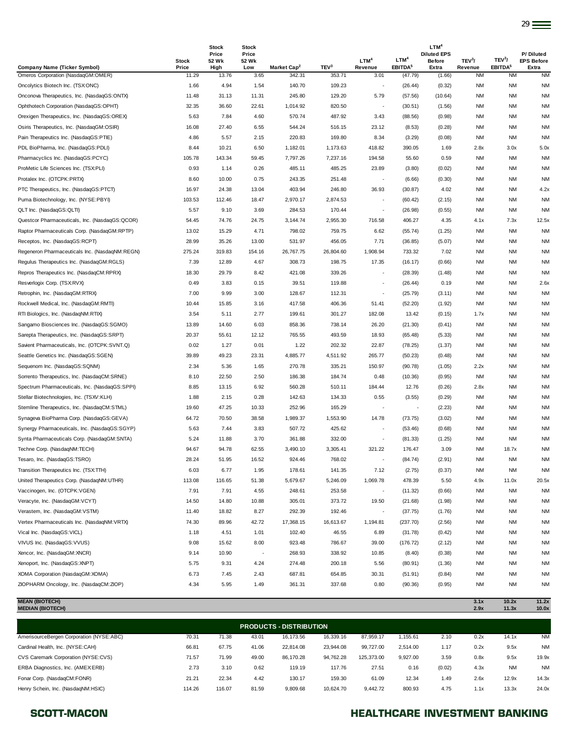| Company Name (Ticker Symbol) | Stock Price | Stock Price 52 Wk High | Stock Price 52 Wk Low | Market Cap[2] | TEV[3] | LTM[4] Revenue | LTM[4] EBITDA[5] | LTM[4] Diluted EPS Before Extra | TEV[3]/ Revenue | TEV[3]/ EBITDA[5] | P/ Diluted EPS Before Extra |
|---|---|---|---|---|---|---|---|---|---|---|---|
| Omeros Corporation (NasdaqGM:OMER) | 11.29 | 13.76 | 3.65 | 342.31 | 353.71 | 3.01 | (47.79) | (1.66) | NM | NM | NM |
| Oncolytics Biotech Inc. (TSX:ONC) | 1.66 | 4.94 | 1.54 | 140.70 | 109.23 | - | (26.44) | (0.32) | NM | NM | NM |
| Onconova Therapeutics, Inc. (NasdaqGS:ONTX) | 11.48 | 31.13 | 11.31 | 245.80 | 129.20 | 5.79 | (57.56) | (10.64) | NM | NM | NM |
| Ophthotech Corporation (NasdaqGS:OPHT) | 32.35 | 36.60 | 22.61 | 1,014.92 | 820.50 | - | (30.51) | (1.56) | NM | NM | NM |
| Orexigen Therapeutics, Inc. (NasdaqGS:OREX) | 5.63 | 7.84 | 4.60 | 570.74 | 487.92 | 3.43 | (88.56) | (0.98) | NM | NM | NM |
| Osiris Therapeutics, Inc. (NasdaqGM:OSIR) | 16.08 | 27.40 | 6.55 | 544.24 | 516.15 | 23.12 | (8.53) | (0.28) | NM | NM | NM |
| Pain Therapeutics Inc. (NasdaqGS:PTIE) | 4.86 | 5.57 | 2.15 | 220.83 | 169.80 | 8.34 | (3.29) | (0.08) | NM | NM | NM |
| PDL BioPharma, Inc. (NasdaqGS:PDLI) | 8.44 | 10.21 | 6.50 | 1,182.01 | 1,173.63 | 418.82 | 390.05 | 1.69 | 2.8x | 3.0x | 5.0x |
| Pharmacyclics Inc. (NasdaqGS:PCYC) | 105.78 | 143.34 | 59.45 | 7,797.26 | 7,237.16 | 194.58 | 55.60 | 0.59 | NM | NM | NM |
| ProMetic Life Sciences Inc. (TSX:PLI) | 0.93 | 1.14 | 0.26 | 485.11 | 485.25 | 23.89 | (3.80) | (0.02) | NM | NM | NM |
| Protalex Inc. (OTCPK:PRTX) | 8.60 | 10.00 | 0.75 | 243.35 | 251.48 | - | (6.66) | (0.30) | NM | NM | NM |
| PTC Therapeutics, Inc. (NasdaqGS:PTCT) | 16.97 | 24.38 | 13.04 | 403.94 | 246.80 | 36.93 | (30.87) | 4.02 | NM | NM | 4.2x |
| Puma Biotechnology, Inc. (NYSE:PBYI) | 103.53 | 112.46 | 18.47 | 2,970.17 | 2,874.53 | - | (60.42) | (2.15) | NM | NM | NM |
| QLT Inc. (NasdaqGS:QLTI) | 5.57 | 9.10 | 3.69 | 284.53 | 170.44 | - | (26.98) | (0.55) | NM | NM | NM |
| Questcor Pharmaceuticals, Inc. (NasdaqGS:QCOR) | 54.45 | 74.76 | 24.75 | 3,144.74 | 2,955.30 | 716.58 | 406.27 | 4.35 | 4.1x | 7.3x | 12.5x |
| Raptor Pharmaceuticals Corp. (NasdaqGM:RPTP) | 13.02 | 15.29 | 4.71 | 798.02 | 759.75 | 6.62 | (55.74) | (1.25) | NM | NM | NM |
| Receptos, Inc. (NasdaqGS:RCPT) | 28.99 | 35.26 | 13.00 | 531.97 | 456.05 | 7.71 | (36.85) | (5.07) | NM | NM | NM |
| Regeneron Pharmaceuticals Inc. (NasdaqNM:REGN) | 275.24 | 319.83 | 154.16 | 26,767.75 | 26,804.60 | 1,908.94 | 733.32 | 7.02 | NM | NM | NM |
| Regulus Therapeutics Inc. (NasdaqGM:RGLS) | 7.39 | 12.89 | 4.67 | 308.73 | 198.75 | 17.35 | (16.17) | (0.66) | NM | NM | NM |
| Repros Therapeutics Inc. (NasdaqCM:RPRX) | 18.30 | 29.79 | 8.42 | 421.08 | 339.26 | - | (28.39) | (1.48) | NM | NM | NM |
| Resverlogix Corp. (TSX:RVX) | 0.49 | 3.83 | 0.15 | 39.51 | 119.88 | - | (26.44) | 0.19 | NM | NM | 2.6x |
| Retrophin, Inc. (NasdaqGM:RTRX) | 7.00 | 9.99 | 3.00 | 128.67 | 112.31 | - | (25.79) | (3.11) | NM | NM | NM |
| Rockwell Medical, Inc. (NasdaqGM:RMTI) | 10.44 | 15.85 | 3.16 | 417.58 | 406.36 | 51.41 | (52.20) | (1.92) | NM | NM | NM |
| RTI Biologics, Inc. (NasdaqNM:RTIX) | 3.54 | 5.11 | 2.77 | 199.61 | 301.27 | 182.08 | 13.42 | (0.15) | 1.7x | NM | NM |
| Sangamo Biosciences Inc. (NasdaqGS:SGMO) | 13.89 | 14.60 | 6.03 | 858.36 | 738.14 | 26.20 | (21.30) | (0.41) | NM | NM | NM |
| Sarepta Therapeutics, Inc. (NasdaqGS:SRPT) | 20.37 | 55.61 | 12.12 | 765.55 | 493.59 | 18.93 | (65.48) | (5.33) | NM | NM | NM |
| Savient Pharmaceuticals, Inc. (OTCPK:SVNT.Q) | 0.02 | 1.27 | 0.01 | 1.22 | 202.32 | 22.87 | (78.25) | (1.37) | NM | NM | NM |
| Seattle Genetics Inc. (NasdaqGS:SGEN) | 39.89 | 49.23 | 23.31 | 4,885.77 | 4,511.92 | 265.77 | (50.23) | (0.48) | NM | NM | NM |
| Sequenom Inc. (NasdaqGS:SQNM) | 2.34 | 5.36 | 1.65 | 270.78 | 335.21 | 150.97 | (90.78) | (1.05) | 2.2x | NM | NM |
| Sorrento Therapeutics, Inc. (NasdaqCM:SRNE) | 8.10 | 22.50 | 2.50 | 186.38 | 184.74 | 0.48 | (10.36) | (0.95) | NM | NM | NM |
| Spectrum Pharmaceuticals, Inc. (NasdaqGS:SPPI) | 8.85 | 13.15 | 6.92 | 560.28 | 510.11 | 184.44 | 12.76 | (0.26) | 2.8x | NM | NM |
| Stellar Biotechnologies, Inc. (TSXV:KLH) | 1.88 | 2.15 | 0.28 | 142.63 | 134.33 | 0.55 | (3.55) | (0.29) | NM | NM | NM |
| Stemline Therapeutics, Inc. (NasdaqCM:STML) | 19.60 | 47.25 | 10.33 | 252.96 | 165.29 | - | - | (2.23) | NM | NM | NM |
| Synageva BioPharma Corp. (NasdaqGS:GEVA) | 64.72 | 70.50 | 38.58 | 1,989.37 | 1,553.90 | 14.78 | (73.75) | (3.02) | NM | NM | NM |
| Synergy Pharmaceuticals, Inc. (NasdaqGS:SGYP) | 5.63 | 7.44 | 3.83 | 507.72 | 425.62 | - | (53.46) | (0.68) | NM | NM | NM |
| Synta Pharmaceuticals Corp. (NasdaqGM:SNTA) | 5.24 | 11.88 | 3.70 | 361.88 | 332.00 | - | (81.33) | (1.25) | NM | NM | NM |
| Techne Corp. (NasdaqNM:TECH) | 94.67 | 94.78 | 62.55 | 3,490.10 | 3,305.41 | 321.22 | 176.47 | 3.09 | NM | 18.7x | NM |
| Tesaro, Inc. (NasdaqGS:TSRO) | 28.24 | 51.95 | 16.52 | 924.46 | 768.02 | - | (84.74) | (2.91) | NM | NM | NM |
| Transition Therapeutics Inc. (TSX:TTH) | 6.03 | 6.77 | 1.95 | 178.61 | 141.35 | 7.12 | (2.75) | (0.37) | NM | NM | NM |
| United Therapeutics Corp. (NasdaqNM:UTHR) | 113.08 | 116.65 | 51.38 | 5,679.67 | 5,246.09 | 1,069.78 | 478.39 | 5.50 | 4.9x | 11.0x | 20.5x |
| Vaccinogen, Inc. (OTCPK:VGEN) | 7.91 | 7.91 | 4.55 | 248.61 | 253.58 | - | (11.32) | (0.66) | NM | NM | NM |
| Veracyte, Inc. (NasdaqGM:VCYT) | 14.50 | 14.80 | 10.88 | 305.01 | 373.72 | 19.50 | (21.68) | (1.98) | NM | NM | NM |
| Verastem, Inc. (NasdaqGM:VSTM) | 11.40 | 18.82 | 8.27 | 292.39 | 192.46 | - | (37.75) | (1.76) | NM | NM | NM |
| Vertex Pharmaceuticals Inc. (NasdaqNM:VRTX) | 74.30 | 89.96 | 42.72 | 17,368.15 | 16,613.67 | 1,194.81 | (237.70) | (2.56) | NM | NM | NM |
| Vical Inc. (NasdaqGS:VICL) | 1.18 | 4.51 | 1.01 | 102.40 | 46.55 | 6.89 | (31.78) | (0.42) | NM | NM | NM |
| VIVUS Inc. (NasdaqGS:VVUS) | 9.08 | 15.62 | 8.00 | 923.48 | 786.67 | 39.00 | (176.72) | (2.12) | NM | NM | NM |
| Xencor, Inc. (NasdaqGM:XNCR) | 9.14 | 10.90 | - | 268.93 | 338.92 | 10.85 | (8.40) | (0.38) | NM | NM | NM |
| Xenoport, Inc. (NasdaqGS:XNPT) | 5.75 | 9.31 | 4.24 | 274.48 | 200.18 | 5.56 | (80.91) | (1.36) | NM | NM | NM |
| XOMA Corporation (NasdaqGM:XOMA) | 6.73 | 7.45 | 2.43 | 687.81 | 654.85 | 30.31 | (51.91) | (0.84) | NM | NM | NM |
| ZIOPHARM Oncology, Inc. (NasdaqCM:ZIOP) | 4.34 | 5.95 | 1.49 | 361.31 | 337.68 | 0.80 | (90.36) | (0.95) | NM | NM | NM |
| **MEAN (BIOTECH)** | | | | | | | | | **3.1x** | **10.2x** | **11.2x** |
| **MEDIAN (BIOTECH)** | | | | | | | | | **2.9x** | **11.3x** | **10.0x** |
| **PRODUCTS - DISTRIBUTION** | | | | | | | | | | | |
| AmerisourceBergen Corporation (NYSE:ABC) | 70.31 | 71.38 | 43.01 | 16,173.56 | 16,339.16 | 87,959.17 | 1,155.61 | 2.10 | 0.2x | 14.1x | NM |
| Cardinal Health, Inc. (NYSE:CAH) | 66.81 | 67.75 | 41.06 | 22,814.08 | 23,944.08 | 99,727.00 | 2,514.00 | 1.17 | 0.2x | 9.5x | NM |
| CVS Caremark Corporation (NYSE:CVS) | 71.57 | 71.99 | 49.00 | 86,170.28 | 94,762.28 | 125,373.00 | 9,927.00 | 3.59 | 0.8x | 9.5x | 19.9x |
| ERBA Diagnostics, Inc. (AMEX:ERB) | 2.73 | 3.10 | 0.62 | 119.19 | 117.76 | 27.51 | 0.16 | (0.02) | 4.3x | NM | NM |
| Fonar Corp. (NasdaqCM:FONR) | 21.21 | 22.34 | 4.42 | 130.17 | 159.30 | 61.09 | 12.34 | 1.49 | 2.6x | 12.9x | 14.3x |
| Henry Schein, Inc. (NasdaqNM:HSIC) | 114.26 | 116.07 | 81.59 | 9,809.68 | 10,624.70 | 9,442.72 | 800.93 | 4.75 | 1.1x | 13.3x | 24.0x |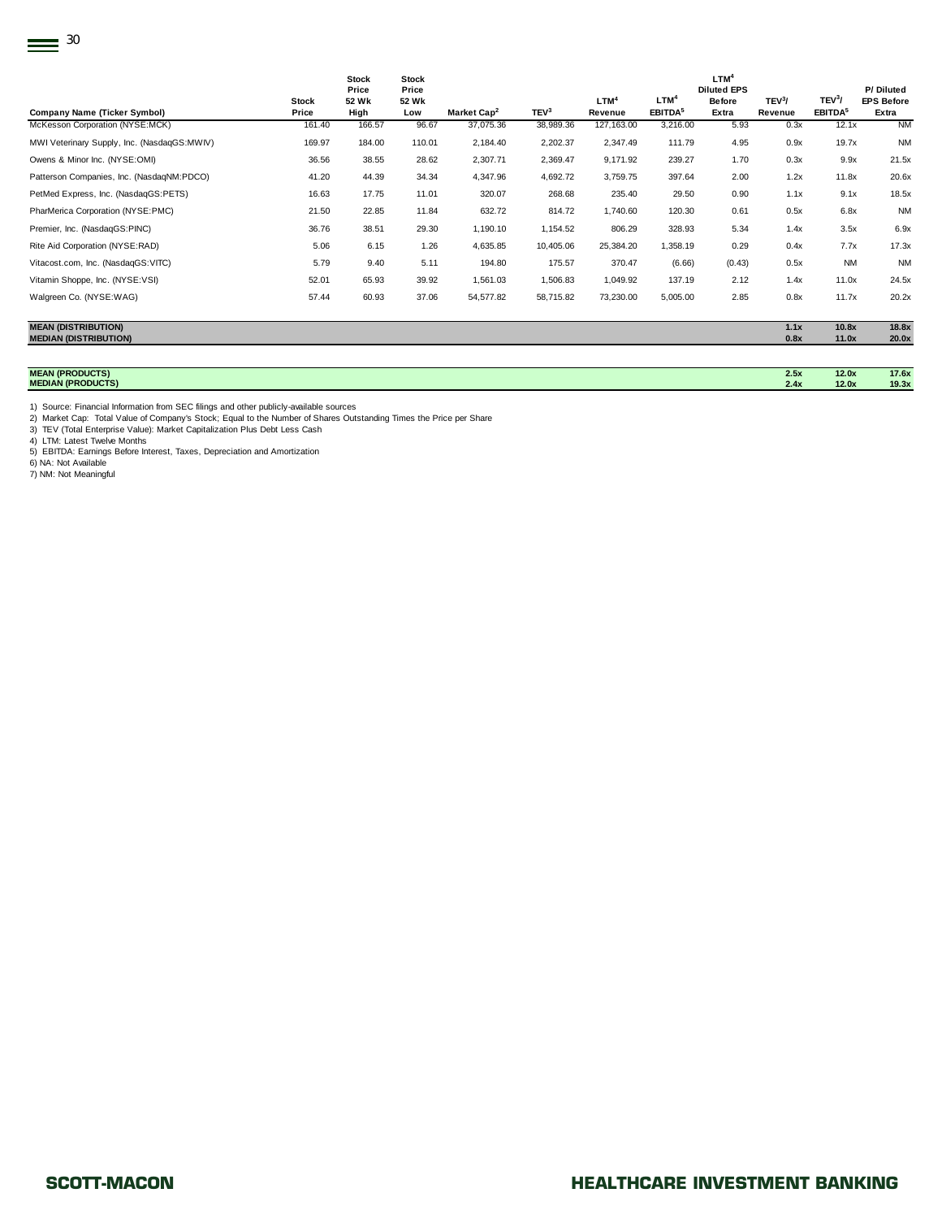| Company Name (Ticker Symbol) | Stock Price | Stock Price 52 Wk High | Stock Price 52 Wk Low | Market Cap[2] | TEV[3] | LTM[4] Revenue | LTM[4] EBITDA[5] | LTM[4] Diluted EPS Before Extra | TEV[3]/ Revenue | TEV[3]/ EBITDA[5] | P/ Diluted EPS Before Extra |
|---|---|---|---|---|---|---|---|---|---|---|---|
| McKesson Corporation (NYSE:MCK) | 161.40 | 166.57 | 96.67 | 37,075.36 | 38,989.36 | 127,163.00 | 3,216.00 | 5.93 | 0.3x | 12.1x | NM |
| MWI Veterinary Supply, Inc. (NasdaqGS:MWIV) | 169.97 | 184.00 | 110.01 | 2,184.40 | 2,202.37 | 2,347.49 | 111.79 | 4.95 | 0.9x | 19.7x | NM |
| Owens & Minor Inc. (NYSE:OMI) | 36.56 | 38.55 | 28.62 | 2,307.71 | 2,369.47 | 9,171.92 | 239.27 | 1.70 | 0.3x | 9.9x | 21.5x |
| Patterson Companies, Inc. (NasdaqNM:PDCO) | 41.20 | 44.39 | 34.34 | 4,347.96 | 4,692.72 | 3,759.75 | 397.64 | 2.00 | 1.2x | 11.8x | 20.6x |
| PetMed Express, Inc. (NasdaqGS:PETS) | 16.63 | 17.75 | 11.01 | 320.07 | 268.68 | 235.40 | 29.50 | 0.90 | 1.1x | 9.1x | 18.5x |
| PharMerica Corporation (NYSE:PMC) | 21.50 | 22.85 | 11.84 | 632.72 | 814.72 | 1,740.60 | 120.30 | 0.61 | 0.5x | 6.8x | NM |
| Premier, Inc. (NasdaqGS:PINC) | 36.76 | 38.51 | 29.30 | 1,190.10 | 1,154.52 | 806.29 | 328.93 | 5.34 | 1.4x | 3.5x | 6.9x |
| Rite Aid Corporation (NYSE:RAD) | 5.06 | 6.15 | 1.26 | 4,635.85 | 10,405.06 | 25,384.20 | 1,358.19 | 0.29 | 0.4x | 7.7x | 17.3x |
| Vitacost.com, Inc. (NasdaqGS:VITC) | 5.79 | 9.40 | 5.11 | 194.80 | 175.57 | 370.47 | (6.66) | (0.43) | 0.5x | NM | NM |
| Vitamin Shoppe, Inc. (NYSE:VSI) | 52.01 | 65.93 | 39.92 | 1,561.03 | 1,506.83 | 1,049.92 | 137.19 | 2.12 | 1.4x | 11.0x | 24.5x |
| Walgreen Co. (NYSE:WAG) | 57.44 | 60.93 | 37.06 | 54,577.82 | 58,715.82 | 73,230.00 | 5,005.00 | 2.85 | 0.8x | 11.7x | 20.2x |
| **MEAN (DISTRIBUTION)** | | | | | | | | | **1.1x** | **10.8x** | **18.8x** |
| **MEDIAN (DISTRIBUTION)** | | | | | | | | | **0.8x** | **11.0x** | **20.0x** |
| **MEAN (PRODUCTS)** | | | | | | | | | **2.5x** | **12.0x** | **17.6x** |
| **MEDIAN (PRODUCTS)** | | | | | | | | | **2.4x** | **12.0x** | **19.3x** |

1) Source: Financial Information from SEC filings and other publicly-available sources
2) Market Cap: Total Value of Company's Stock; Equal to the Number of Shares Outstanding Times the Price per Share
3) TEV (Total Enterprise Value): Market Capitalization Plus Debt Less Cash
4) LTM: Latest Twelve Months
5) EBITDA: Earnings Before Interest, Taxes, Depreciation and Amortization
6) NA: Not Available
7) NM: Not Meaningful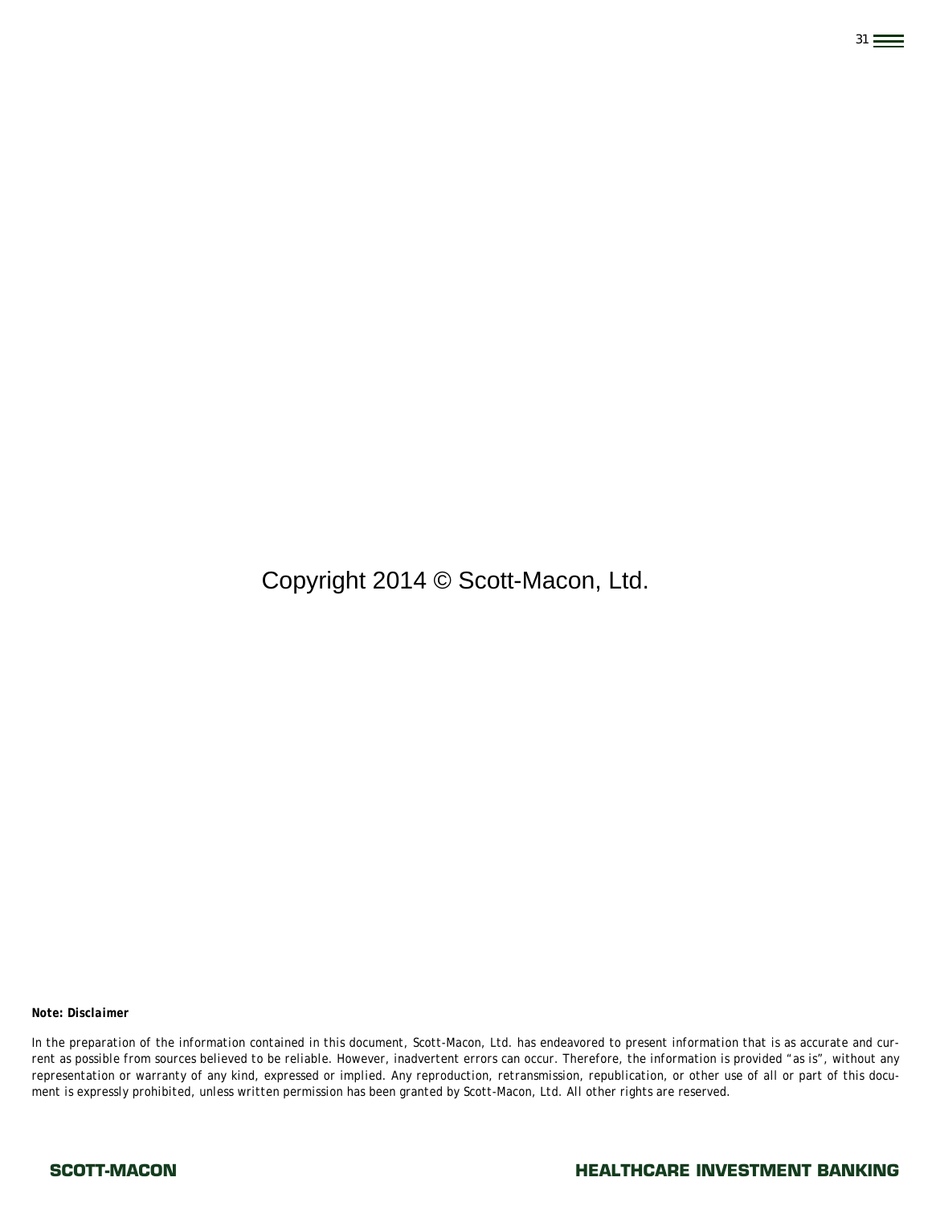Copyright 2014 © Scott-Macon, Ltd.

***Note: Disclaimer***

*In the preparation of the information contained in this document, Scott-Macon, Ltd. has endeavored to present information that is as accurate and current as possible from sources believed to be reliable. However, inadvertent errors can occur. Therefore, the information is provided "as is", without any representation or warranty of any kind, expressed or implied. Any reproduction, retransmission, republication, or other use of all or part of this document is expressly prohibited, unless written permission has been granted by Scott-Macon, Ltd. All other rights are reserved.*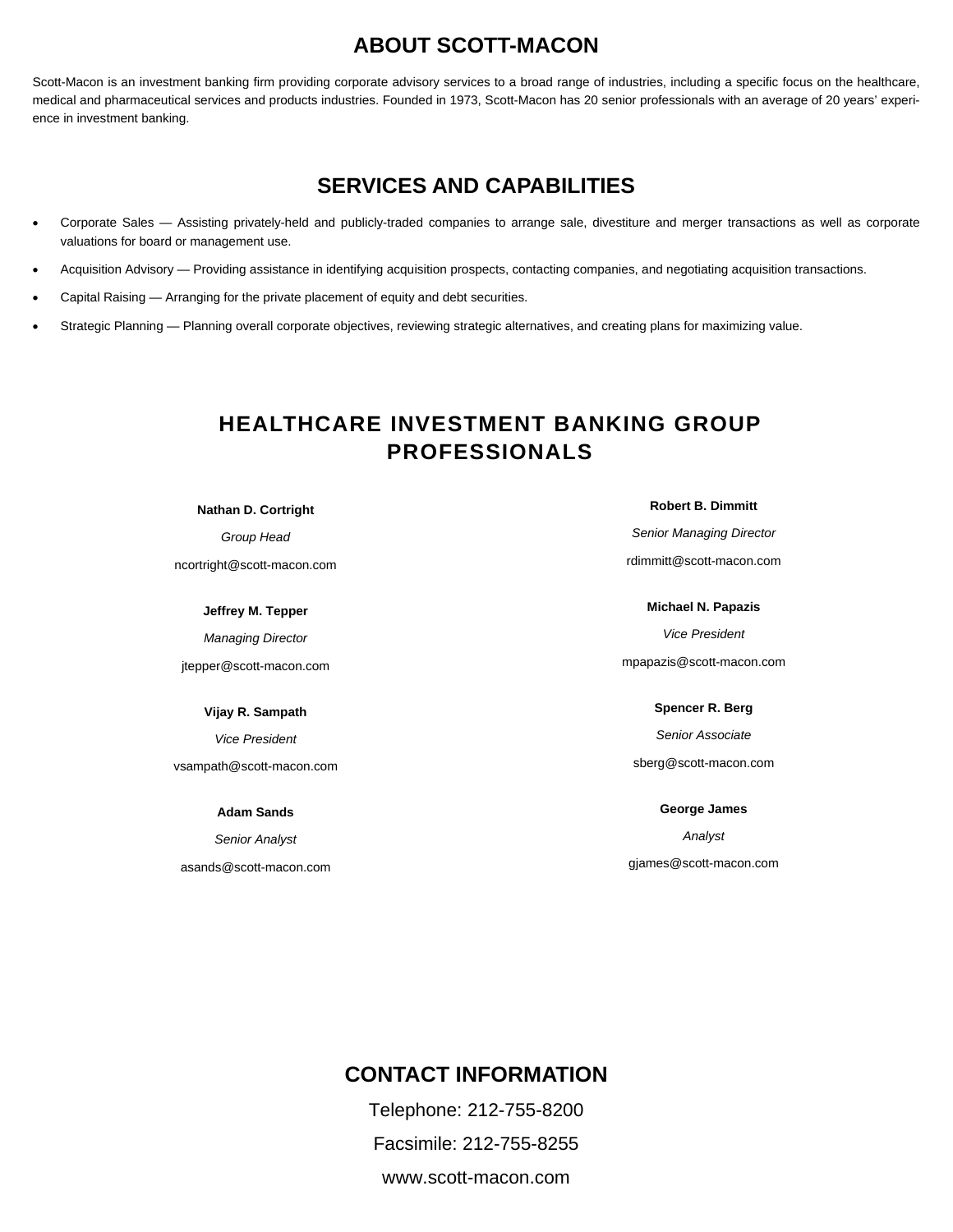## ABOUT SCOTT-MACON

Scott-Macon is an investment banking firm providing corporate advisory services to a broad range of industries, including a specific focus on the healthcare, medical and pharmaceutical services and products industries. Founded in 1973, Scott-Macon has 20 senior professionals with an average of 20 years' experience in investment banking.

## SERVICES AND CAPABILITIES

- Corporate Sales — Assisting privately-held and publicly-traded companies to arrange sale, divestiture and merger transactions as well as corporate valuations for board or management use.
- Acquisition Advisory — Providing assistance in identifying acquisition prospects, contacting companies, and negotiating acquisition transactions.
- Capital Raising — Arranging for the private placement of equity and debt securities.
- Strategic Planning — Planning overall corporate objectives, reviewing strategic alternatives, and creating plans for maximizing value.

## HEALTHCARE INVESTMENT BANKING GROUP PROFESSIONALS

**Nathan D. Cortright**
*Group Head*
ncortright@scott-macon.com

**Robert B. Dimmitt**
*Senior Managing Director*
rdimmitt@scott-macon.com

**Jeffrey M. Tepper**
*Managing Director*
jtepper@scott-macon.com

**Michael N. Papazis**
*Vice President*
mpapazis@scott-macon.com

**Vijay R. Sampath**
*Vice President*
vsampath@scott-macon.com

**Spencer R. Berg**
*Senior Associate*
sberg@scott-macon.com

**Adam Sands**
*Senior Analyst*
asands@scott-macon.com

**George James**
*Analyst*
gjames@scott-macon.com

## CONTACT INFORMATION

Telephone: 212-755-8200

Facsimile: 212-755-8255

www.scott-macon.com